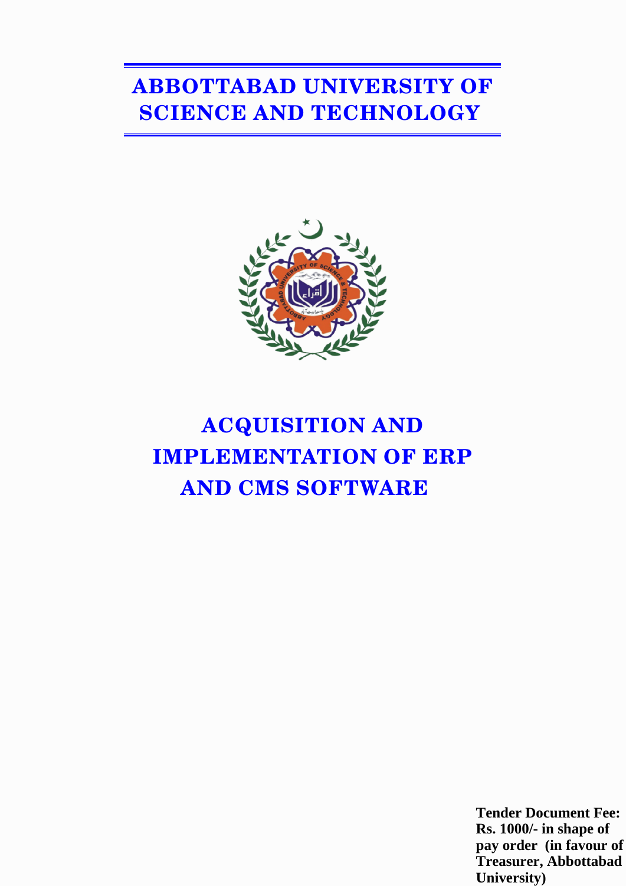# ABBOTTABAD UNIVERSITY OF SCIENCE AND TECHNOLOGY

# ACQUISITION AND IMPLEMENTATION OF ERP AND CMS SOFTWARE

**Tender Document Fee: Rs. 1000/- in shape of pay order (in favour of Treasurer, Abbottabad University)**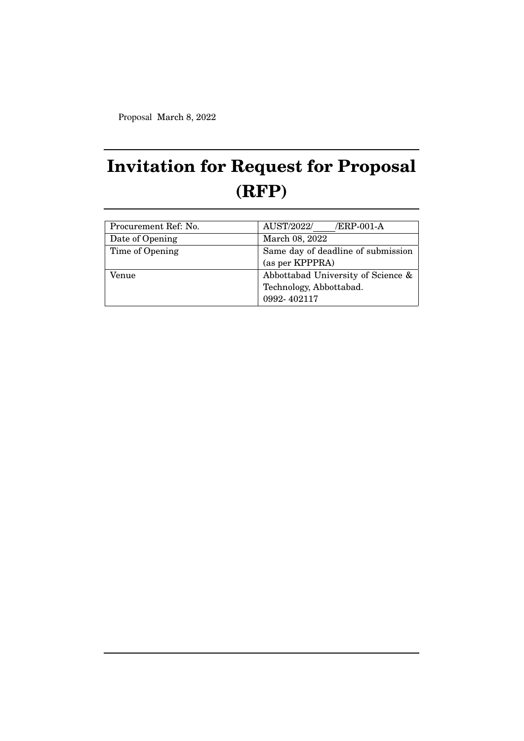Proposal March 8, 2022

# Invitation for Request for Proposal (RFP)

| Procurement Ref: No. | AUST/2022/_____/ERP-001-A |
|---|---|
| Date of Opening | March 08, 2022 |
| Time of Opening | Same day of deadline of submission (as per KPPPRA) |
| Venue | Abbottabad University of Science & Technology, Abbottabad. 0992- 402117 |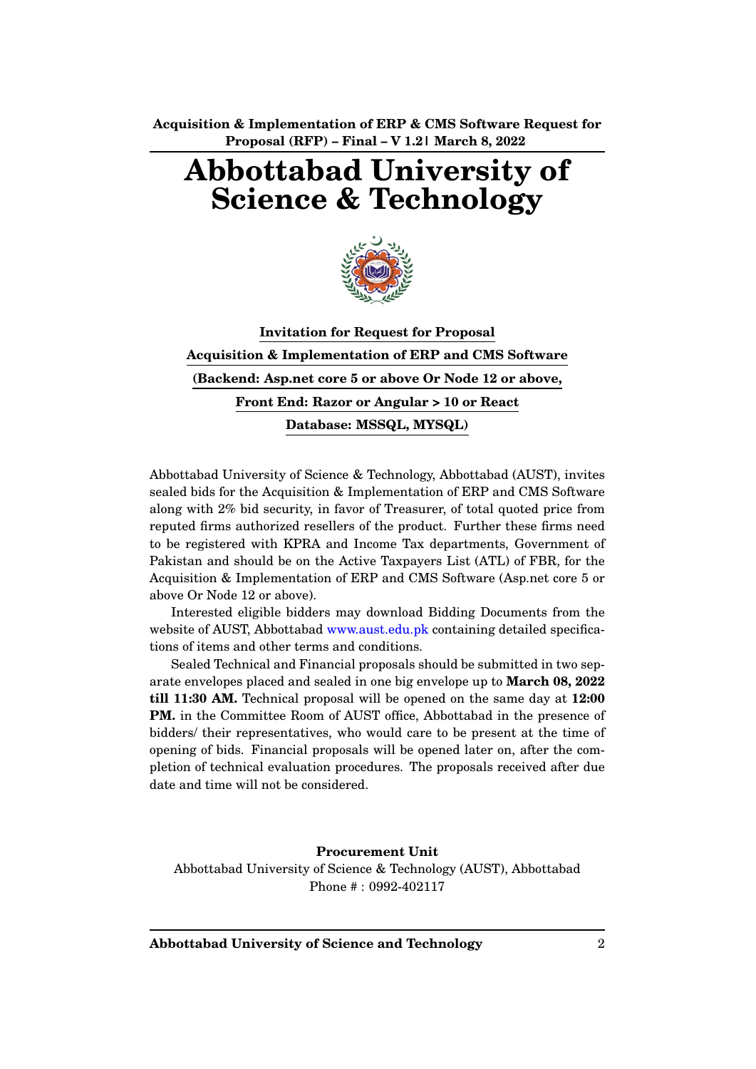# Abbottabad University of Science & Technology

**Invitation for Request for Proposal**

**Acquisition & Implementation of ERP and CMS Software**

**(Backend: Asp.net core 5 or above Or Node 12 or above,**

**Front End: Razor or Angular > 10 or React**

**Database: MSSQL, MYSQL)**

Abbottabad University of Science & Technology, Abbottabad (AUST), invites sealed bids for the Acquisition & Implementation of ERP and CMS Software along with 2% bid security, in favor of Treasurer, of total quoted price from reputed firms authorized resellers of the product. Further these firms need to be registered with KPRA and Income Tax departments, Government of Pakistan and should be on the Active Taxpayers List (ATL) of FBR, for the Acquisition & Implementation of ERP and CMS Software (Asp.net core 5 or above Or Node 12 or above).

Interested eligible bidders may download Bidding Documents from the website of AUST, Abbottabad www.aust.edu.pk containing detailed specifications of items and other terms and conditions.

Sealed Technical and Financial proposals should be submitted in two separate envelopes placed and sealed in one big envelope up to **March 08, 2022 till 11:30 AM.** Technical proposal will be opened on the same day at **12:00 PM.** in the Committee Room of AUST office, Abbottabad in the presence of bidders/ their representatives, who would care to be present at the time of opening of bids. Financial proposals will be opened later on, after the completion of technical evaluation procedures. The proposals received after due date and time will not be considered.

**Procurement Unit**
Abbottabad University of Science & Technology (AUST), Abbottabad
Phone # : 0992-402117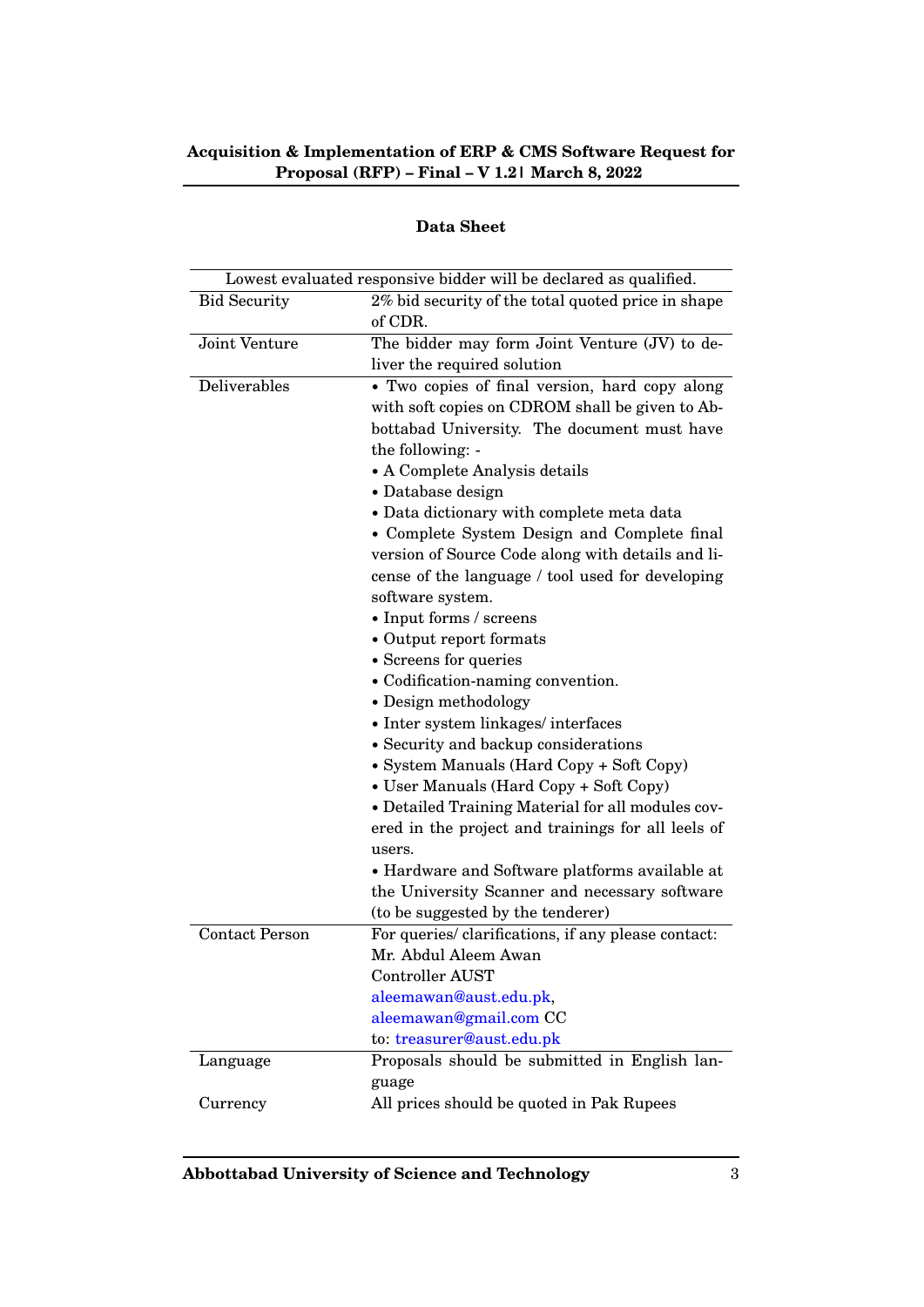## Data Sheet

| Lowest evaluated responsive bidder will be declared as qualified. | |
|---|---|
| Bid Security | 2% bid security of the total quoted price in shape of CDR. |
| Joint Venture | The bidder may form Joint Venture (JV) to deliver the required solution |
| Deliverables | • Two copies of final version, hard copy along with soft copies on CDROM shall be given to Abbottabad University. The document must have the following: -<br>• A Complete Analysis details<br>• Database design<br>• Data dictionary with complete meta data<br>• Complete System Design and Complete final version of Source Code along with details and license of the language / tool used for developing software system.<br>• Input forms / screens<br>• Output report formats<br>• Screens for queries<br>• Codification-naming convention.<br>• Design methodology<br>• Inter system linkages/ interfaces<br>• Security and backup considerations<br>• System Manuals (Hard Copy + Soft Copy)<br>• User Manuals (Hard Copy + Soft Copy)<br>• Detailed Training Material for all modules covered in the project and trainings for all leels of users.<br>• Hardware and Software platforms available at the University Scanner and necessary software (to be suggested by the tenderer) |
| Contact Person | For queries/ clarifications, if any please contact:<br>Mr. Abdul Aleem Awan<br>Controller AUST<br>aleemawan@aust.edu.pk,<br>aleemawan@gmail.com CC<br>to: treasurer@aust.edu.pk |
| Language | Proposals should be submitted in English language |
| Currency | All prices should be quoted in Pak Rupees |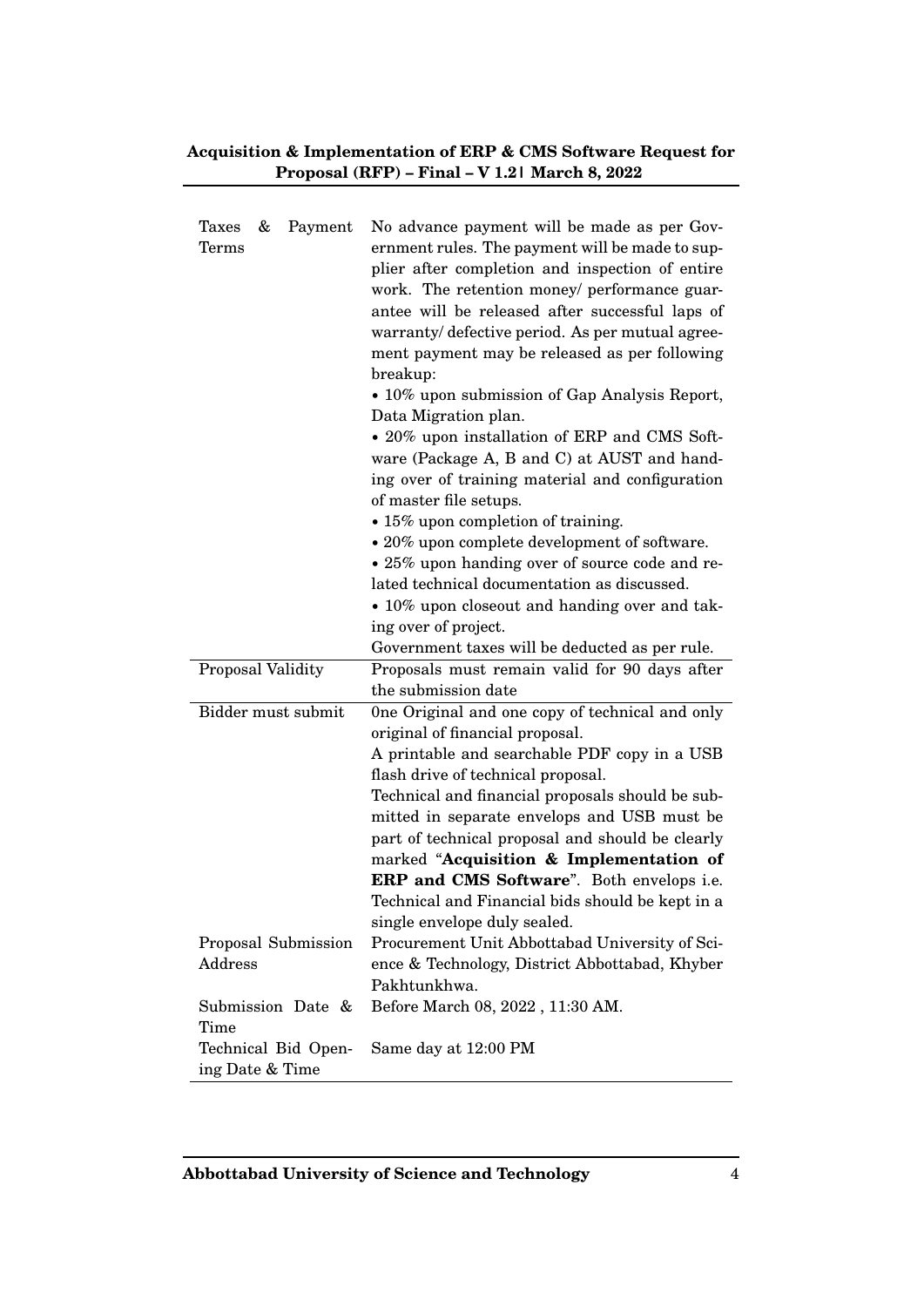| | |
|---|---|
| Taxes & Payment Terms | No advance payment will be made as per Government rules. The payment will be made to supplier after completion and inspection of entire work. The retention money/ performance guarantee will be released after successful laps of warranty/ defective period. As per mutual agreement payment may be released as per following breakup:<br>• 10% upon submission of Gap Analysis Report, Data Migration plan.<br>• 20% upon installation of ERP and CMS Software (Package A, B and C) at AUST and handing over of training material and configuration of master file setups.<br>• 15% upon completion of training.<br>• 20% upon complete development of software.<br>• 25% upon handing over of source code and related technical documentation as discussed.<br>• 10% upon closeout and handing over and taking over of project.<br>Government taxes will be deducted as per rule. |
| Proposal Validity | Proposals must remain valid for 90 days after the submission date |
| Bidder must submit | 0ne Original and one copy of technical and only original of financial proposal.<br>A printable and searchable PDF copy in a USB flash drive of technical proposal.<br>Technical and financial proposals should be submitted in separate envelops and USB must be part of technical proposal and should be clearly marked "**Acquisition & Implementation of ERP and CMS Software**". Both envelops i.e. Technical and Financial bids should be kept in a single envelope duly sealed. |
| Proposal Submission Address | Procurement Unit Abbottabad University of Science & Technology, District Abbottabad, Khyber Pakhtunkhwa. |
| Submission Date & Time | Before March 08, 2022 , 11:30 AM. |
| Technical Bid Opening Date & Time | Same day at 12:00 PM |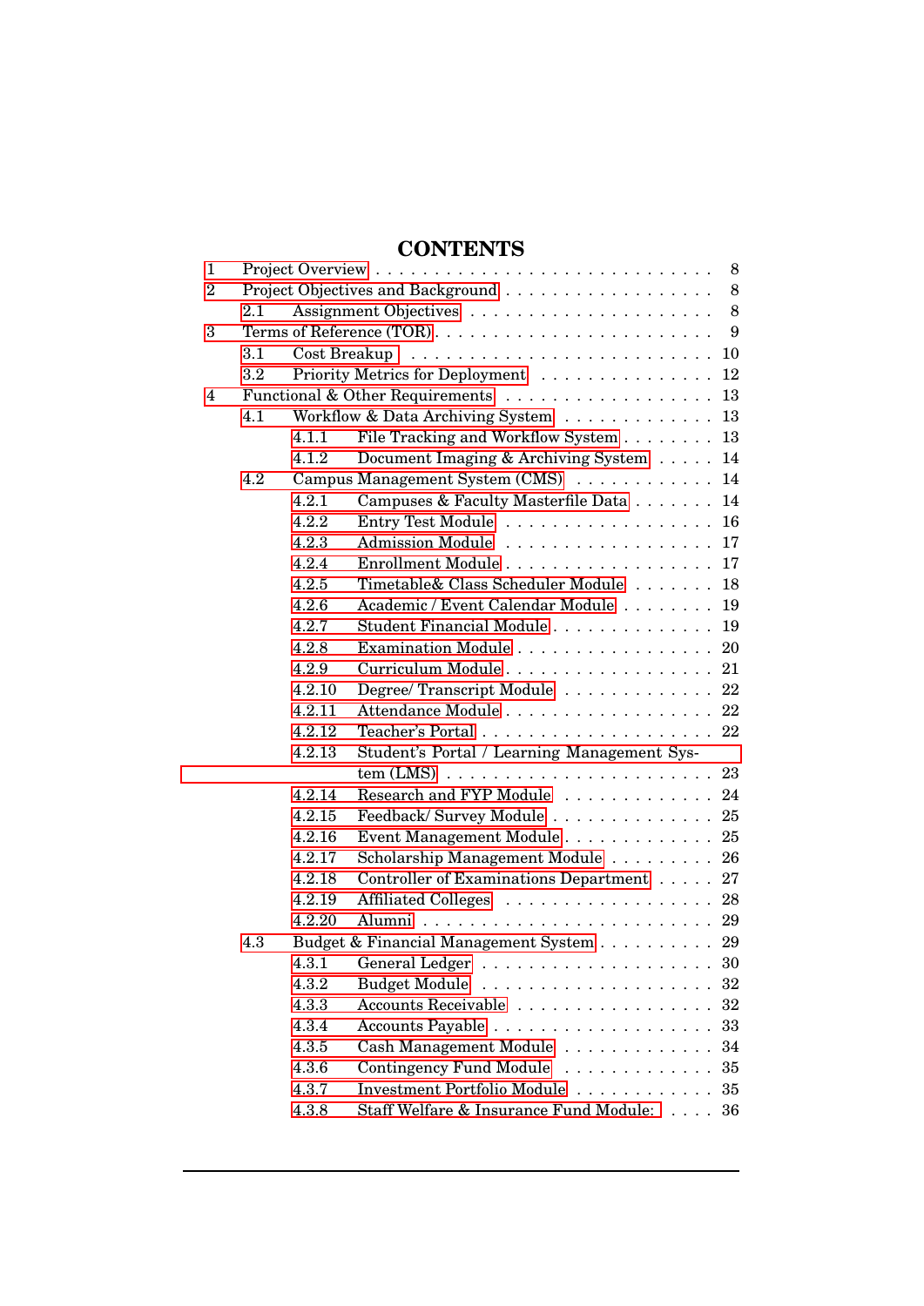# CONTENTS

- 1 Project Overview . . . 8
- 2 Project Objectives and Background . . . 8
  - 2.1 Assignment Objectives . . . 8
- 3 Terms of Reference (TOR) . . . 9
  - 3.1 Cost Breakup . . . 10
  - 3.2 Priority Metrics for Deployment . . . 12
- 4 Functional & Other Requirements . . . 13
  - 4.1 Workflow & Data Archiving System . . . 13
    - 4.1.1 File Tracking and Workflow System . . . 13
    - 4.1.2 Document Imaging & Archiving System . . . 14
  - 4.2 Campus Management System (CMS) . . . 14
    - 4.2.1 Campuses & Faculty Masterfile Data . . . 14
    - 4.2.2 Entry Test Module . . . 16
    - 4.2.3 Admission Module . . . 17
    - 4.2.4 Enrollment Module . . . 17
    - 4.2.5 Timetable& Class Scheduler Module . . . 18
    - 4.2.6 Academic / Event Calendar Module . . . 19
    - 4.2.7 Student Financial Module . . . 19
    - 4.2.8 Examination Module . . . 20
    - 4.2.9 Curriculum Module . . . 21
    - 4.2.10 Degree/ Transcript Module . . . 22
    - 4.2.11 Attendance Module . . . 22
    - 4.2.12 Teacher's Portal . . . 22
    - 4.2.13 Student's Portal / Learning Management System (LMS) . . . 23
    - 4.2.14 Research and FYP Module . . . 24
    - 4.2.15 Feedback/ Survey Module . . . 25
    - 4.2.16 Event Management Module . . . 25
    - 4.2.17 Scholarship Management Module . . . 26
    - 4.2.18 Controller of Examinations Department . . . 27
    - 4.2.19 Affiliated Colleges . . . 28
    - 4.2.20 Alumni . . . 29
  - 4.3 Budget & Financial Management System . . . 29
    - 4.3.1 General Ledger . . . 30
    - 4.3.2 Budget Module . . . 32
    - 4.3.3 Accounts Receivable . . . 32
    - 4.3.4 Accounts Payable . . . 33
    - 4.3.5 Cash Management Module . . . 34
    - 4.3.6 Contingency Fund Module . . . 35
    - 4.3.7 Investment Portfolio Module . . . 35
    - 4.3.8 Staff Welfare & Insurance Fund Module: . . . 36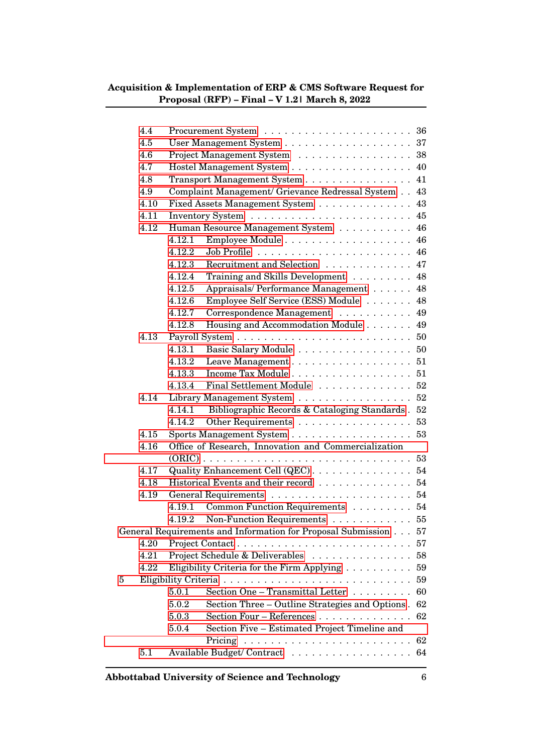- 4.4 Procurement System . . . . . . . . . . . . . . . . . . . . . . 36
- 4.5 User Management System . . . . . . . . . . . . . . . . . . . . 37
- 4.6 Project Management System . . . . . . . . . . . . . . . . . . . 38
- 4.7 Hostel Management System . . . . . . . . . . . . . . . . . . . 40
- 4.8 Transport Management System . . . . . . . . . . . . . . . . . 41
- 4.9 Complaint Management/ Grievance Redressal System . . 43
- 4.10 Fixed Assets Management System . . . . . . . . . . . . . . 43
- 4.11 Inventory System . . . . . . . . . . . . . . . . . . . . . . . . 45
- 4.12 Human Resource Management System . . . . . . . . . . . 46
  - 4.12.1 Employee Module . . . . . . . . . . . . . . . . . . . . 46
  - 4.12.2 Job Profile . . . . . . . . . . . . . . . . . . . . . . . . 46
  - 4.12.3 Recruitment and Selection . . . . . . . . . . . . . . 47
  - 4.12.4 Training and Skills Development . . . . . . . . . . 48
  - 4.12.5 Appraisals/ Performance Management . . . . . . 48
  - 4.12.6 Employee Self Service (ESS) Module . . . . . . . 48
  - 4.12.7 Correspondence Management . . . . . . . . . . . 49
  - 4.12.8 Housing and Accommodation Module . . . . . . . 49
- 4.13 Payroll System . . . . . . . . . . . . . . . . . . . . . . . . . 50
  - 4.13.1 Basic Salary Module . . . . . . . . . . . . . . . . . . 50
  - 4.13.2 Leave Management . . . . . . . . . . . . . . . . . . . 51
  - 4.13.3 Income Tax Module . . . . . . . . . . . . . . . . . . . 51
  - 4.13.4 Final Settlement Module . . . . . . . . . . . . . . . 52
- 4.14 Library Management System . . . . . . . . . . . . . . . . . 52
  - 4.14.1 Bibliographic Records & Cataloging Standards . 52
  - 4.14.2 Other Requirements . . . . . . . . . . . . . . . . . . 53
- 4.15 Sports Management System . . . . . . . . . . . . . . . . . . 53
- 4.16 Office of Research, Innovation and Commercialization (ORIC) . . . . . . . . . . . . . . . . . . . . . . . . . . . . . . 53
- 4.17 Quality Enhancement Cell (QEC) . . . . . . . . . . . . . . . 54
- 4.18 Historical Events and their record . . . . . . . . . . . . . . 54
- 4.19 General Requirements . . . . . . . . . . . . . . . . . . . . . 54
  - 4.19.1 Common Function Requirements . . . . . . . . . 54
  - 4.19.2 Non-Function Requirements . . . . . . . . . . . . . 55

General Requirements and Information for Proposal Submission . . . 57

- 4.20 Project Contact . . . . . . . . . . . . . . . . . . . . . . . . . 57
- 4.21 Project Schedule & Deliverables . . . . . . . . . . . . . . . 58
- 4.22 Eligibility Criteria for the Firm Applying . . . . . . . . . . 59

5 Eligibility Criteria . . . . . . . . . . . . . . . . . . . . . . . . . . 59

  - 5.0.1 Section One – Transmittal Letter . . . . . . . . . 60
  - 5.0.2 Section Three – Outline Strategies and Options . 62
  - 5.0.3 Section Four – References . . . . . . . . . . . . . . . 62
  - 5.0.4 Section Five – Estimated Project Timeline and Pricing . . . . . . . . . . . . . . . . . . . . . . . . . . 62
- 5.1 Available Budget/ Contract . . . . . . . . . . . . . . . . . . . 64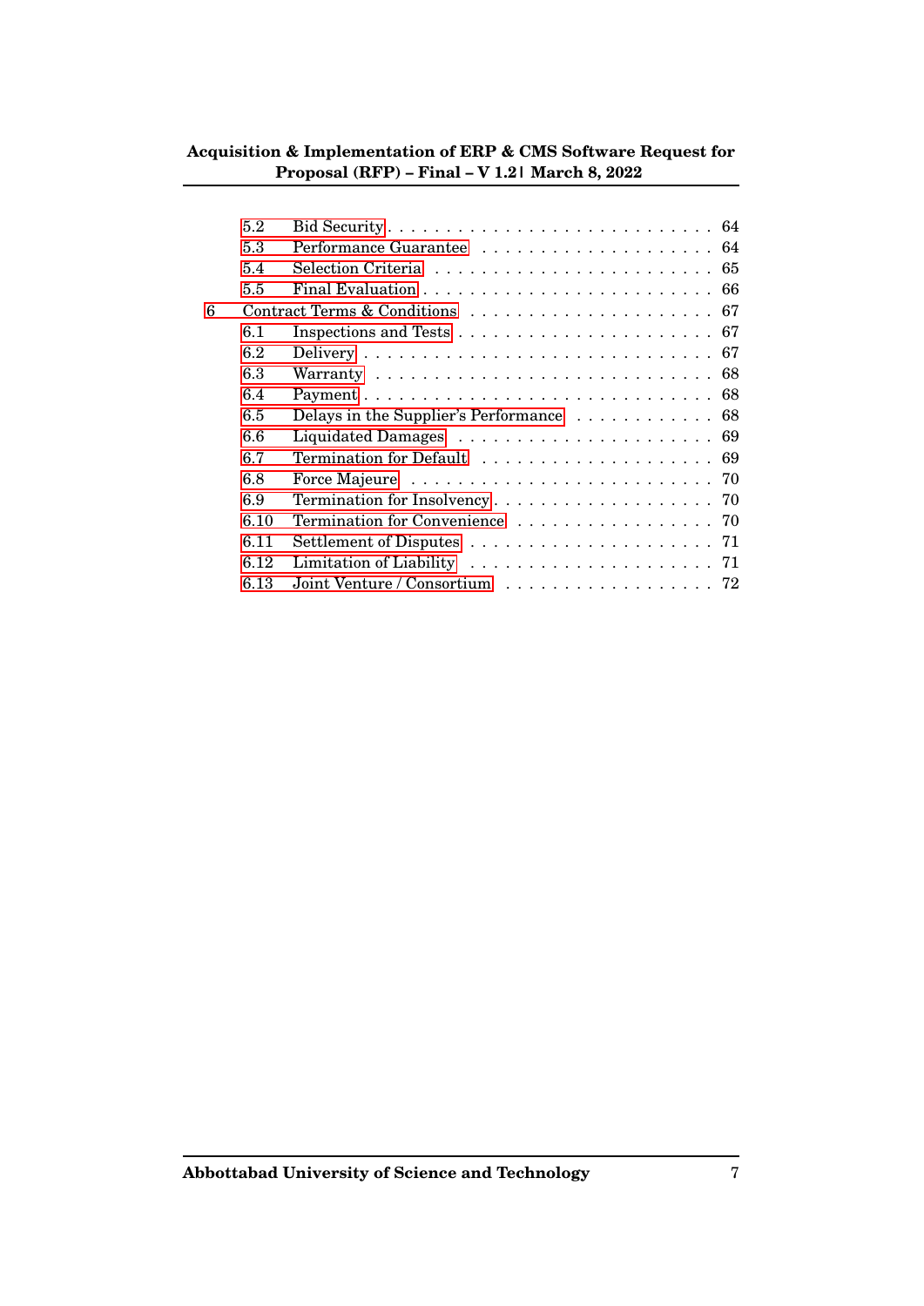- 5.2 Bid Security . . . . . . . . . . . . . . . . . . . . . . . . . . . . 64
- 5.3 Performance Guarantee . . . . . . . . . . . . . . . . . . . . 64
- 5.4 Selection Criteria . . . . . . . . . . . . . . . . . . . . . . . . 65
- 5.5 Final Evaluation . . . . . . . . . . . . . . . . . . . . . . . . . 66

6 Contract Terms & Conditions . . . . . . . . . . . . . . . . . . . . . 67

- 6.1 Inspections and Tests . . . . . . . . . . . . . . . . . . . . . . 67
- 6.2 Delivery . . . . . . . . . . . . . . . . . . . . . . . . . . . . . 67
- 6.3 Warranty . . . . . . . . . . . . . . . . . . . . . . . . . . . . 68
- 6.4 Payment . . . . . . . . . . . . . . . . . . . . . . . . . . . . . 68
- 6.5 Delays in the Supplier's Performance . . . . . . . . . . . . 68
- 6.6 Liquidated Damages . . . . . . . . . . . . . . . . . . . . . . 69
- 6.7 Termination for Default . . . . . . . . . . . . . . . . . . . . 69
- 6.8 Force Majeure . . . . . . . . . . . . . . . . . . . . . . . . . . 70
- 6.9 Termination for Insolvency . . . . . . . . . . . . . . . . . . 70
- 6.10 Termination for Convenience . . . . . . . . . . . . . . . . . 70
- 6.11 Settlement of Disputes . . . . . . . . . . . . . . . . . . . . . 71
- 6.12 Limitation of Liability . . . . . . . . . . . . . . . . . . . . . 71
- 6.13 Joint Venture / Consortium . . . . . . . . . . . . . . . . . . 72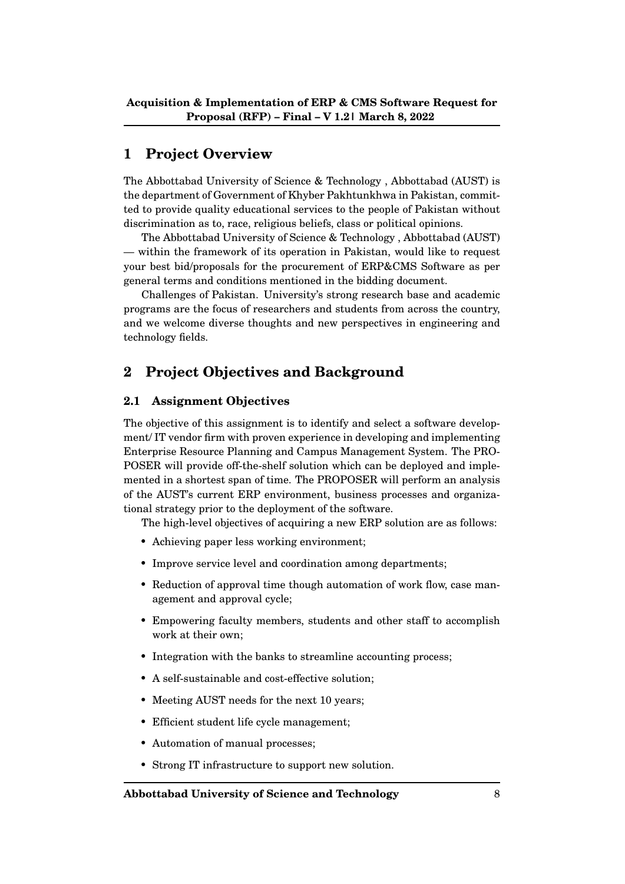# 1 Project Overview

The Abbottabad University of Science & Technology , Abbottabad (AUST) is the department of Government of Khyber Pakhtunkhwa in Pakistan, committed to provide quality educational services to the people of Pakistan without discrimination as to, race, religious beliefs, class or political opinions.

The Abbottabad University of Science & Technology , Abbottabad (AUST) — within the framework of its operation in Pakistan, would like to request your best bid/proposals for the procurement of ERP&CMS Software as per general terms and conditions mentioned in the bidding document.

Challenges of Pakistan. University's strong research base and academic programs are the focus of researchers and students from across the country, and we welcome diverse thoughts and new perspectives in engineering and technology fields.

# 2 Project Objectives and Background

## 2.1 Assignment Objectives

The objective of this assignment is to identify and select a software development/ IT vendor firm with proven experience in developing and implementing Enterprise Resource Planning and Campus Management System. The PROPOSER will provide off-the-shelf solution which can be deployed and implemented in a shortest span of time. The PROPOSER will perform an analysis of the AUST's current ERP environment, business processes and organizational strategy prior to the deployment of the software.

The high-level objectives of acquiring a new ERP solution are as follows:

- Achieving paper less working environment;
- Improve service level and coordination among departments;
- Reduction of approval time though automation of work flow, case management and approval cycle;
- Empowering faculty members, students and other staff to accomplish work at their own;
- Integration with the banks to streamline accounting process;
- A self-sustainable and cost-effective solution;
- Meeting AUST needs for the next 10 years;
- Efficient student life cycle management;
- Automation of manual processes;
- Strong IT infrastructure to support new solution.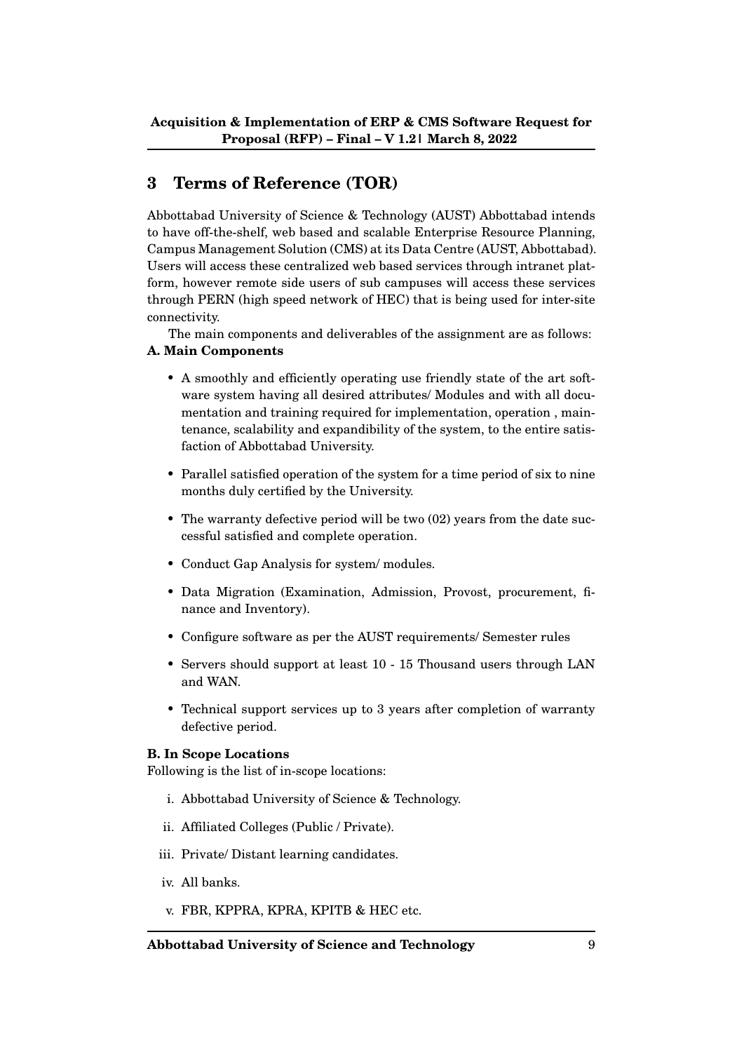# 3 Terms of Reference (TOR)

Abbottabad University of Science & Technology (AUST) Abbottabad intends to have off-the-shelf, web based and scalable Enterprise Resource Planning, Campus Management Solution (CMS) at its Data Centre (AUST, Abbottabad). Users will access these centralized web based services through intranet platform, however remote side users of sub campuses will access these services through PERN (high speed network of HEC) that is being used for inter-site connectivity.

The main components and deliverables of the assignment are as follows:

**A. Main Components**

- A smoothly and efficiently operating use friendly state of the art software system having all desired attributes/ Modules and with all documentation and training required for implementation, operation , maintenance, scalability and expandibility of the system, to the entire satisfaction of Abbottabad University.
- Parallel satisfied operation of the system for a time period of six to nine months duly certified by the University.
- The warranty defective period will be two (02) years from the date successful satisfied and complete operation.
- Conduct Gap Analysis for system/ modules.
- Data Migration (Examination, Admission, Provost, procurement, finance and Inventory).
- Configure software as per the AUST requirements/ Semester rules
- Servers should support at least 10 - 15 Thousand users through LAN and WAN.
- Technical support services up to 3 years after completion of warranty defective period.

**B. In Scope Locations**

Following is the list of in-scope locations:

i. Abbottabad University of Science & Technology.

ii. Affiliated Colleges (Public / Private).

iii. Private/ Distant learning candidates.

iv. All banks.

v. FBR, KPPRA, KPRA, KPITB & HEC etc.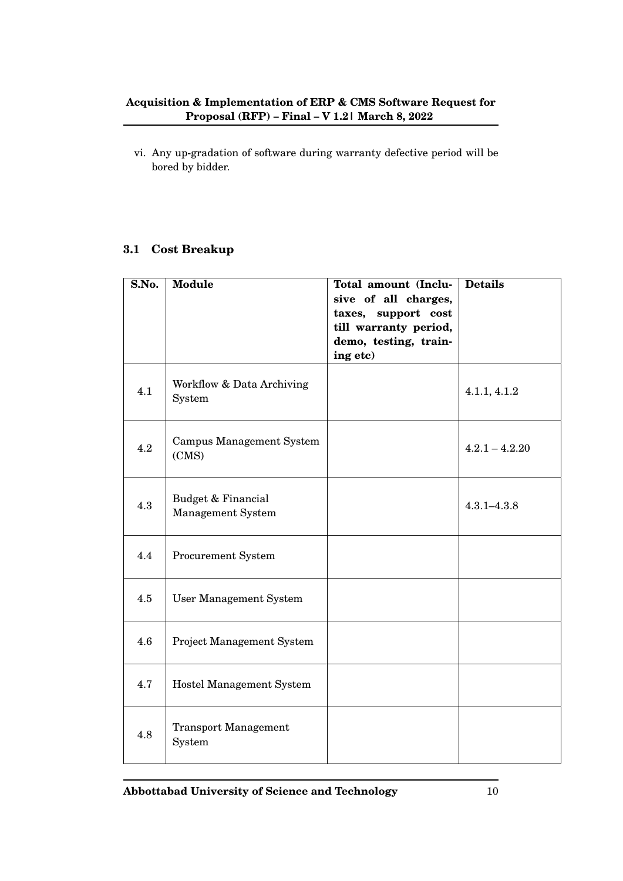vi. Any up-gradation of software during warranty defective period will be bored by bidder.

### 3.1 Cost Breakup

| S.No. | Module | Total amount (Inclusive of all charges, taxes, support cost till warranty period, demo, testing, training etc) | Details |
|---|---|---|---|
| 4.1 | Workflow & Data Archiving System | | 4.1.1, 4.1.2 |
| 4.2 | Campus Management System (CMS) | | 4.2.1 – 4.2.20 |
| 4.3 | Budget & Financial Management System | | 4.3.1–4.3.8 |
| 4.4 | Procurement System | | |
| 4.5 | User Management System | | |
| 4.6 | Project Management System | | |
| 4.7 | Hostel Management System | | |
| 4.8 | Transport Management System | | |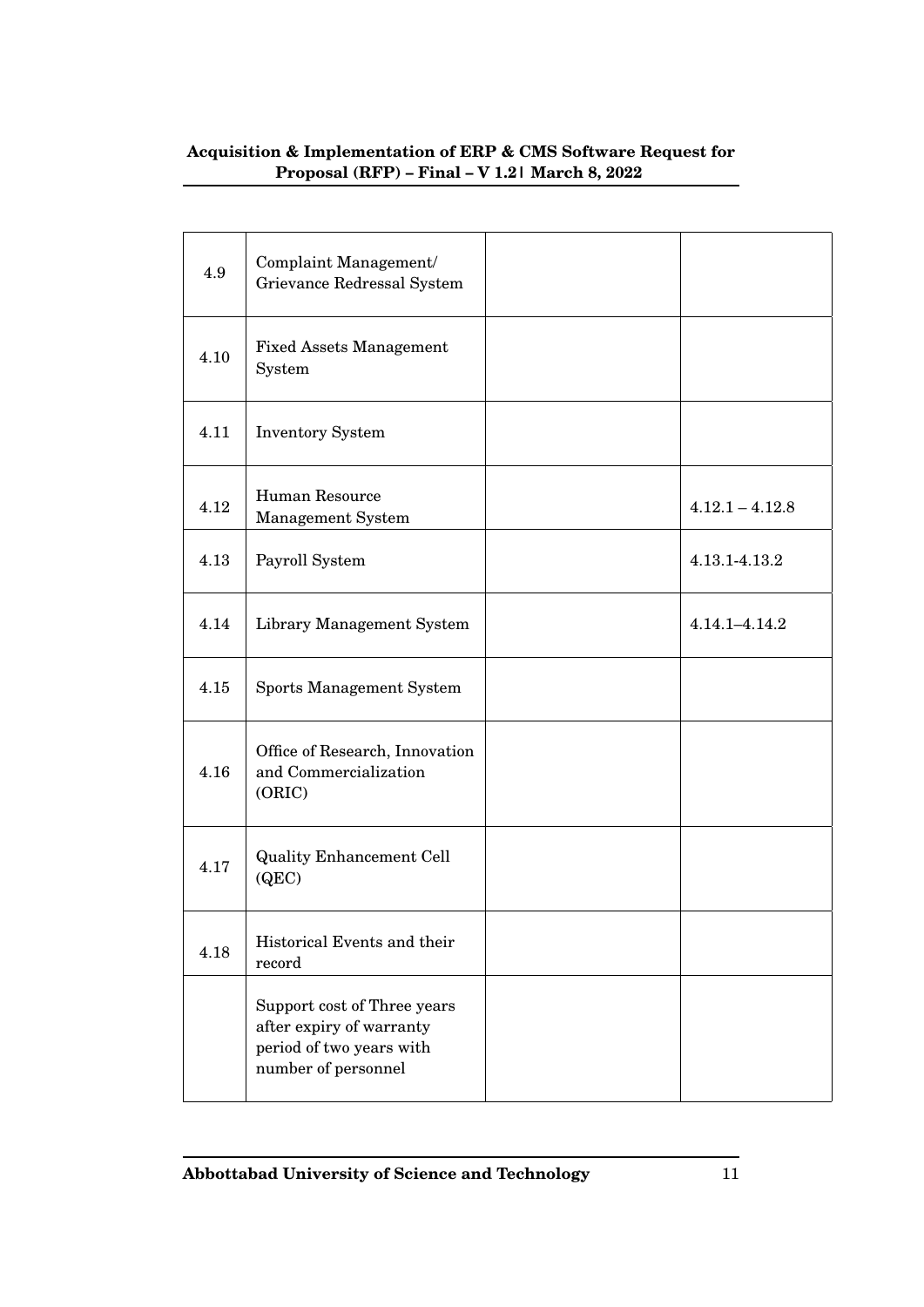| | | | |
|---|---|---|---|
| 4.9 | Complaint Management/ Grievance Redressal System | | |
| 4.10 | Fixed Assets Management System | | |
| 4.11 | Inventory System | | |
| 4.12 | Human Resource Management System | | 4.12.1 – 4.12.8 |
| 4.13 | Payroll System | | 4.13.1-4.13.2 |
| 4.14 | Library Management System | | 4.14.1–4.14.2 |
| 4.15 | Sports Management System | | |
| 4.16 | Office of Research, Innovation and Commercialization (ORIC) | | |
| 4.17 | Quality Enhancement Cell (QEC) | | |
| 4.18 | Historical Events and their record | | |
| | Support cost of Three years after expiry of warranty period of two years with number of personnel | | |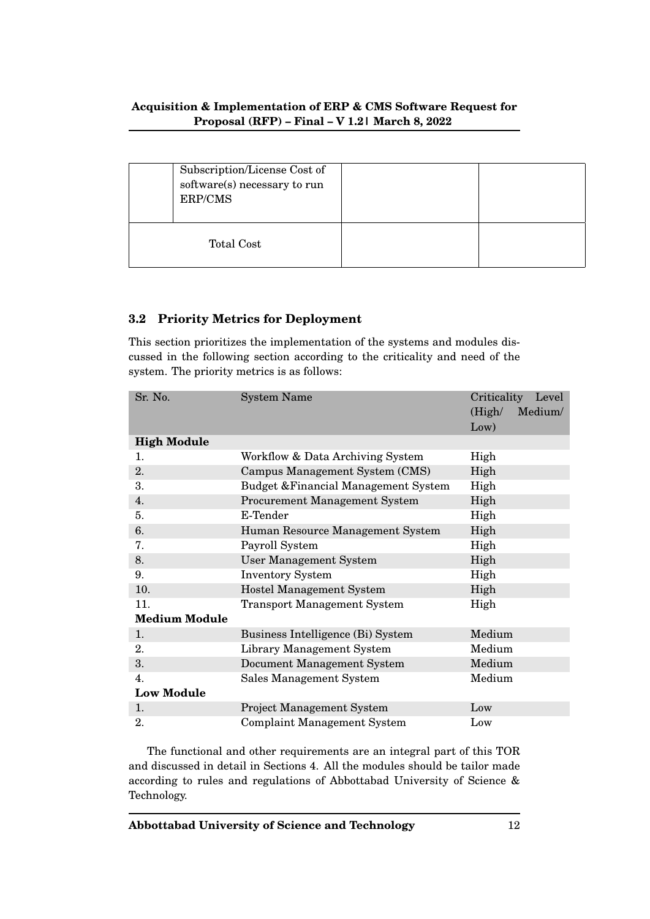| | Subscription/License Cost of software(s) necessary to run ERP/CMS | | |
|---|---|---|---|
| Total Cost | | | |

### 3.2 Priority Metrics for Deployment

This section prioritizes the implementation of the systems and modules discussed in the following section according to the criticality and need of the system. The priority metrics is as follows:

| Sr. No. | System Name | Criticality Level (High/ Medium/ Low) |
|---|---|---|
| **High Module** | | |
| 1. | Workflow & Data Archiving System | High |
| 2. | Campus Management System (CMS) | High |
| 3. | Budget &Financial Management System | High |
| 4. | Procurement Management System | High |
| 5. | E-Tender | High |
| 6. | Human Resource Management System | High |
| 7. | Payroll System | High |
| 8. | User Management System | High |
| 9. | Inventory System | High |
| 10. | Hostel Management System | High |
| 11. | Transport Management System | High |
| **Medium Module** | | |
| 1. | Business Intelligence (Bi) System | Medium |
| 2. | Library Management System | Medium |
| 3. | Document Management System | Medium |
| 4. | Sales Management System | Medium |
| **Low Module** | | |
| 1. | Project Management System | Low |
| 2. | Complaint Management System | Low |

The functional and other requirements are an integral part of this TOR and discussed in detail in Sections 4. All the modules should be tailor made according to rules and regulations of Abbottabad University of Science & Technology.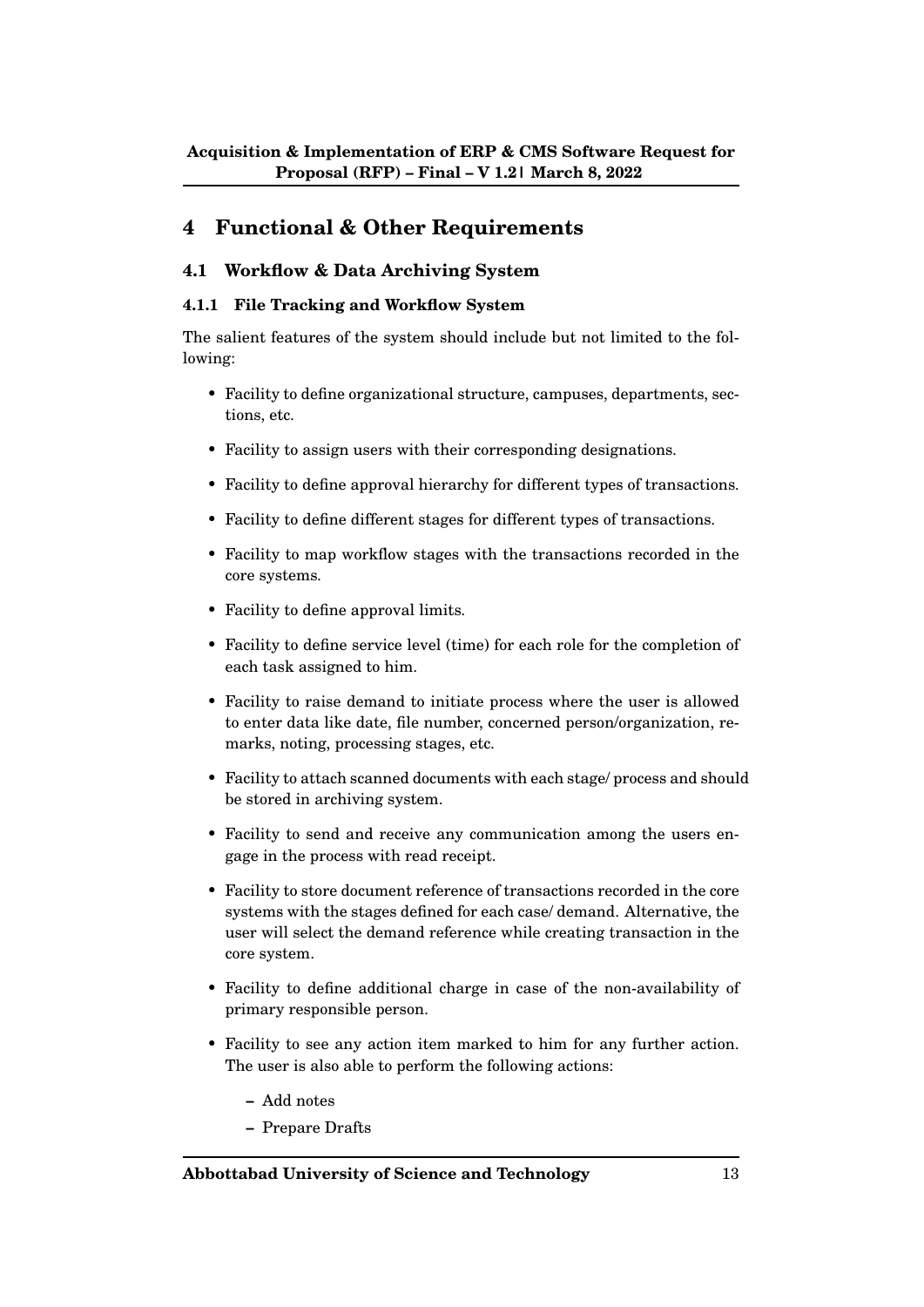# 4 Functional & Other Requirements

## 4.1 Workflow & Data Archiving System

### 4.1.1 File Tracking and Workflow System

The salient features of the system should include but not limited to the following:

- Facility to define organizational structure, campuses, departments, sections, etc.
- Facility to assign users with their corresponding designations.
- Facility to define approval hierarchy for different types of transactions.
- Facility to define different stages for different types of transactions.
- Facility to map workflow stages with the transactions recorded in the core systems.
- Facility to define approval limits.
- Facility to define service level (time) for each role for the completion of each task assigned to him.
- Facility to raise demand to initiate process where the user is allowed to enter data like date, file number, concerned person/organization, remarks, noting, processing stages, etc.
- Facility to attach scanned documents with each stage/ process and should be stored in archiving system.
- Facility to send and receive any communication among the users engage in the process with read receipt.
- Facility to store document reference of transactions recorded in the core systems with the stages defined for each case/ demand. Alternative, the user will select the demand reference while creating transaction in the core system.
- Facility to define additional charge in case of the non-availability of primary responsible person.
- Facility to see any action item marked to him for any further action. The user is also able to perform the following actions:
  - Add notes
  - Prepare Drafts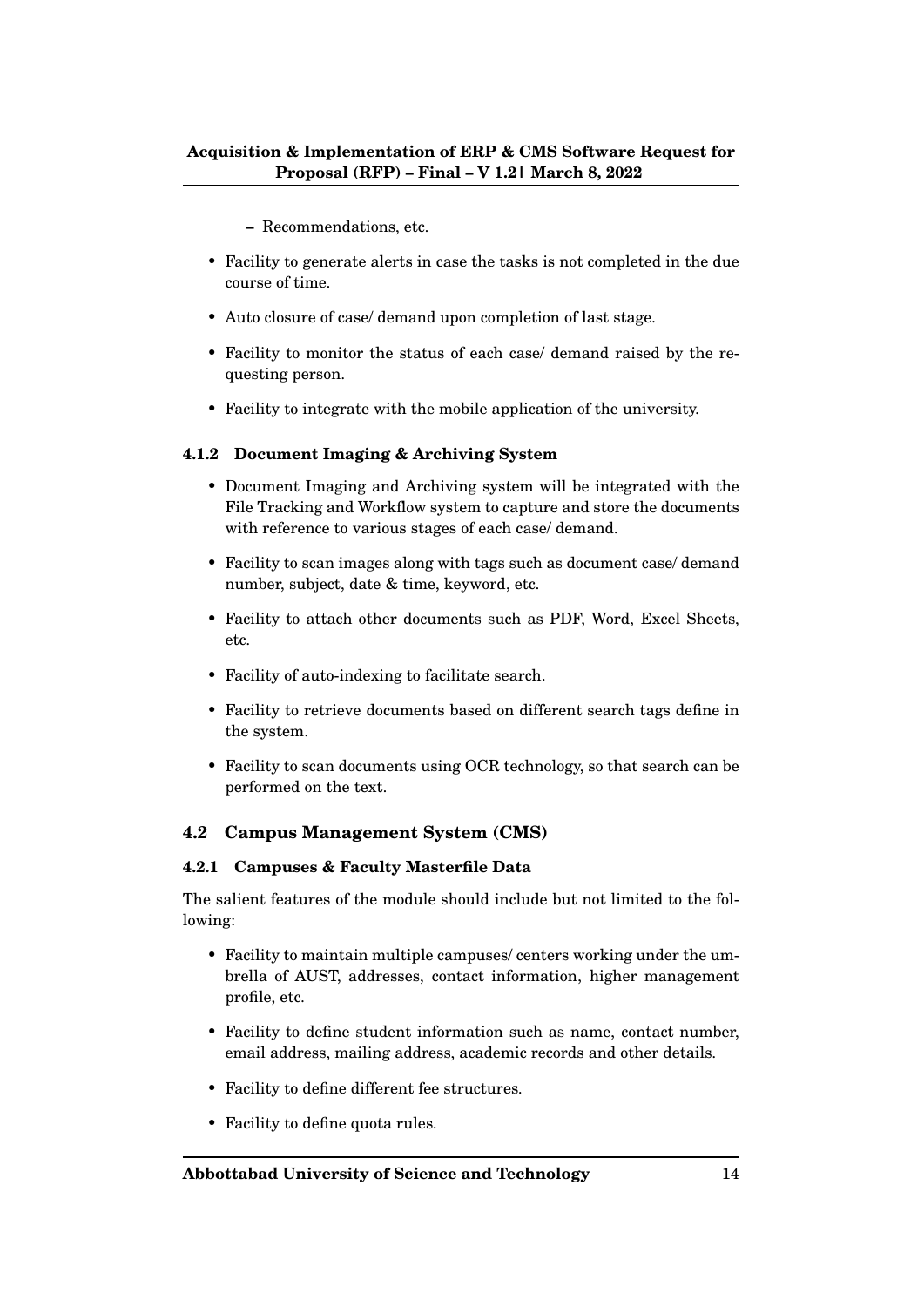- Recommendations, etc.

- Facility to generate alerts in case the tasks is not completed in the due course of time.
- Auto closure of case/ demand upon completion of last stage.
- Facility to monitor the status of each case/ demand raised by the requesting person.
- Facility to integrate with the mobile application of the university.

#### 4.1.2 Document Imaging & Archiving System

- Document Imaging and Archiving system will be integrated with the File Tracking and Workflow system to capture and store the documents with reference to various stages of each case/ demand.
- Facility to scan images along with tags such as document case/ demand number, subject, date & time, keyword, etc.
- Facility to attach other documents such as PDF, Word, Excel Sheets, etc.
- Facility of auto-indexing to facilitate search.
- Facility to retrieve documents based on different search tags define in the system.
- Facility to scan documents using OCR technology, so that search can be performed on the text.

### 4.2 Campus Management System (CMS)

#### 4.2.1 Campuses & Faculty Masterfile Data

The salient features of the module should include but not limited to the following:

- Facility to maintain multiple campuses/ centers working under the umbrella of AUST, addresses, contact information, higher management profile, etc.
- Facility to define student information such as name, contact number, email address, mailing address, academic records and other details.
- Facility to define different fee structures.
- Facility to define quota rules.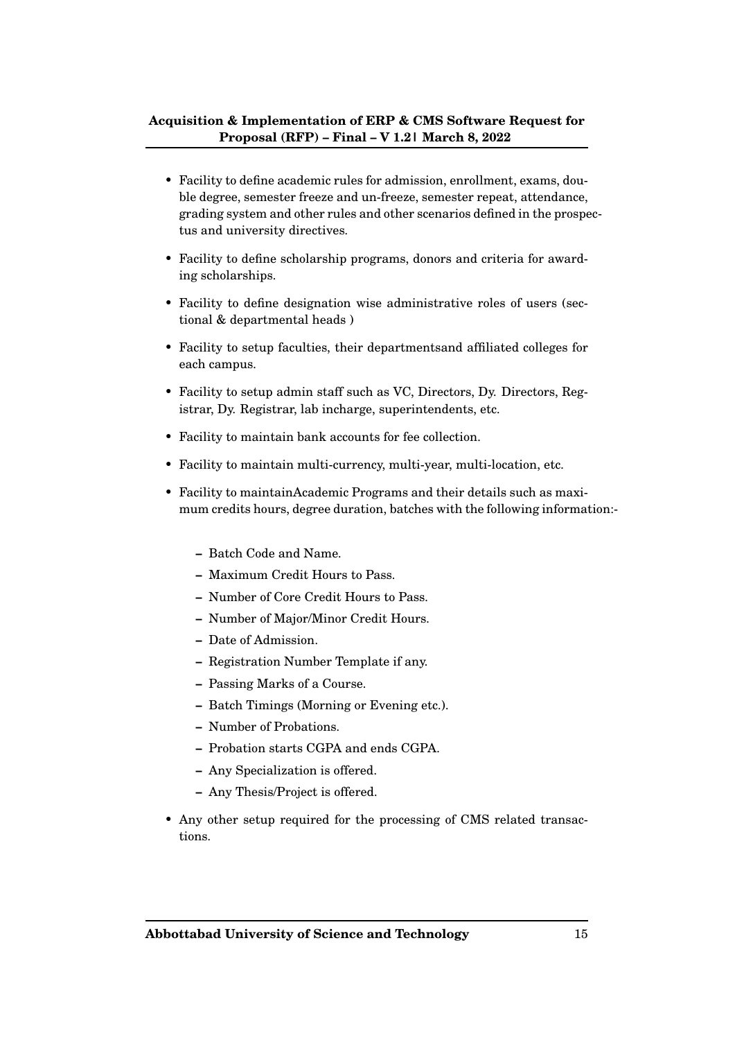- Facility to define academic rules for admission, enrollment, exams, double degree, semester freeze and un-freeze, semester repeat, attendance, grading system and other rules and other scenarios defined in the prospectus and university directives.
- Facility to define scholarship programs, donors and criteria for awarding scholarships.
- Facility to define designation wise administrative roles of users (sectional & departmental heads )
- Facility to setup faculties, their departmentsand affiliated colleges for each campus.
- Facility to setup admin staff such as VC, Directors, Dy. Directors, Registrar, Dy. Registrar, lab incharge, superintendents, etc.
- Facility to maintain bank accounts for fee collection.
- Facility to maintain multi-currency, multi-year, multi-location, etc.
- Facility to maintainAcademic Programs and their details such as maximum credits hours, degree duration, batches with the following information:-
  - Batch Code and Name.
  - Maximum Credit Hours to Pass.
  - Number of Core Credit Hours to Pass.
  - Number of Major/Minor Credit Hours.
  - Date of Admission.
  - Registration Number Template if any.
  - Passing Marks of a Course.
  - Batch Timings (Morning or Evening etc.).
  - Number of Probations.
  - Probation starts CGPA and ends CGPA.
  - Any Specialization is offered.
  - Any Thesis/Project is offered.
- Any other setup required for the processing of CMS related transactions.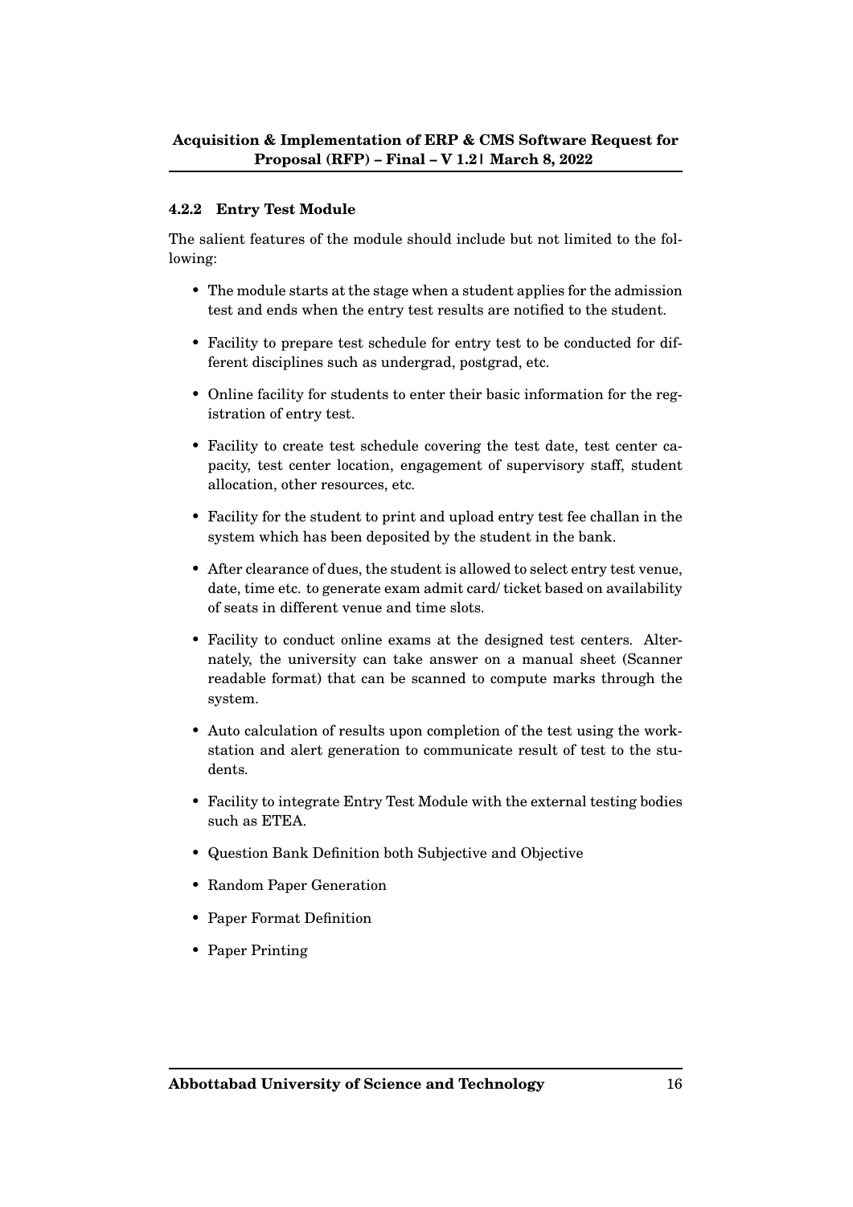#### 4.2.2 Entry Test Module

The salient features of the module should include but not limited to the following:

- The module starts at the stage when a student applies for the admission test and ends when the entry test results are notified to the student.
- Facility to prepare test schedule for entry test to be conducted for different disciplines such as undergrad, postgrad, etc.
- Online facility for students to enter their basic information for the registration of entry test.
- Facility to create test schedule covering the test date, test center capacity, test center location, engagement of supervisory staff, student allocation, other resources, etc.
- Facility for the student to print and upload entry test fee challan in the system which has been deposited by the student in the bank.
- After clearance of dues, the student is allowed to select entry test venue, date, time etc. to generate exam admit card/ ticket based on availability of seats in different venue and time slots.
- Facility to conduct online exams at the designed test centers. Alternately, the university can take answer on a manual sheet (Scanner readable format) that can be scanned to compute marks through the system.
- Auto calculation of results upon completion of the test using the workstation and alert generation to communicate result of test to the students.
- Facility to integrate Entry Test Module with the external testing bodies such as ETEA.
- Question Bank Definition both Subjective and Objective
- Random Paper Generation
- Paper Format Definition
- Paper Printing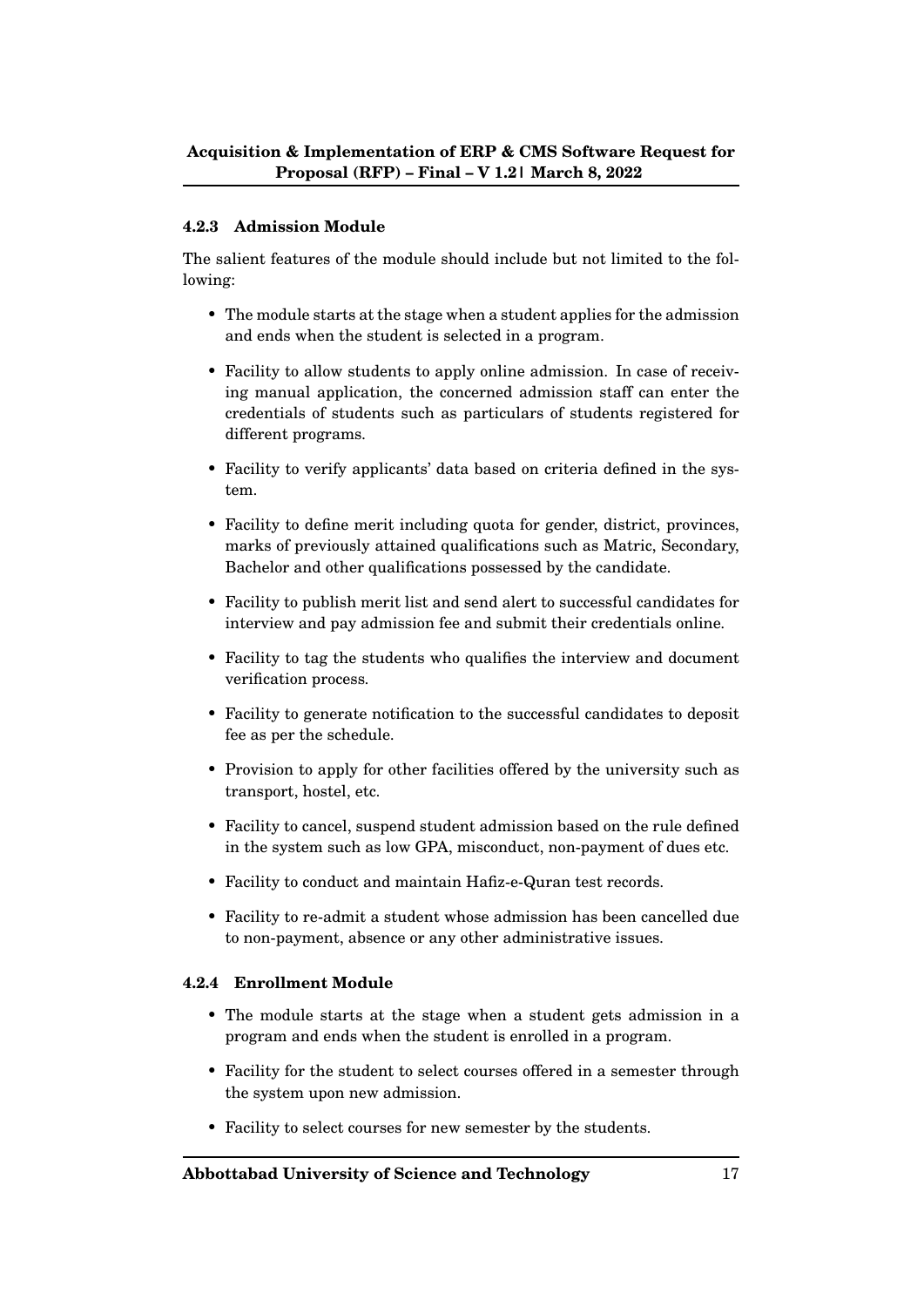#### 4.2.3 Admission Module

The salient features of the module should include but not limited to the following:

- The module starts at the stage when a student applies for the admission and ends when the student is selected in a program.
- Facility to allow students to apply online admission. In case of receiving manual application, the concerned admission staff can enter the credentials of students such as particulars of students registered for different programs.
- Facility to verify applicants' data based on criteria defined in the system.
- Facility to define merit including quota for gender, district, provinces, marks of previously attained qualifications such as Matric, Secondary, Bachelor and other qualifications possessed by the candidate.
- Facility to publish merit list and send alert to successful candidates for interview and pay admission fee and submit their credentials online.
- Facility to tag the students who qualifies the interview and document verification process.
- Facility to generate notification to the successful candidates to deposit fee as per the schedule.
- Provision to apply for other facilities offered by the university such as transport, hostel, etc.
- Facility to cancel, suspend student admission based on the rule defined in the system such as low GPA, misconduct, non-payment of dues etc.
- Facility to conduct and maintain Hafiz-e-Quran test records.
- Facility to re-admit a student whose admission has been cancelled due to non-payment, absence or any other administrative issues.

#### 4.2.4 Enrollment Module

- The module starts at the stage when a student gets admission in a program and ends when the student is enrolled in a program.
- Facility for the student to select courses offered in a semester through the system upon new admission.
- Facility to select courses for new semester by the students.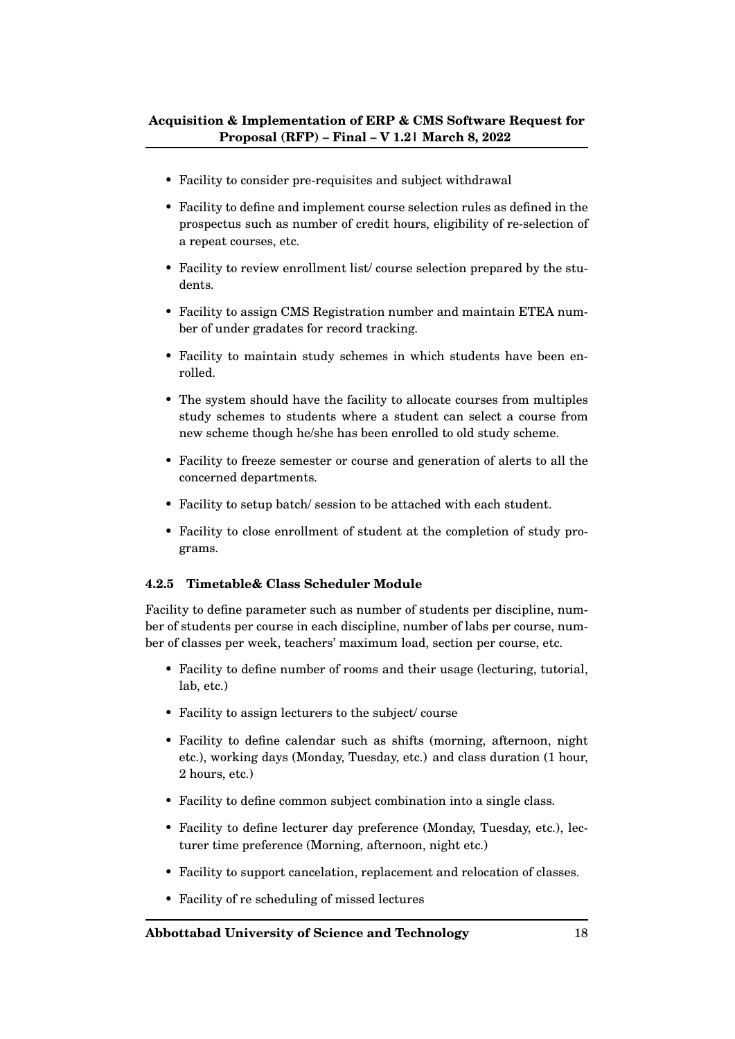- Facility to consider pre-requisites and subject withdrawal
- Facility to define and implement course selection rules as defined in the prospectus such as number of credit hours, eligibility of re-selection of a repeat courses, etc.
- Facility to review enrollment list/ course selection prepared by the students.
- Facility to assign CMS Registration number and maintain ETEA number of under gradates for record tracking.
- Facility to maintain study schemes in which students have been enrolled.
- The system should have the facility to allocate courses from multiples study schemes to students where a student can select a course from new scheme though he/she has been enrolled to old study scheme.
- Facility to freeze semester or course and generation of alerts to all the concerned departments.
- Facility to setup batch/ session to be attached with each student.
- Facility to close enrollment of student at the completion of study programs.

#### 4.2.5 Timetable& Class Scheduler Module

Facility to define parameter such as number of students per discipline, number of students per course in each discipline, number of labs per course, number of classes per week, teachers' maximum load, section per course, etc.

- Facility to define number of rooms and their usage (lecturing, tutorial, lab, etc.)
- Facility to assign lecturers to the subject/ course
- Facility to define calendar such as shifts (morning, afternoon, night etc.), working days (Monday, Tuesday, etc.) and class duration (1 hour, 2 hours, etc.)
- Facility to define common subject combination into a single class.
- Facility to define lecturer day preference (Monday, Tuesday, etc.), lecturer time preference (Morning, afternoon, night etc.)
- Facility to support cancelation, replacement and relocation of classes.
- Facility of re scheduling of missed lectures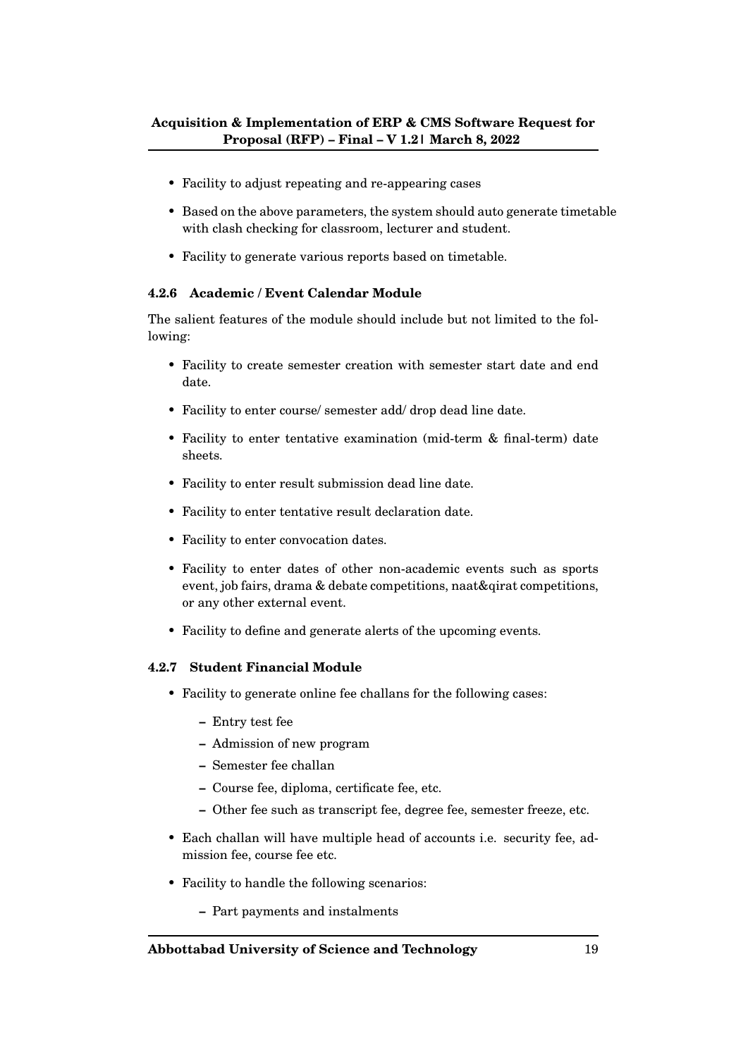- Facility to adjust repeating and re-appearing cases
- Based on the above parameters, the system should auto generate timetable with clash checking for classroom, lecturer and student.
- Facility to generate various reports based on timetable.

#### 4.2.6 Academic / Event Calendar Module

The salient features of the module should include but not limited to the following:

- Facility to create semester creation with semester start date and end date.
- Facility to enter course/ semester add/ drop dead line date.
- Facility to enter tentative examination (mid-term & final-term) date sheets.
- Facility to enter result submission dead line date.
- Facility to enter tentative result declaration date.
- Facility to enter convocation dates.
- Facility to enter dates of other non-academic events such as sports event, job fairs, drama & debate competitions, naat&qirat competitions, or any other external event.
- Facility to define and generate alerts of the upcoming events.

#### 4.2.7 Student Financial Module

- Facility to generate online fee challans for the following cases:
  - Entry test fee
  - Admission of new program
  - Semester fee challan
  - Course fee, diploma, certificate fee, etc.
  - Other fee such as transcript fee, degree fee, semester freeze, etc.
- Each challan will have multiple head of accounts i.e. security fee, admission fee, course fee etc.
- Facility to handle the following scenarios:
  - Part payments and instalments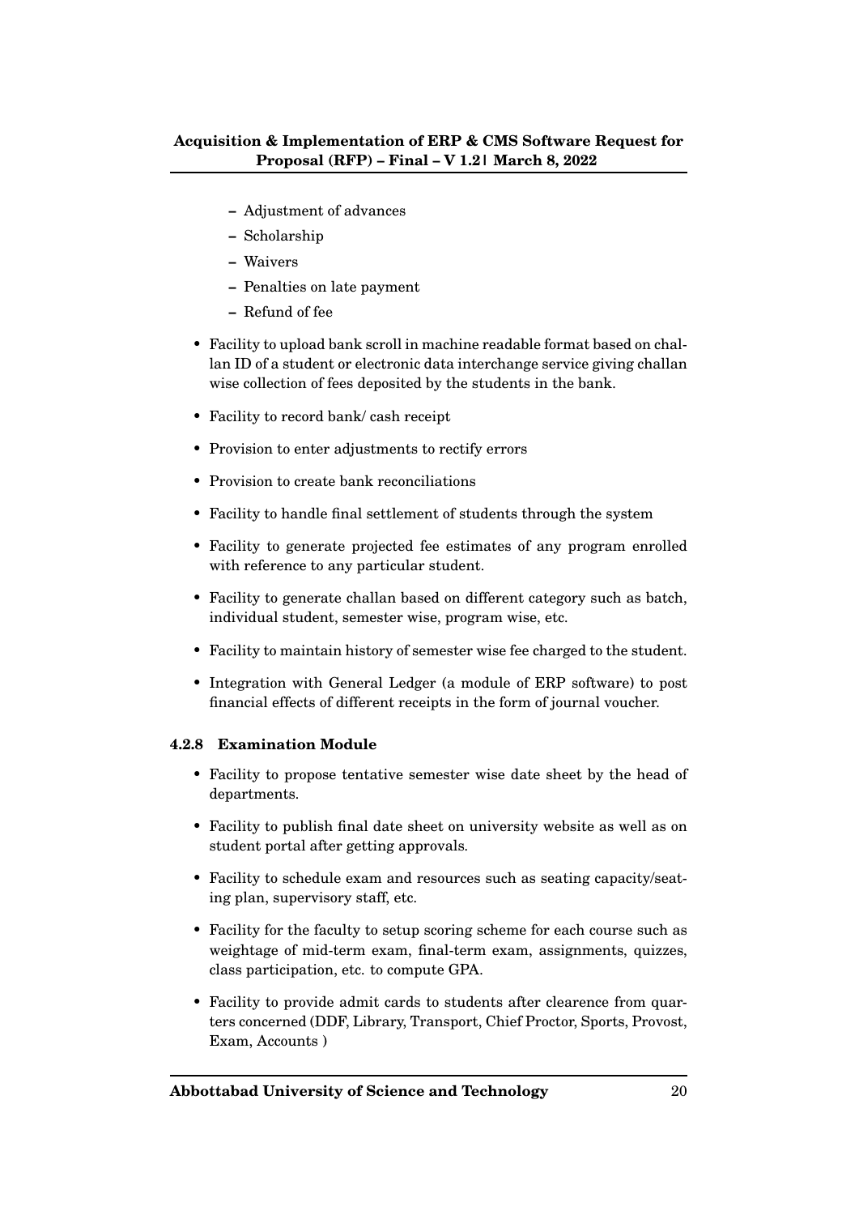- Adjustment of advances
  - Scholarship
  - Waivers
  - Penalties on late payment
  - Refund of fee

- Facility to upload bank scroll in machine readable format based on challan ID of a student or electronic data interchange service giving challan wise collection of fees deposited by the students in the bank.
- Facility to record bank/ cash receipt
- Provision to enter adjustments to rectify errors
- Provision to create bank reconciliations
- Facility to handle final settlement of students through the system
- Facility to generate projected fee estimates of any program enrolled with reference to any particular student.
- Facility to generate challan based on different category such as batch, individual student, semester wise, program wise, etc.
- Facility to maintain history of semester wise fee charged to the student.
- Integration with General Ledger (a module of ERP software) to post financial effects of different receipts in the form of journal voucher.

#### 4.2.8 Examination Module

- Facility to propose tentative semester wise date sheet by the head of departments.
- Facility to publish final date sheet on university website as well as on student portal after getting approvals.
- Facility to schedule exam and resources such as seating capacity/seating plan, supervisory staff, etc.
- Facility for the faculty to setup scoring scheme for each course such as weightage of mid-term exam, final-term exam, assignments, quizzes, class participation, etc. to compute GPA.
- Facility to provide admit cards to students after clearence from quarters concerned (DDF, Library, Transport, Chief Proctor, Sports, Provost, Exam, Accounts )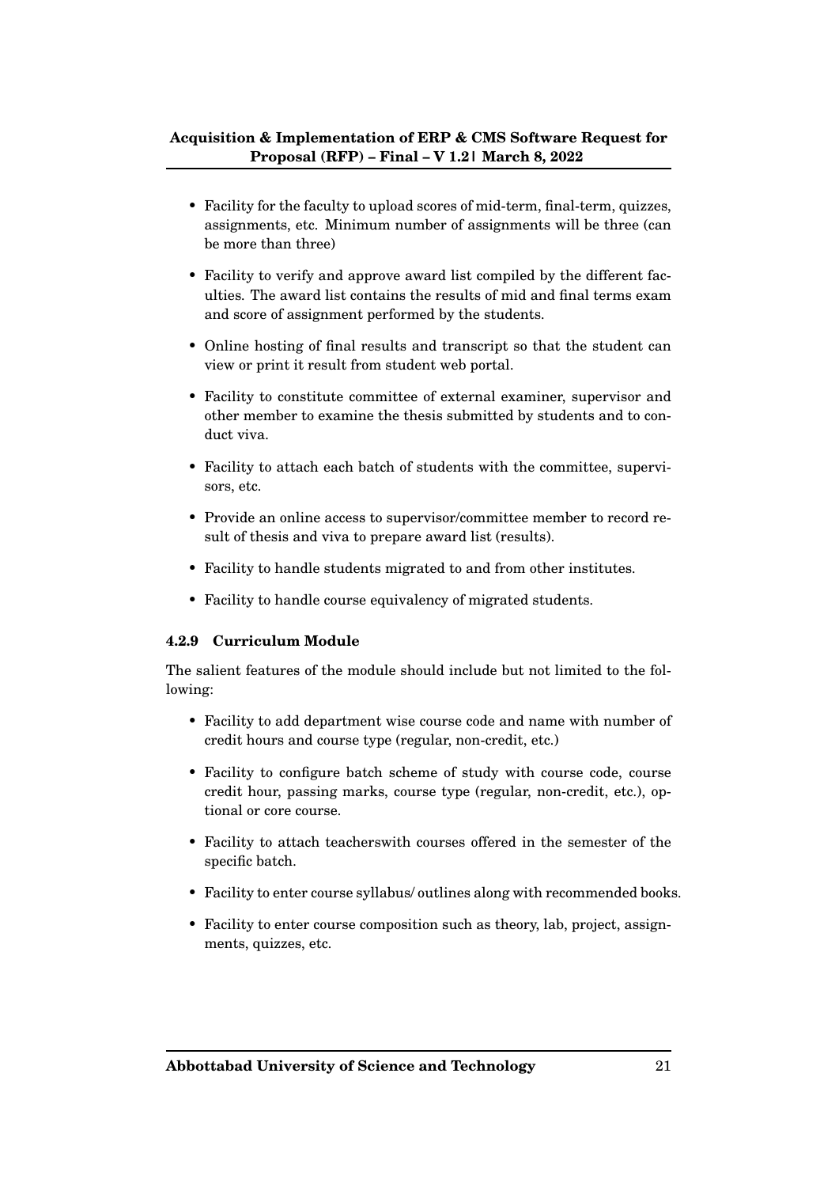- Facility for the faculty to upload scores of mid-term, final-term, quizzes, assignments, etc. Minimum number of assignments will be three (can be more than three)
- Facility to verify and approve award list compiled by the different faculties. The award list contains the results of mid and final terms exam and score of assignment performed by the students.
- Online hosting of final results and transcript so that the student can view or print it result from student web portal.
- Facility to constitute committee of external examiner, supervisor and other member to examine the thesis submitted by students and to conduct viva.
- Facility to attach each batch of students with the committee, supervisors, etc.
- Provide an online access to supervisor/committee member to record result of thesis and viva to prepare award list (results).
- Facility to handle students migrated to and from other institutes.
- Facility to handle course equivalency of migrated students.

#### 4.2.9 Curriculum Module

The salient features of the module should include but not limited to the following:

- Facility to add department wise course code and name with number of credit hours and course type (regular, non-credit, etc.)
- Facility to configure batch scheme of study with course code, course credit hour, passing marks, course type (regular, non-credit, etc.), optional or core course.
- Facility to attach teacherswith courses offered in the semester of the specific batch.
- Facility to enter course syllabus/ outlines along with recommended books.
- Facility to enter course composition such as theory, lab, project, assignments, quizzes, etc.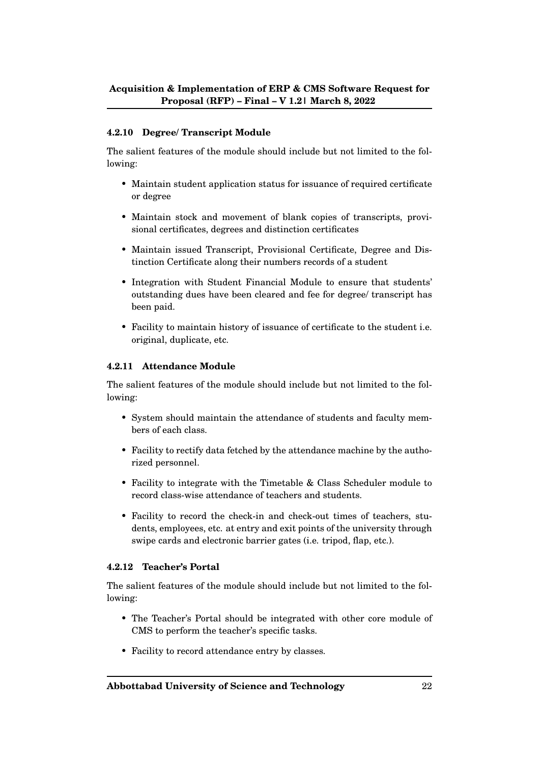#### 4.2.10 Degree/ Transcript Module

The salient features of the module should include but not limited to the following:

- Maintain student application status for issuance of required certificate or degree
- Maintain stock and movement of blank copies of transcripts, provisional certificates, degrees and distinction certificates
- Maintain issued Transcript, Provisional Certificate, Degree and Distinction Certificate along their numbers records of a student
- Integration with Student Financial Module to ensure that students' outstanding dues have been cleared and fee for degree/ transcript has been paid.
- Facility to maintain history of issuance of certificate to the student i.e. original, duplicate, etc.

#### 4.2.11 Attendance Module

The salient features of the module should include but not limited to the following:

- System should maintain the attendance of students and faculty members of each class.
- Facility to rectify data fetched by the attendance machine by the authorized personnel.
- Facility to integrate with the Timetable & Class Scheduler module to record class-wise attendance of teachers and students.
- Facility to record the check-in and check-out times of teachers, students, employees, etc. at entry and exit points of the university through swipe cards and electronic barrier gates (i.e. tripod, flap, etc.).

#### 4.2.12 Teacher's Portal

The salient features of the module should include but not limited to the following:

- The Teacher's Portal should be integrated with other core module of CMS to perform the teacher's specific tasks.
- Facility to record attendance entry by classes.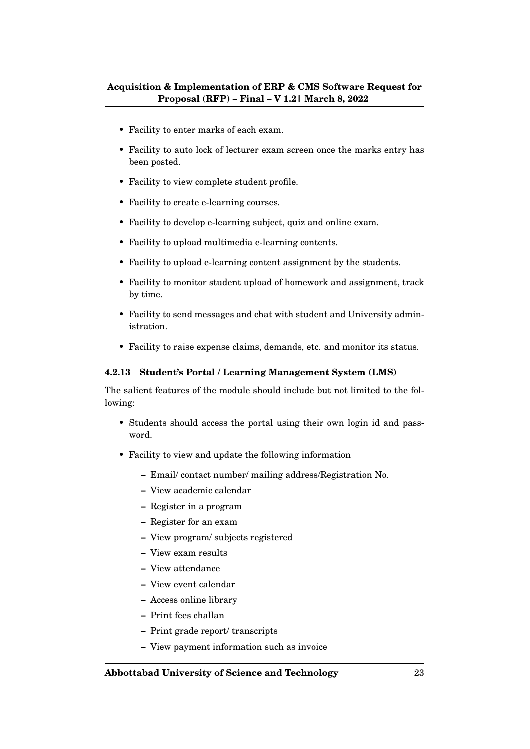- Facility to enter marks of each exam.
- Facility to auto lock of lecturer exam screen once the marks entry has been posted.
- Facility to view complete student profile.
- Facility to create e-learning courses.
- Facility to develop e-learning subject, quiz and online exam.
- Facility to upload multimedia e-learning contents.
- Facility to upload e-learning content assignment by the students.
- Facility to monitor student upload of homework and assignment, track by time.
- Facility to send messages and chat with student and University administration.
- Facility to raise expense claims, demands, etc. and monitor its status.

#### 4.2.13 Student's Portal / Learning Management System (LMS)

The salient features of the module should include but not limited to the following:

- Students should access the portal using their own login id and password.
- Facility to view and update the following information
  - Email/ contact number/ mailing address/Registration No.
  - View academic calendar
  - Register in a program
  - Register for an exam
  - View program/ subjects registered
  - View exam results
  - View attendance
  - View event calendar
  - Access online library
  - Print fees challan
  - Print grade report/ transcripts
  - View payment information such as invoice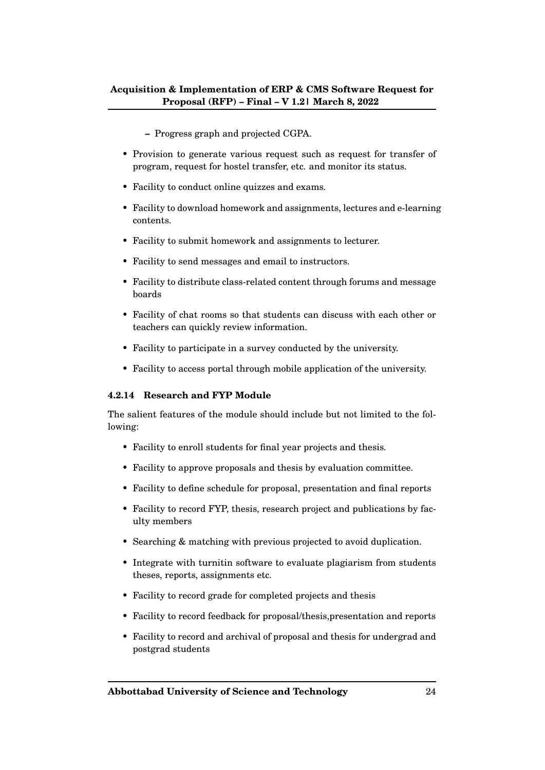- Progress graph and projected CGPA.

- Provision to generate various request such as request for transfer of program, request for hostel transfer, etc. and monitor its status.
- Facility to conduct online quizzes and exams.
- Facility to download homework and assignments, lectures and e-learning contents.
- Facility to submit homework and assignments to lecturer.
- Facility to send messages and email to instructors.
- Facility to distribute class-related content through forums and message boards
- Facility of chat rooms so that students can discuss with each other or teachers can quickly review information.
- Facility to participate in a survey conducted by the university.
- Facility to access portal through mobile application of the university.

#### 4.2.14 Research and FYP Module

The salient features of the module should include but not limited to the following:

- Facility to enroll students for final year projects and thesis.
- Facility to approve proposals and thesis by evaluation committee.
- Facility to define schedule for proposal, presentation and final reports
- Facility to record FYP, thesis, research project and publications by faculty members
- Searching & matching with previous projected to avoid duplication.
- Integrate with turnitin software to evaluate plagiarism from students theses, reports, assignments etc.
- Facility to record grade for completed projects and thesis
- Facility to record feedback for proposal/thesis,presentation and reports
- Facility to record and archival of proposal and thesis for undergrad and postgrad students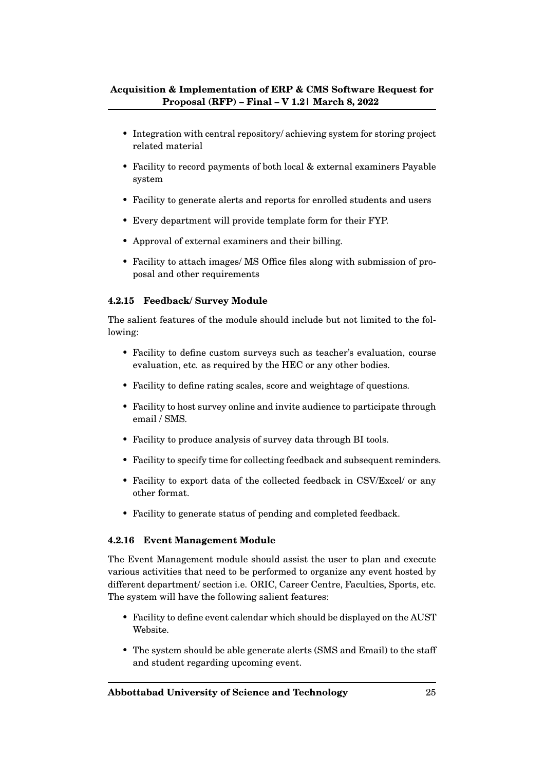- Integration with central repository/ achieving system for storing project related material
- Facility to record payments of both local & external examiners Payable system
- Facility to generate alerts and reports for enrolled students and users
- Every department will provide template form for their FYP.
- Approval of external examiners and their billing.
- Facility to attach images/ MS Office files along with submission of proposal and other requirements

#### 4.2.15 Feedback/ Survey Module

The salient features of the module should include but not limited to the following:

- Facility to define custom surveys such as teacher's evaluation, course evaluation, etc. as required by the HEC or any other bodies.
- Facility to define rating scales, score and weightage of questions.
- Facility to host survey online and invite audience to participate through email / SMS.
- Facility to produce analysis of survey data through BI tools.
- Facility to specify time for collecting feedback and subsequent reminders.
- Facility to export data of the collected feedback in CSV/Excel/ or any other format.
- Facility to generate status of pending and completed feedback.

#### 4.2.16 Event Management Module

The Event Management module should assist the user to plan and execute various activities that need to be performed to organize any event hosted by different department/ section i.e. ORIC, Career Centre, Faculties, Sports, etc. The system will have the following salient features:

- Facility to define event calendar which should be displayed on the AUST Website.
- The system should be able generate alerts (SMS and Email) to the staff and student regarding upcoming event.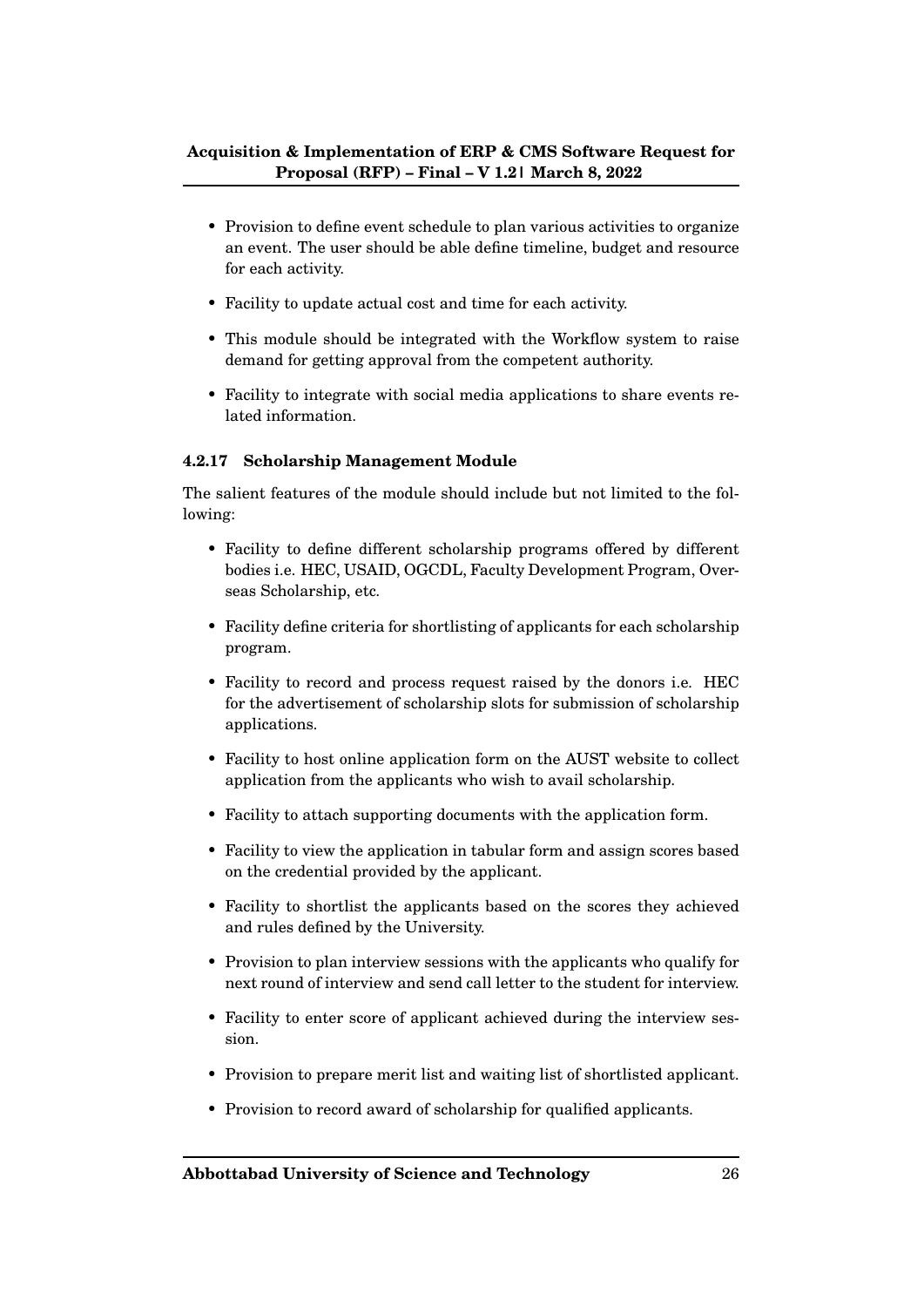- Provision to define event schedule to plan various activities to organize an event. The user should be able define timeline, budget and resource for each activity.
- Facility to update actual cost and time for each activity.
- This module should be integrated with the Workflow system to raise demand for getting approval from the competent authority.
- Facility to integrate with social media applications to share events related information.

#### 4.2.17 Scholarship Management Module

The salient features of the module should include but not limited to the following:

- Facility to define different scholarship programs offered by different bodies i.e. HEC, USAID, OGCDL, Faculty Development Program, Overseas Scholarship, etc.
- Facility define criteria for shortlisting of applicants for each scholarship program.
- Facility to record and process request raised by the donors i.e. HEC for the advertisement of scholarship slots for submission of scholarship applications.
- Facility to host online application form on the AUST website to collect application from the applicants who wish to avail scholarship.
- Facility to attach supporting documents with the application form.
- Facility to view the application in tabular form and assign scores based on the credential provided by the applicant.
- Facility to shortlist the applicants based on the scores they achieved and rules defined by the University.
- Provision to plan interview sessions with the applicants who qualify for next round of interview and send call letter to the student for interview.
- Facility to enter score of applicant achieved during the interview session.
- Provision to prepare merit list and waiting list of shortlisted applicant.
- Provision to record award of scholarship for qualified applicants.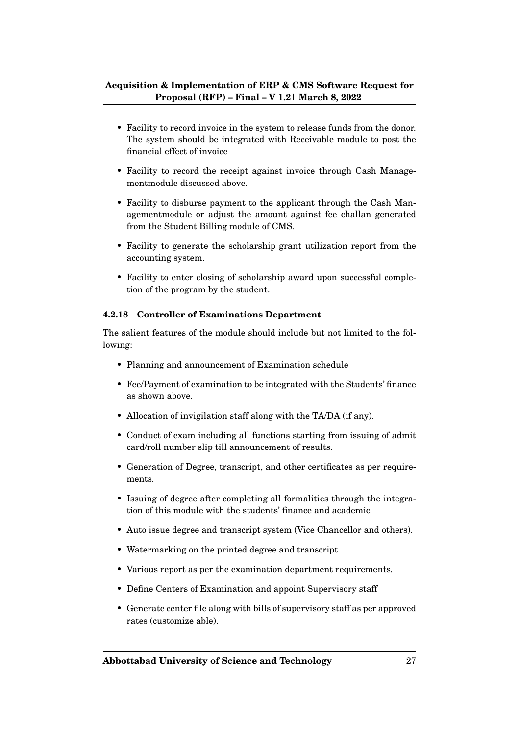- Facility to record invoice in the system to release funds from the donor. The system should be integrated with Receivable module to post the financial effect of invoice
- Facility to record the receipt against invoice through Cash Managementmodule discussed above.
- Facility to disburse payment to the applicant through the Cash Managementmodule or adjust the amount against fee challan generated from the Student Billing module of CMS.
- Facility to generate the scholarship grant utilization report from the accounting system.
- Facility to enter closing of scholarship award upon successful completion of the program by the student.

#### 4.2.18 Controller of Examinations Department

The salient features of the module should include but not limited to the following:

- Planning and announcement of Examination schedule
- Fee/Payment of examination to be integrated with the Students' finance as shown above.
- Allocation of invigilation staff along with the TA/DA (if any).
- Conduct of exam including all functions starting from issuing of admit card/roll number slip till announcement of results.
- Generation of Degree, transcript, and other certificates as per requirements.
- Issuing of degree after completing all formalities through the integration of this module with the students' finance and academic.
- Auto issue degree and transcript system (Vice Chancellor and others).
- Watermarking on the printed degree and transcript
- Various report as per the examination department requirements.
- Define Centers of Examination and appoint Supervisory staff
- Generate center file along with bills of supervisory staff as per approved rates (customize able).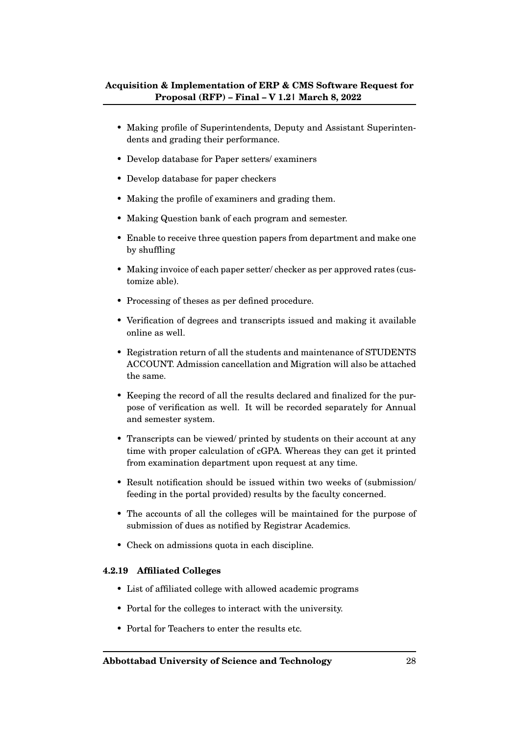- Making profile of Superintendents, Deputy and Assistant Superintendents and grading their performance.
- Develop database for Paper setters/ examiners
- Develop database for paper checkers
- Making the profile of examiners and grading them.
- Making Question bank of each program and semester.
- Enable to receive three question papers from department and make one by shuffling
- Making invoice of each paper setter/ checker as per approved rates (customize able).
- Processing of theses as per defined procedure.
- Verification of degrees and transcripts issued and making it available online as well.
- Registration return of all the students and maintenance of STUDENTS ACCOUNT. Admission cancellation and Migration will also be attached the same.
- Keeping the record of all the results declared and finalized for the purpose of verification as well. It will be recorded separately for Annual and semester system.
- Transcripts can be viewed/ printed by students on their account at any time with proper calculation of cGPA. Whereas they can get it printed from examination department upon request at any time.
- Result notification should be issued within two weeks of (submission/ feeding in the portal provided) results by the faculty concerned.
- The accounts of all the colleges will be maintained for the purpose of submission of dues as notified by Registrar Academics.
- Check on admissions quota in each discipline.

#### 4.2.19 Affiliated Colleges

- List of affiliated college with allowed academic programs
- Portal for the colleges to interact with the university.
- Portal for Teachers to enter the results etc.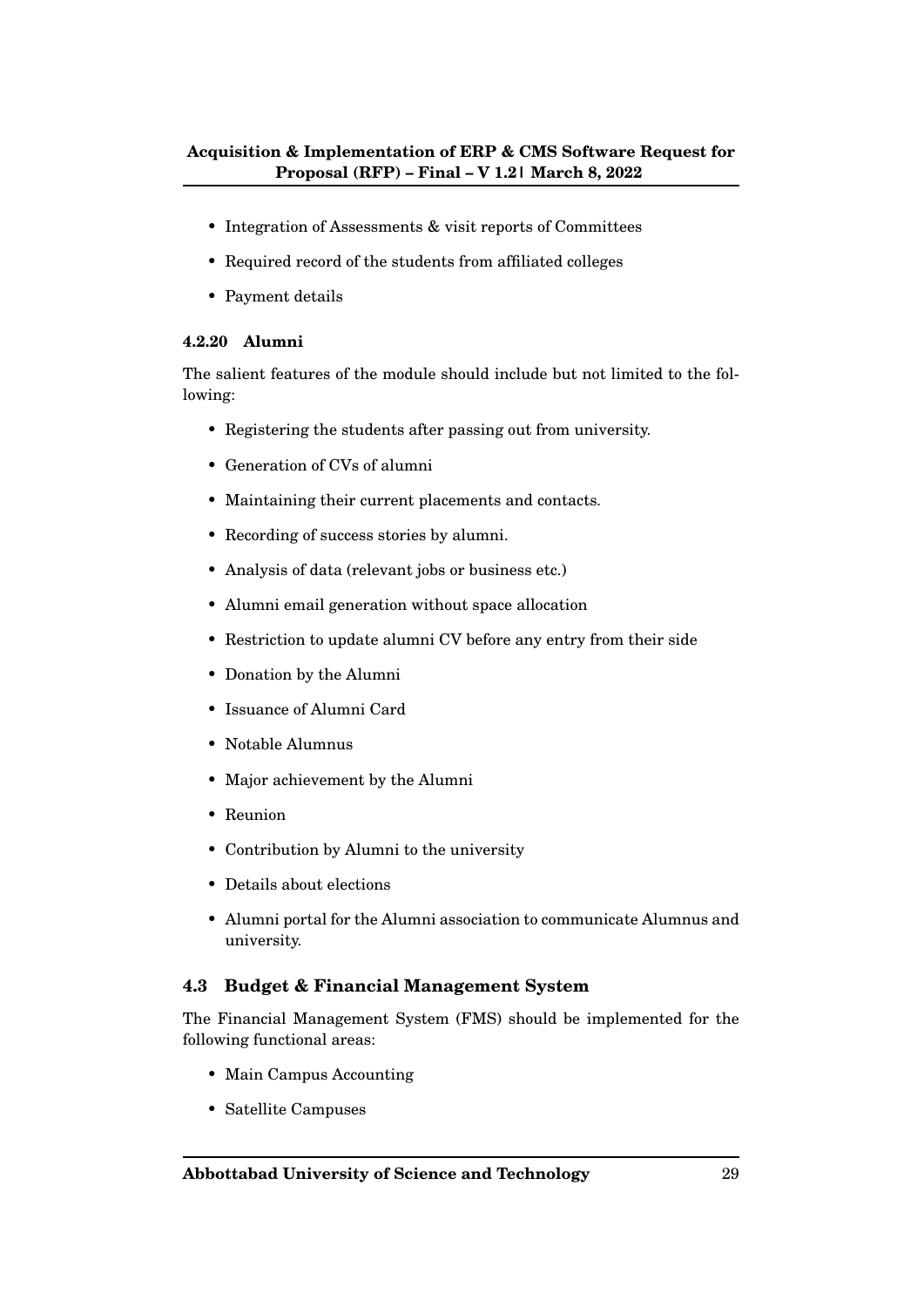- Integration of Assessments & visit reports of Committees
- Required record of the students from affiliated colleges
- Payment details

#### 4.2.20 Alumni

The salient features of the module should include but not limited to the following:

- Registering the students after passing out from university.
- Generation of CVs of alumni
- Maintaining their current placements and contacts.
- Recording of success stories by alumni.
- Analysis of data (relevant jobs or business etc.)
- Alumni email generation without space allocation
- Restriction to update alumni CV before any entry from their side
- Donation by the Alumni
- Issuance of Alumni Card
- Notable Alumnus
- Major achievement by the Alumni
- Reunion
- Contribution by Alumni to the university
- Details about elections
- Alumni portal for the Alumni association to communicate Alumnus and university.

### 4.3 Budget & Financial Management System

The Financial Management System (FMS) should be implemented for the following functional areas:

- Main Campus Accounting
- Satellite Campuses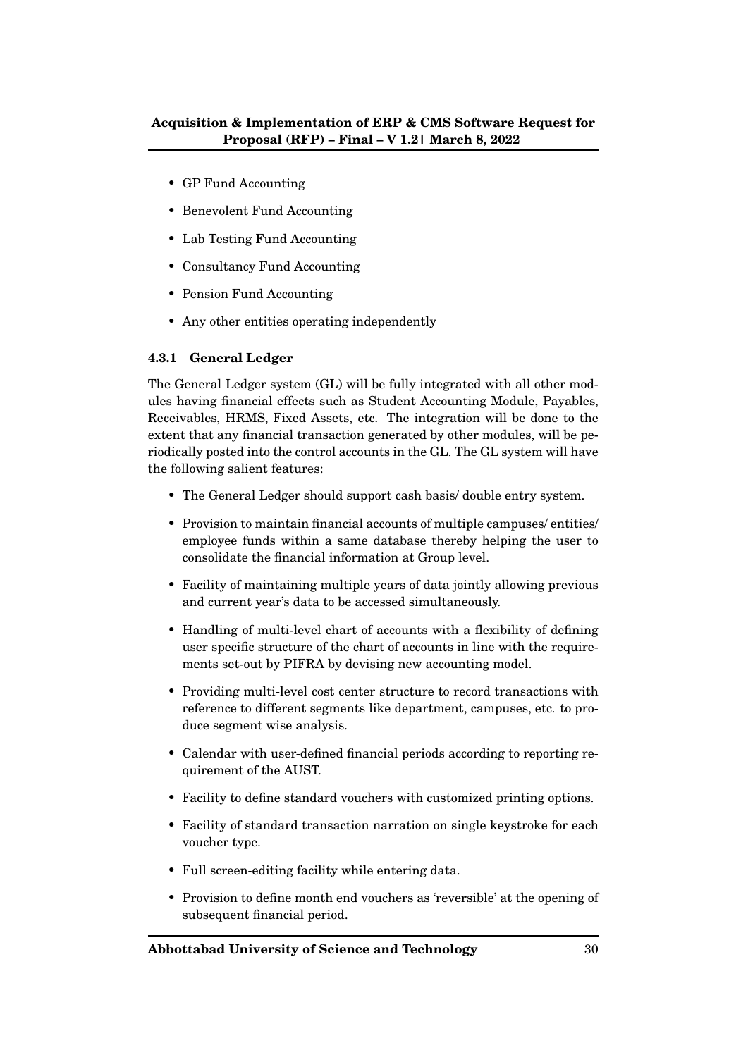- GP Fund Accounting
- Benevolent Fund Accounting
- Lab Testing Fund Accounting
- Consultancy Fund Accounting
- Pension Fund Accounting
- Any other entities operating independently

### 4.3.1 General Ledger

The General Ledger system (GL) will be fully integrated with all other modules having financial effects such as Student Accounting Module, Payables, Receivables, HRMS, Fixed Assets, etc. The integration will be done to the extent that any financial transaction generated by other modules, will be periodically posted into the control accounts in the GL. The GL system will have the following salient features:

- The General Ledger should support cash basis/ double entry system.
- Provision to maintain financial accounts of multiple campuses/ entities/ employee funds within a same database thereby helping the user to consolidate the financial information at Group level.
- Facility of maintaining multiple years of data jointly allowing previous and current year's data to be accessed simultaneously.
- Handling of multi-level chart of accounts with a flexibility of defining user specific structure of the chart of accounts in line with the requirements set-out by PIFRA by devising new accounting model.
- Providing multi-level cost center structure to record transactions with reference to different segments like department, campuses, etc. to produce segment wise analysis.
- Calendar with user-defined financial periods according to reporting requirement of the AUST.
- Facility to define standard vouchers with customized printing options.
- Facility of standard transaction narration on single keystroke for each voucher type.
- Full screen-editing facility while entering data.
- Provision to define month end vouchers as 'reversible' at the opening of subsequent financial period.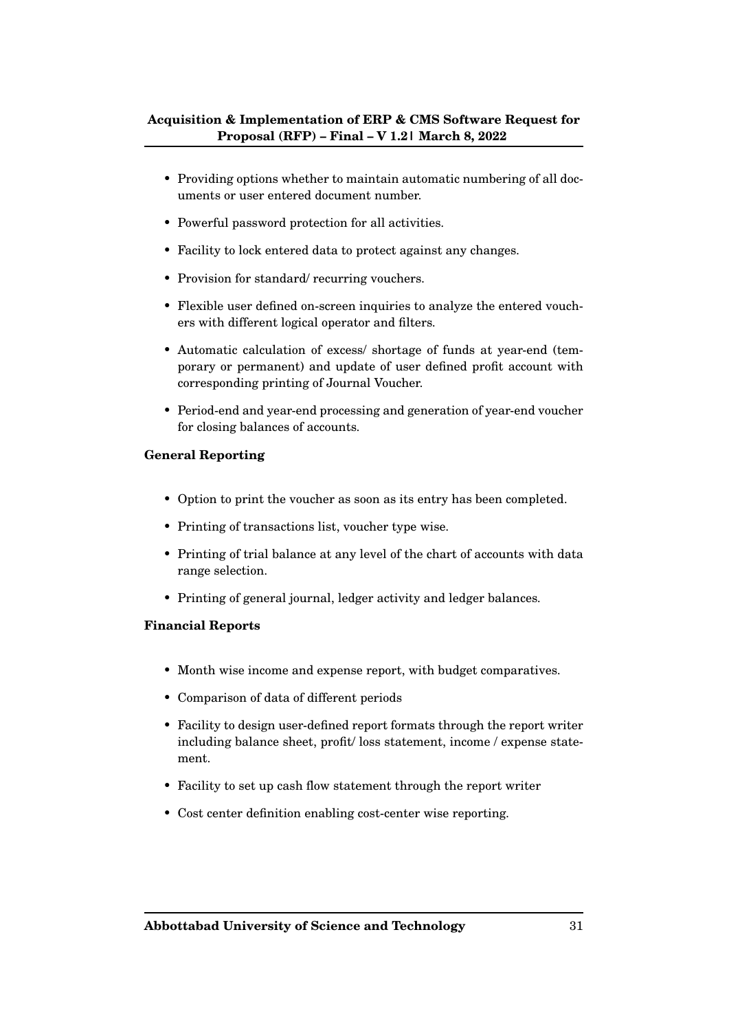- Providing options whether to maintain automatic numbering of all documents or user entered document number.
- Powerful password protection for all activities.
- Facility to lock entered data to protect against any changes.
- Provision for standard/ recurring vouchers.
- Flexible user defined on-screen inquiries to analyze the entered vouchers with different logical operator and filters.
- Automatic calculation of excess/ shortage of funds at year-end (temporary or permanent) and update of user defined profit account with corresponding printing of Journal Voucher.
- Period-end and year-end processing and generation of year-end voucher for closing balances of accounts.

**General Reporting**

- Option to print the voucher as soon as its entry has been completed.
- Printing of transactions list, voucher type wise.
- Printing of trial balance at any level of the chart of accounts with data range selection.
- Printing of general journal, ledger activity and ledger balances.

**Financial Reports**

- Month wise income and expense report, with budget comparatives.
- Comparison of data of different periods
- Facility to design user-defined report formats through the report writer including balance sheet, profit/ loss statement, income / expense statement.
- Facility to set up cash flow statement through the report writer
- Cost center definition enabling cost-center wise reporting.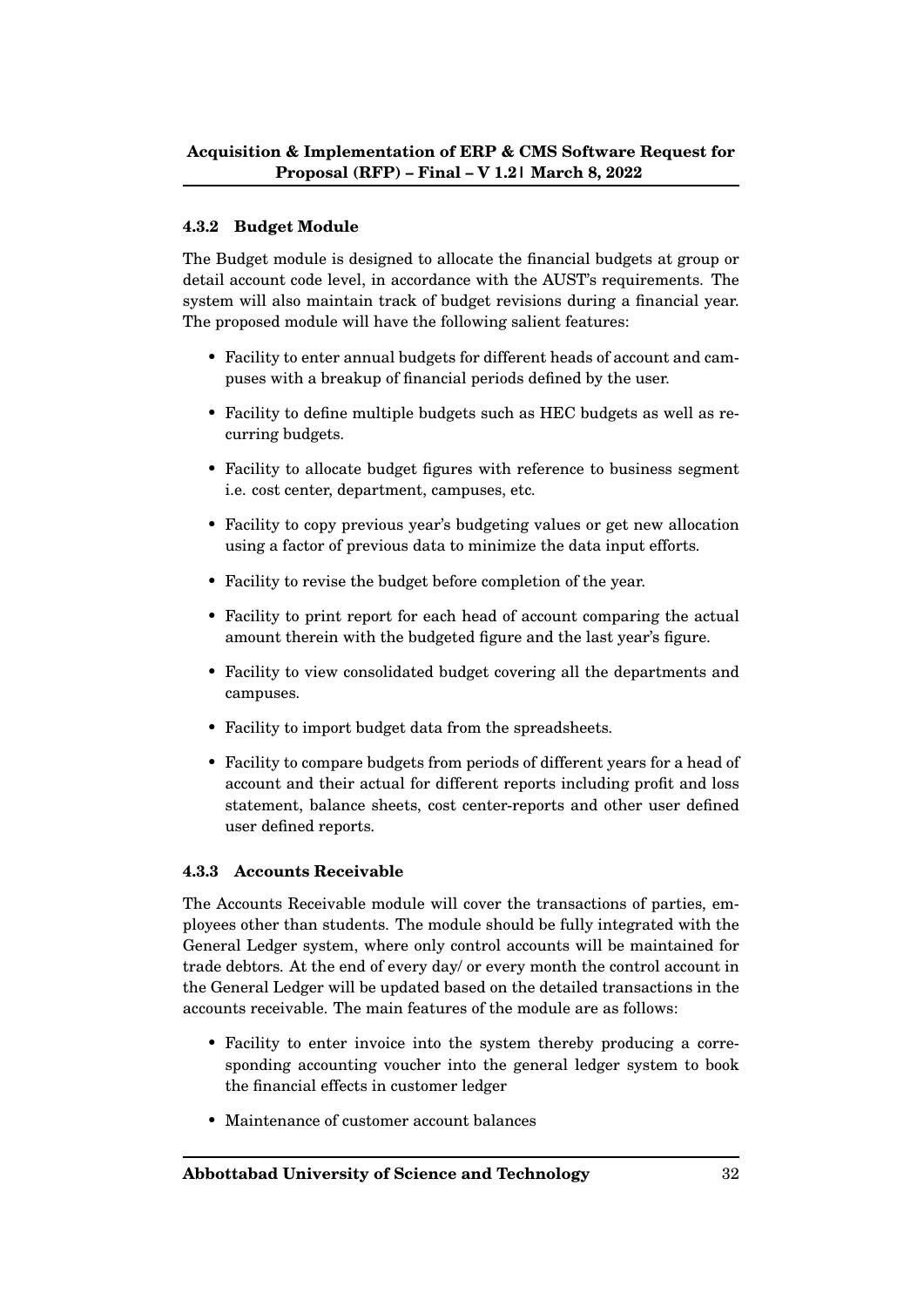#### 4.3.2 Budget Module

The Budget module is designed to allocate the financial budgets at group or detail account code level, in accordance with the AUST's requirements. The system will also maintain track of budget revisions during a financial year. The proposed module will have the following salient features:

- Facility to enter annual budgets for different heads of account and campuses with a breakup of financial periods defined by the user.
- Facility to define multiple budgets such as HEC budgets as well as recurring budgets.
- Facility to allocate budget figures with reference to business segment i.e. cost center, department, campuses, etc.
- Facility to copy previous year's budgeting values or get new allocation using a factor of previous data to minimize the data input efforts.
- Facility to revise the budget before completion of the year.
- Facility to print report for each head of account comparing the actual amount therein with the budgeted figure and the last year's figure.
- Facility to view consolidated budget covering all the departments and campuses.
- Facility to import budget data from the spreadsheets.
- Facility to compare budgets from periods of different years for a head of account and their actual for different reports including profit and loss statement, balance sheets, cost center-reports and other user defined user defined reports.

#### 4.3.3 Accounts Receivable

The Accounts Receivable module will cover the transactions of parties, employees other than students. The module should be fully integrated with the General Ledger system, where only control accounts will be maintained for trade debtors. At the end of every day/ or every month the control account in the General Ledger will be updated based on the detailed transactions in the accounts receivable. The main features of the module are as follows:

- Facility to enter invoice into the system thereby producing a corresponding accounting voucher into the general ledger system to book the financial effects in customer ledger
- Maintenance of customer account balances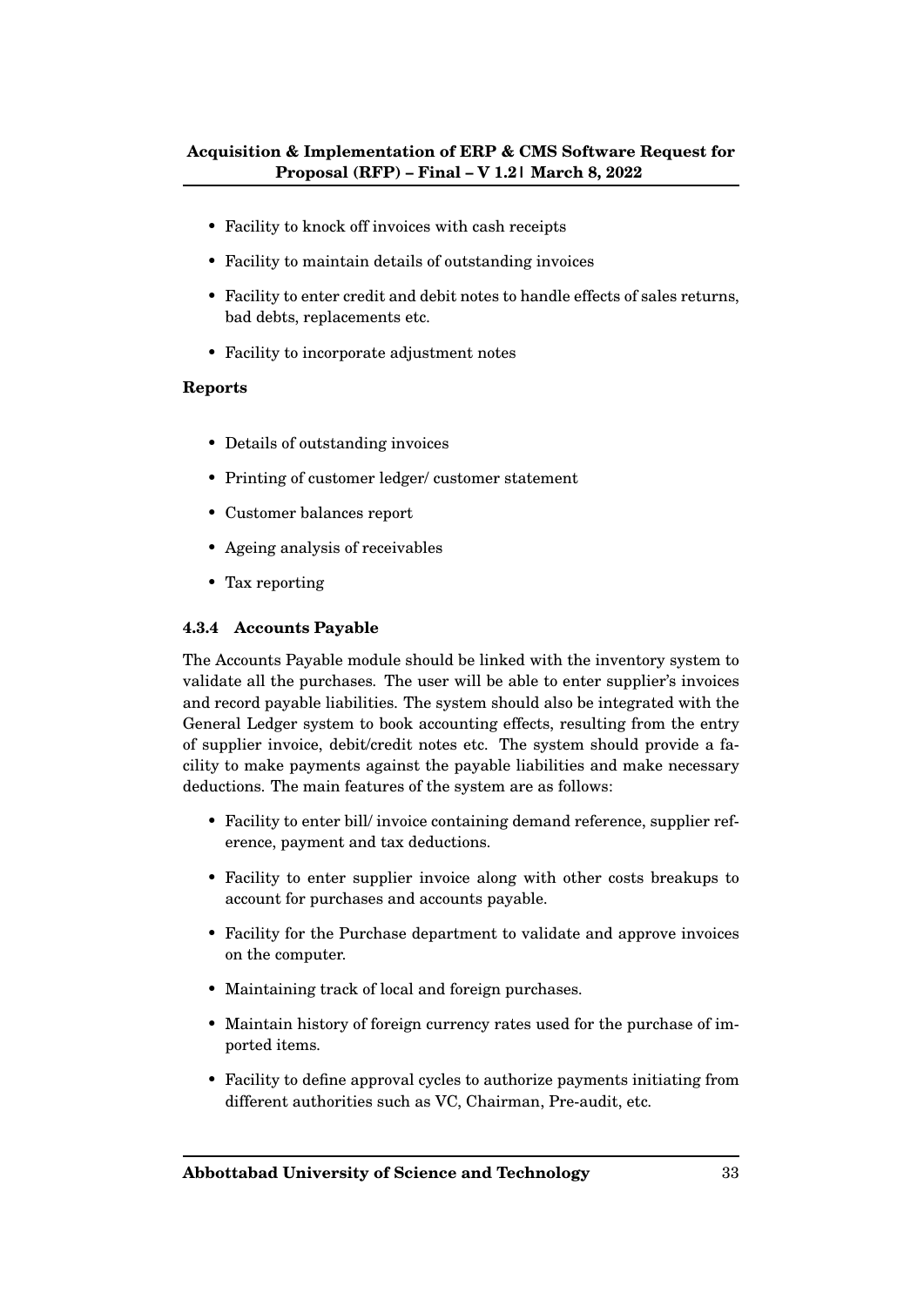- Facility to knock off invoices with cash receipts
- Facility to maintain details of outstanding invoices
- Facility to enter credit and debit notes to handle effects of sales returns, bad debts, replacements etc.
- Facility to incorporate adjustment notes

**Reports**

- Details of outstanding invoices
- Printing of customer ledger/ customer statement
- Customer balances report
- Ageing analysis of receivables
- Tax reporting

### 4.3.4 Accounts Payable

The Accounts Payable module should be linked with the inventory system to validate all the purchases. The user will be able to enter supplier's invoices and record payable liabilities. The system should also be integrated with the General Ledger system to book accounting effects, resulting from the entry of supplier invoice, debit/credit notes etc. The system should provide a facility to make payments against the payable liabilities and make necessary deductions. The main features of the system are as follows:

- Facility to enter bill/ invoice containing demand reference, supplier reference, payment and tax deductions.
- Facility to enter supplier invoice along with other costs breakups to account for purchases and accounts payable.
- Facility for the Purchase department to validate and approve invoices on the computer.
- Maintaining track of local and foreign purchases.
- Maintain history of foreign currency rates used for the purchase of imported items.
- Facility to define approval cycles to authorize payments initiating from different authorities such as VC, Chairman, Pre-audit, etc.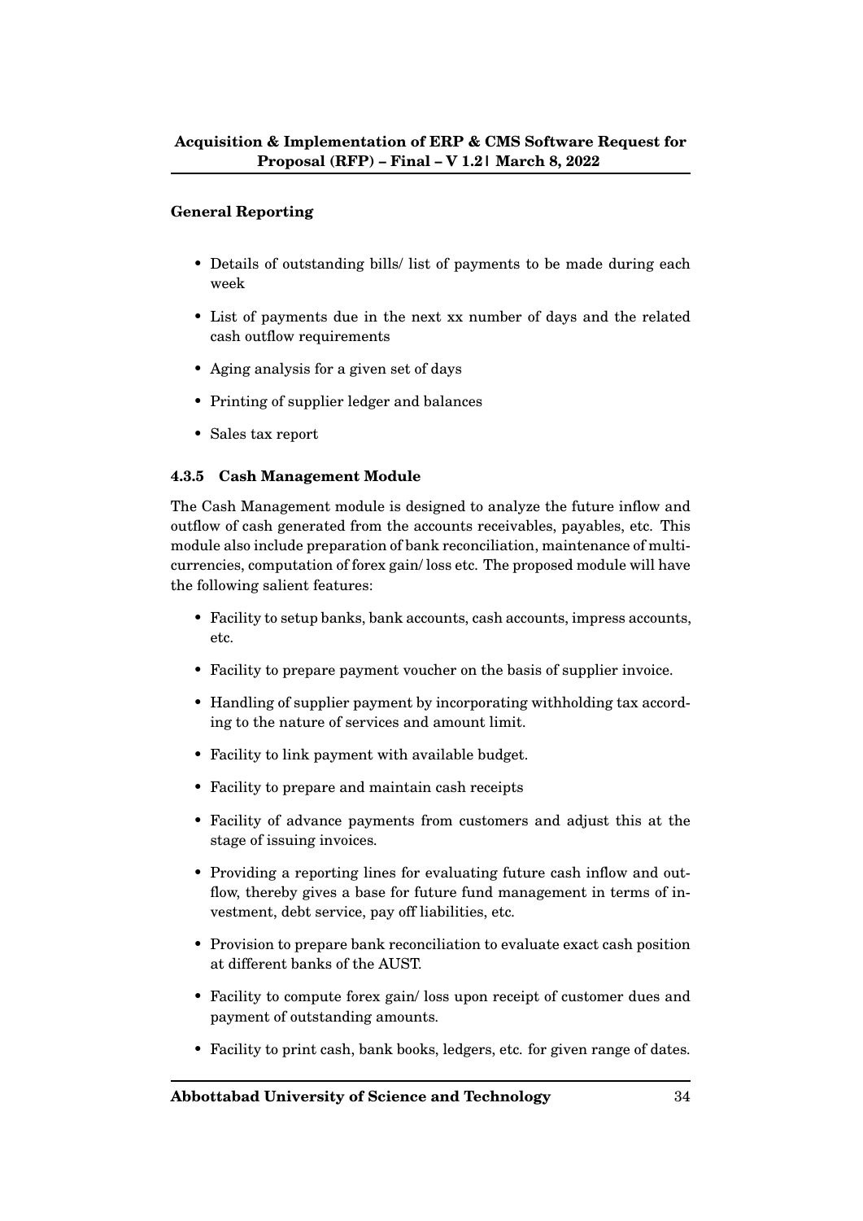**General Reporting**

- Details of outstanding bills/ list of payments to be made during each week
- List of payments due in the next xx number of days and the related cash outflow requirements
- Aging analysis for a given set of days
- Printing of supplier ledger and balances
- Sales tax report

### 4.3.5 Cash Management Module

The Cash Management module is designed to analyze the future inflow and outflow of cash generated from the accounts receivables, payables, etc. This module also include preparation of bank reconciliation, maintenance of multi-currencies, computation of forex gain/ loss etc. The proposed module will have the following salient features:

- Facility to setup banks, bank accounts, cash accounts, impress accounts, etc.
- Facility to prepare payment voucher on the basis of supplier invoice.
- Handling of supplier payment by incorporating withholding tax according to the nature of services and amount limit.
- Facility to link payment with available budget.
- Facility to prepare and maintain cash receipts
- Facility of advance payments from customers and adjust this at the stage of issuing invoices.
- Providing a reporting lines for evaluating future cash inflow and outflow, thereby gives a base for future fund management in terms of investment, debt service, pay off liabilities, etc.
- Provision to prepare bank reconciliation to evaluate exact cash position at different banks of the AUST.
- Facility to compute forex gain/ loss upon receipt of customer dues and payment of outstanding amounts.
- Facility to print cash, bank books, ledgers, etc. for given range of dates.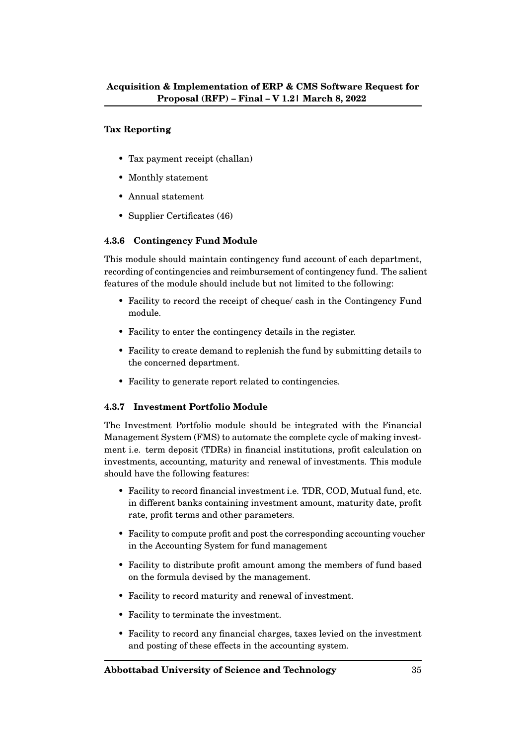**Tax Reporting**

- Tax payment receipt (challan)
- Monthly statement
- Annual statement
- Supplier Certificates (46)

### 4.3.6 Contingency Fund Module

This module should maintain contingency fund account of each department, recording of contingencies and reimbursement of contingency fund. The salient features of the module should include but not limited to the following:

- Facility to record the receipt of cheque/ cash in the Contingency Fund module.
- Facility to enter the contingency details in the register.
- Facility to create demand to replenish the fund by submitting details to the concerned department.
- Facility to generate report related to contingencies.

### 4.3.7 Investment Portfolio Module

The Investment Portfolio module should be integrated with the Financial Management System (FMS) to automate the complete cycle of making investment i.e. term deposit (TDRs) in financial institutions, profit calculation on investments, accounting, maturity and renewal of investments. This module should have the following features:

- Facility to record financial investment i.e. TDR, COD, Mutual fund, etc. in different banks containing investment amount, maturity date, profit rate, profit terms and other parameters.
- Facility to compute profit and post the corresponding accounting voucher in the Accounting System for fund management
- Facility to distribute profit amount among the members of fund based on the formula devised by the management.
- Facility to record maturity and renewal of investment.
- Facility to terminate the investment.
- Facility to record any financial charges, taxes levied on the investment and posting of these effects in the accounting system.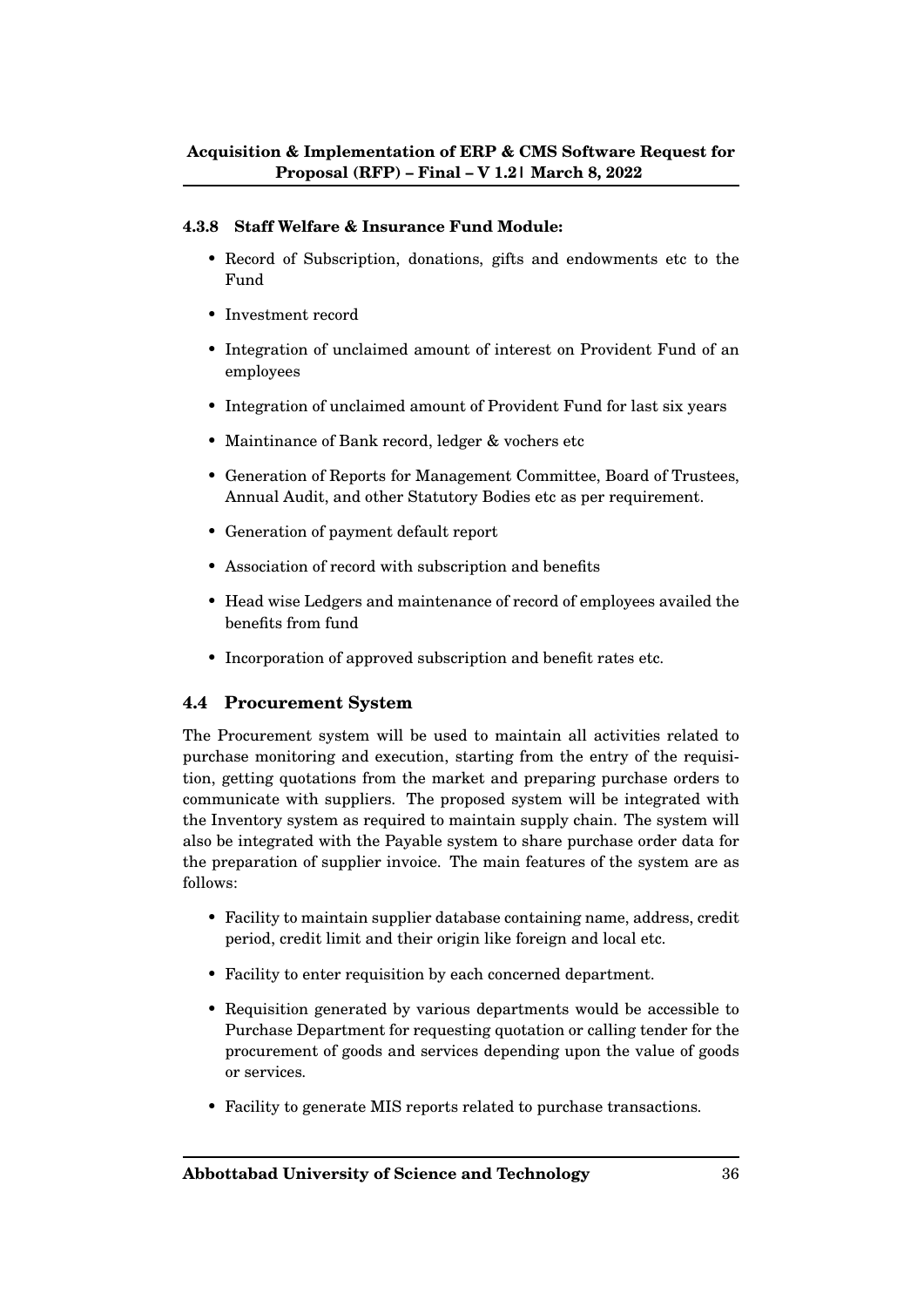#### 4.3.8 Staff Welfare & Insurance Fund Module:

- Record of Subscription, donations, gifts and endowments etc to the Fund
- Investment record
- Integration of unclaimed amount of interest on Provident Fund of an employees
- Integration of unclaimed amount of Provident Fund for last six years
- Maintinance of Bank record, ledger & vochers etc
- Generation of Reports for Management Committee, Board of Trustees, Annual Audit, and other Statutory Bodies etc as per requirement.
- Generation of payment default report
- Association of record with subscription and benefits
- Head wise Ledgers and maintenance of record of employees availed the benefits from fund
- Incorporation of approved subscription and benefit rates etc.

### 4.4 Procurement System

The Procurement system will be used to maintain all activities related to purchase monitoring and execution, starting from the entry of the requisition, getting quotations from the market and preparing purchase orders to communicate with suppliers. The proposed system will be integrated with the Inventory system as required to maintain supply chain. The system will also be integrated with the Payable system to share purchase order data for the preparation of supplier invoice. The main features of the system are as follows:

- Facility to maintain supplier database containing name, address, credit period, credit limit and their origin like foreign and local etc.
- Facility to enter requisition by each concerned department.
- Requisition generated by various departments would be accessible to Purchase Department for requesting quotation or calling tender for the procurement of goods and services depending upon the value of goods or services.
- Facility to generate MIS reports related to purchase transactions.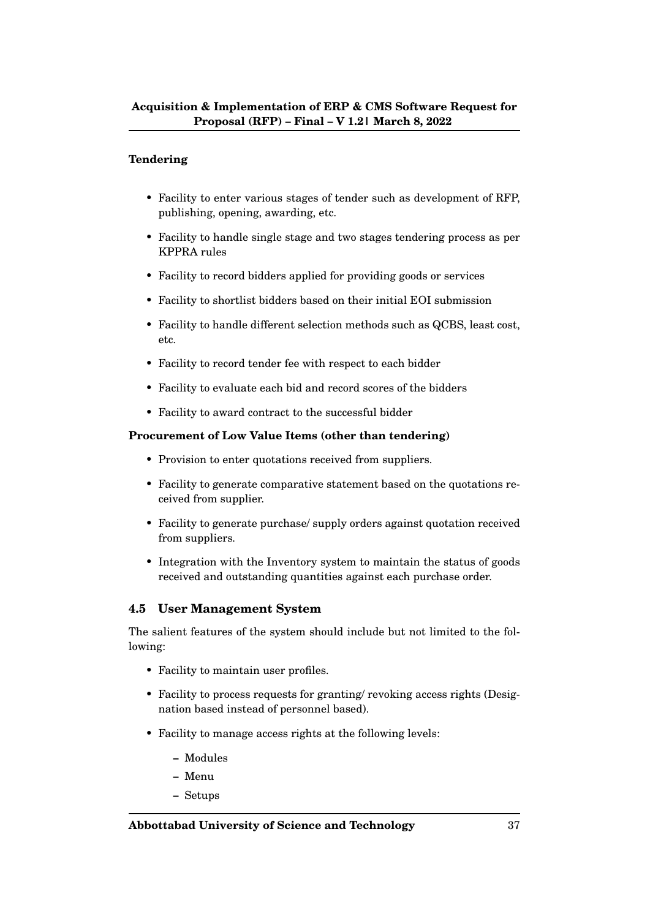**Tendering**

- Facility to enter various stages of tender such as development of RFP, publishing, opening, awarding, etc.
- Facility to handle single stage and two stages tendering process as per KPPRA rules
- Facility to record bidders applied for providing goods or services
- Facility to shortlist bidders based on their initial EOI submission
- Facility to handle different selection methods such as QCBS, least cost, etc.
- Facility to record tender fee with respect to each bidder
- Facility to evaluate each bid and record scores of the bidders
- Facility to award contract to the successful bidder

**Procurement of Low Value Items (other than tendering)**

- Provision to enter quotations received from suppliers.
- Facility to generate comparative statement based on the quotations received from supplier.
- Facility to generate purchase/ supply orders against quotation received from suppliers.
- Integration with the Inventory system to maintain the status of goods received and outstanding quantities against each purchase order.

## 4.5 User Management System

The salient features of the system should include but not limited to the following:

- Facility to maintain user profiles.
- Facility to process requests for granting/ revoking access rights (Designation based instead of personnel based).
- Facility to manage access rights at the following levels:
  - Modules
  - Menu
  - Setups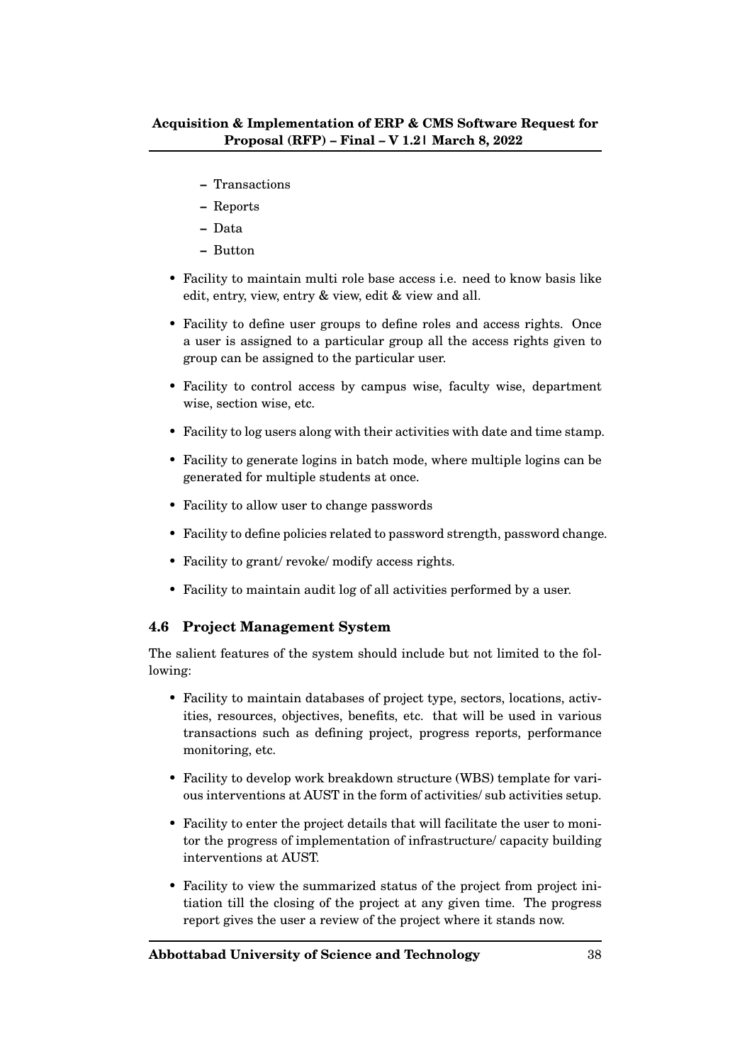- Transactions
  - Reports
  - Data
  - Button

- Facility to maintain multi role base access i.e. need to know basis like edit, entry, view, entry & view, edit & view and all.
- Facility to define user groups to define roles and access rights. Once a user is assigned to a particular group all the access rights given to group can be assigned to the particular user.
- Facility to control access by campus wise, faculty wise, department wise, section wise, etc.
- Facility to log users along with their activities with date and time stamp.
- Facility to generate logins in batch mode, where multiple logins can be generated for multiple students at once.
- Facility to allow user to change passwords
- Facility to define policies related to password strength, password change.
- Facility to grant/ revoke/ modify access rights.
- Facility to maintain audit log of all activities performed by a user.

### 4.6 Project Management System

The salient features of the system should include but not limited to the following:

- Facility to maintain databases of project type, sectors, locations, activities, resources, objectives, benefits, etc. that will be used in various transactions such as defining project, progress reports, performance monitoring, etc.
- Facility to develop work breakdown structure (WBS) template for various interventions at AUST in the form of activities/ sub activities setup.
- Facility to enter the project details that will facilitate the user to monitor the progress of implementation of infrastructure/ capacity building interventions at AUST.
- Facility to view the summarized status of the project from project initiation till the closing of the project at any given time. The progress report gives the user a review of the project where it stands now.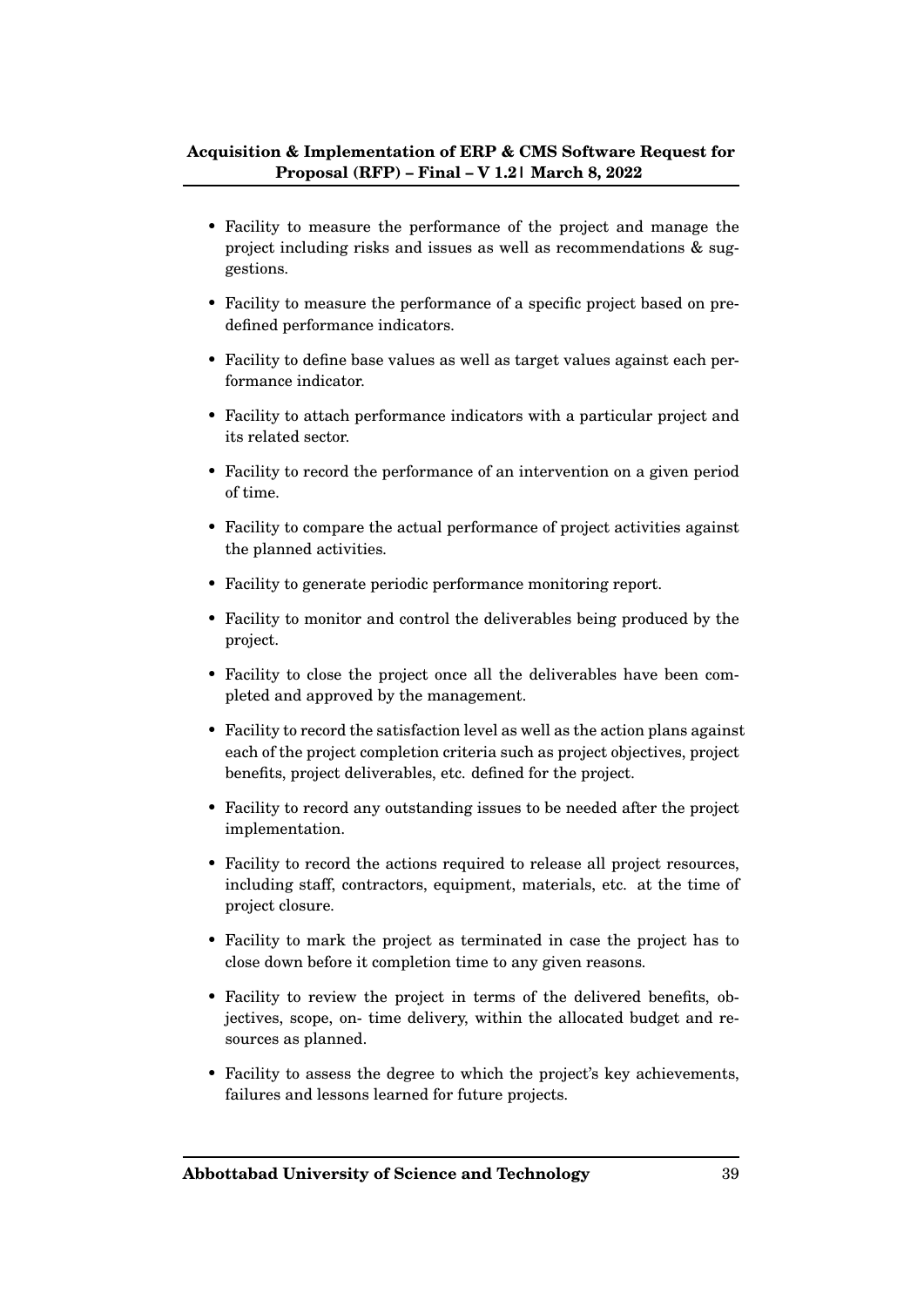- Facility to measure the performance of the project and manage the project including risks and issues as well as recommendations & suggestions.
- Facility to measure the performance of a specific project based on predefined performance indicators.
- Facility to define base values as well as target values against each performance indicator.
- Facility to attach performance indicators with a particular project and its related sector.
- Facility to record the performance of an intervention on a given period of time.
- Facility to compare the actual performance of project activities against the planned activities.
- Facility to generate periodic performance monitoring report.
- Facility to monitor and control the deliverables being produced by the project.
- Facility to close the project once all the deliverables have been completed and approved by the management.
- Facility to record the satisfaction level as well as the action plans against each of the project completion criteria such as project objectives, project benefits, project deliverables, etc. defined for the project.
- Facility to record any outstanding issues to be needed after the project implementation.
- Facility to record the actions required to release all project resources, including staff, contractors, equipment, materials, etc. at the time of project closure.
- Facility to mark the project as terminated in case the project has to close down before it completion time to any given reasons.
- Facility to review the project in terms of the delivered benefits, objectives, scope, on- time delivery, within the allocated budget and resources as planned.
- Facility to assess the degree to which the project's key achievements, failures and lessons learned for future projects.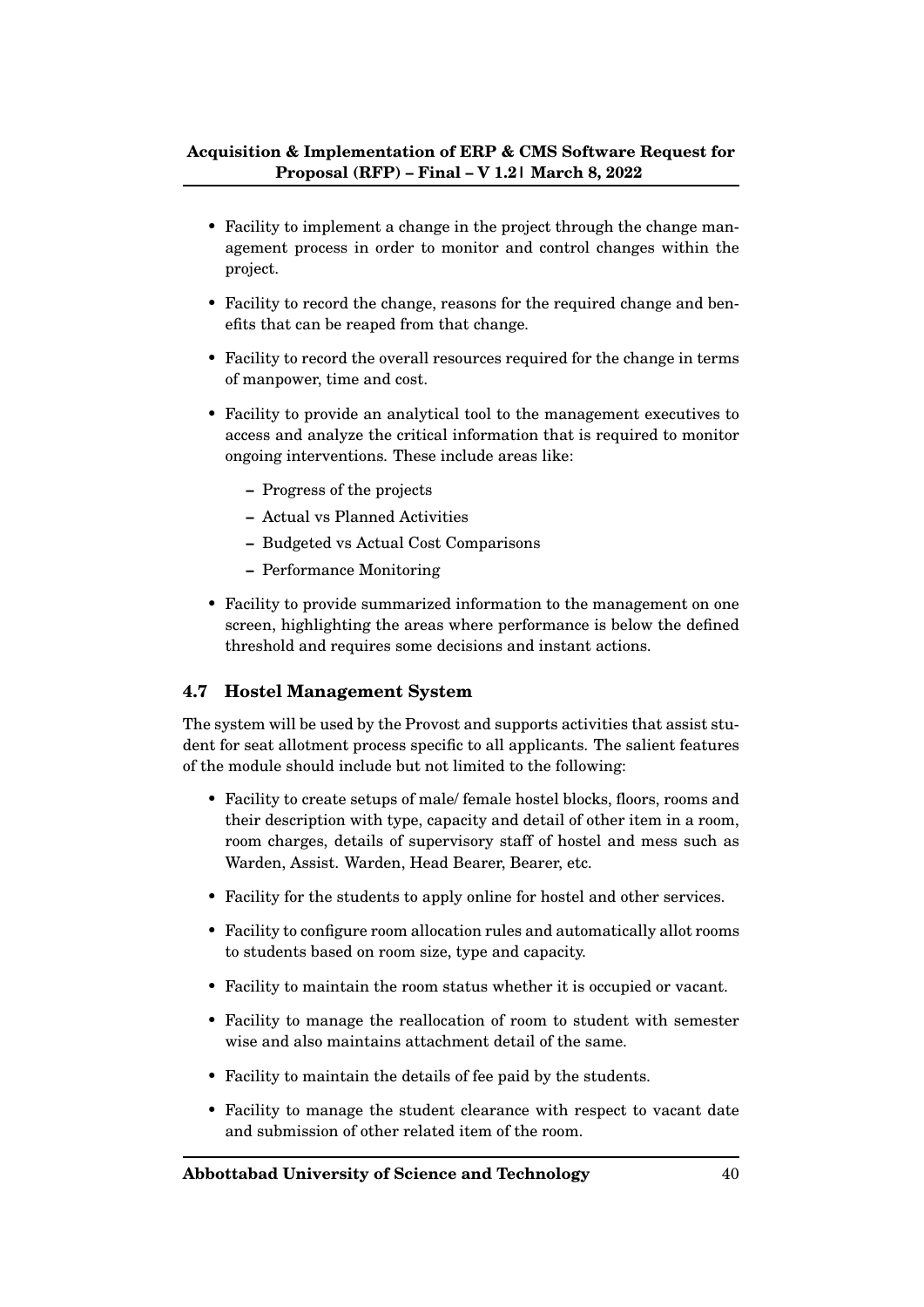- Facility to implement a change in the project through the change management process in order to monitor and control changes within the project.
- Facility to record the change, reasons for the required change and benefits that can be reaped from that change.
- Facility to record the overall resources required for the change in terms of manpower, time and cost.
- Facility to provide an analytical tool to the management executives to access and analyze the critical information that is required to monitor ongoing interventions. These include areas like:
  - Progress of the projects
  - Actual vs Planned Activities
  - Budgeted vs Actual Cost Comparisons
  - Performance Monitoring
- Facility to provide summarized information to the management on one screen, highlighting the areas where performance is below the defined threshold and requires some decisions and instant actions.

### 4.7 Hostel Management System

The system will be used by the Provost and supports activities that assist student for seat allotment process specific to all applicants. The salient features of the module should include but not limited to the following:

- Facility to create setups of male/ female hostel blocks, floors, rooms and their description with type, capacity and detail of other item in a room, room charges, details of supervisory staff of hostel and mess such as Warden, Assist. Warden, Head Bearer, Bearer, etc.
- Facility for the students to apply online for hostel and other services.
- Facility to configure room allocation rules and automatically allot rooms to students based on room size, type and capacity.
- Facility to maintain the room status whether it is occupied or vacant.
- Facility to manage the reallocation of room to student with semester wise and also maintains attachment detail of the same.
- Facility to maintain the details of fee paid by the students.
- Facility to manage the student clearance with respect to vacant date and submission of other related item of the room.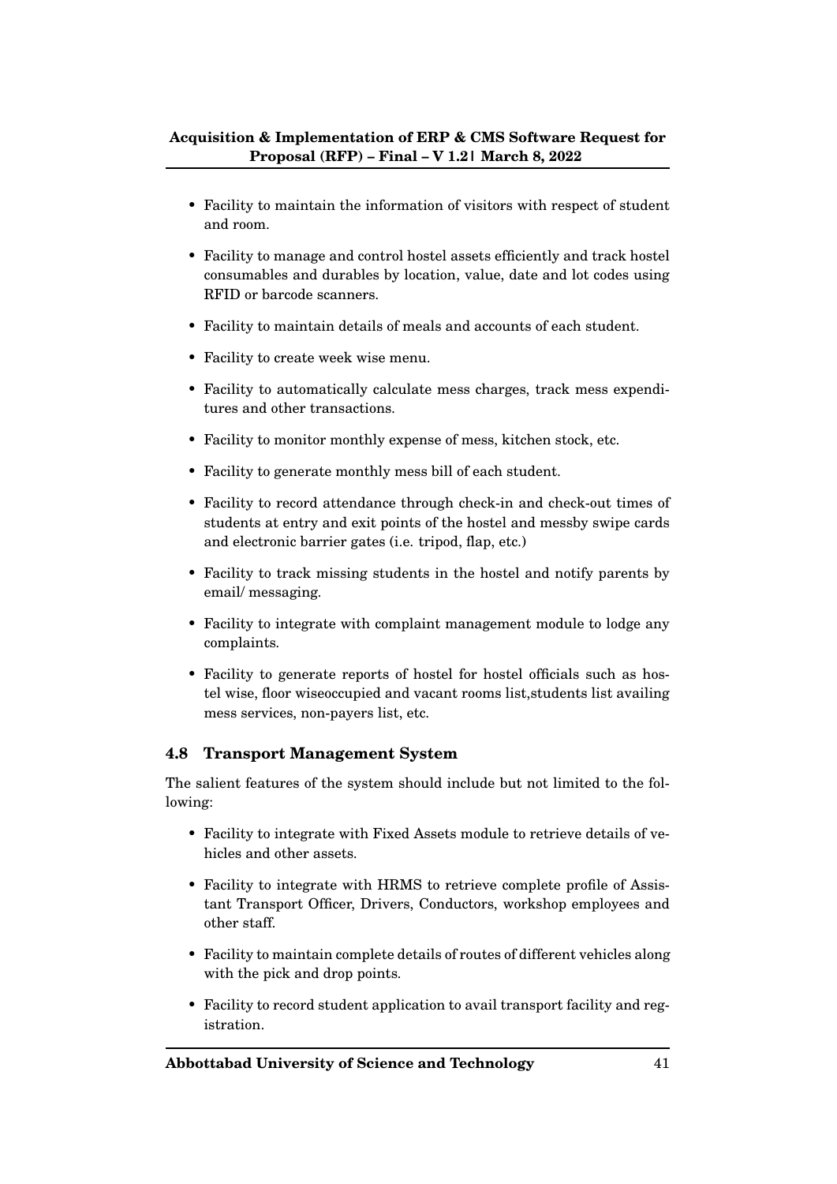- Facility to maintain the information of visitors with respect of student and room.
- Facility to manage and control hostel assets efficiently and track hostel consumables and durables by location, value, date and lot codes using RFID or barcode scanners.
- Facility to maintain details of meals and accounts of each student.
- Facility to create week wise menu.
- Facility to automatically calculate mess charges, track mess expenditures and other transactions.
- Facility to monitor monthly expense of mess, kitchen stock, etc.
- Facility to generate monthly mess bill of each student.
- Facility to record attendance through check-in and check-out times of students at entry and exit points of the hostel and messby swipe cards and electronic barrier gates (i.e. tripod, flap, etc.)
- Facility to track missing students in the hostel and notify parents by email/ messaging.
- Facility to integrate with complaint management module to lodge any complaints.
- Facility to generate reports of hostel for hostel officials such as hostel wise, floor wiseoccupied and vacant rooms list,students list availing mess services, non-payers list, etc.

## 4.8 Transport Management System

The salient features of the system should include but not limited to the following:

- Facility to integrate with Fixed Assets module to retrieve details of vehicles and other assets.
- Facility to integrate with HRMS to retrieve complete profile of Assistant Transport Officer, Drivers, Conductors, workshop employees and other staff.
- Facility to maintain complete details of routes of different vehicles along with the pick and drop points.
- Facility to record student application to avail transport facility and registration.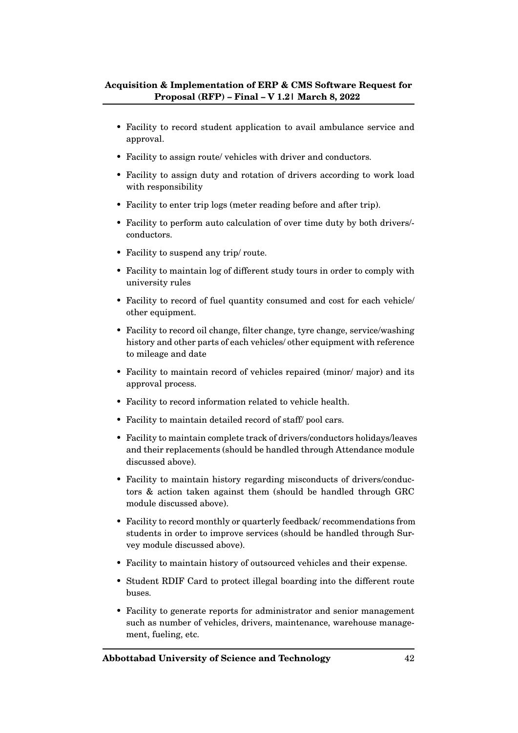- Facility to record student application to avail ambulance service and approval.
- Facility to assign route/ vehicles with driver and conductors.
- Facility to assign duty and rotation of drivers according to work load with responsibility
- Facility to enter trip logs (meter reading before and after trip).
- Facility to perform auto calculation of over time duty by both drivers/-conductors.
- Facility to suspend any trip/ route.
- Facility to maintain log of different study tours in order to comply with university rules
- Facility to record of fuel quantity consumed and cost for each vehicle/ other equipment.
- Facility to record oil change, filter change, tyre change, service/washing history and other parts of each vehicles/ other equipment with reference to mileage and date
- Facility to maintain record of vehicles repaired (minor/ major) and its approval process.
- Facility to record information related to vehicle health.
- Facility to maintain detailed record of staff/ pool cars.
- Facility to maintain complete track of drivers/conductors holidays/leaves and their replacements (should be handled through Attendance module discussed above).
- Facility to maintain history regarding misconducts of drivers/conductors & action taken against them (should be handled through GRC module discussed above).
- Facility to record monthly or quarterly feedback/ recommendations from students in order to improve services (should be handled through Survey module discussed above).
- Facility to maintain history of outsourced vehicles and their expense.
- Student RDIF Card to protect illegal boarding into the different route buses.
- Facility to generate reports for administrator and senior management such as number of vehicles, drivers, maintenance, warehouse management, fueling, etc.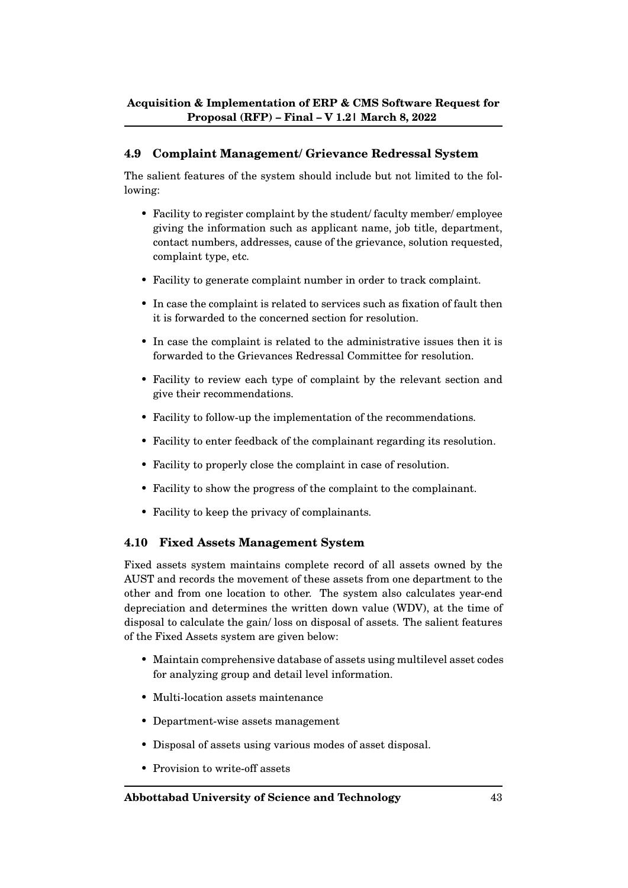## 4.9 Complaint Management/ Grievance Redressal System

The salient features of the system should include but not limited to the following:

- Facility to register complaint by the student/ faculty member/ employee giving the information such as applicant name, job title, department, contact numbers, addresses, cause of the grievance, solution requested, complaint type, etc.
- Facility to generate complaint number in order to track complaint.
- In case the complaint is related to services such as fixation of fault then it is forwarded to the concerned section for resolution.
- In case the complaint is related to the administrative issues then it is forwarded to the Grievances Redressal Committee for resolution.
- Facility to review each type of complaint by the relevant section and give their recommendations.
- Facility to follow-up the implementation of the recommendations.
- Facility to enter feedback of the complainant regarding its resolution.
- Facility to properly close the complaint in case of resolution.
- Facility to show the progress of the complaint to the complainant.
- Facility to keep the privacy of complainants.

## 4.10 Fixed Assets Management System

Fixed assets system maintains complete record of all assets owned by the AUST and records the movement of these assets from one department to the other and from one location to other. The system also calculates year-end depreciation and determines the written down value (WDV), at the time of disposal to calculate the gain/ loss on disposal of assets. The salient features of the Fixed Assets system are given below:

- Maintain comprehensive database of assets using multilevel asset codes for analyzing group and detail level information.
- Multi-location assets maintenance
- Department-wise assets management
- Disposal of assets using various modes of asset disposal.
- Provision to write-off assets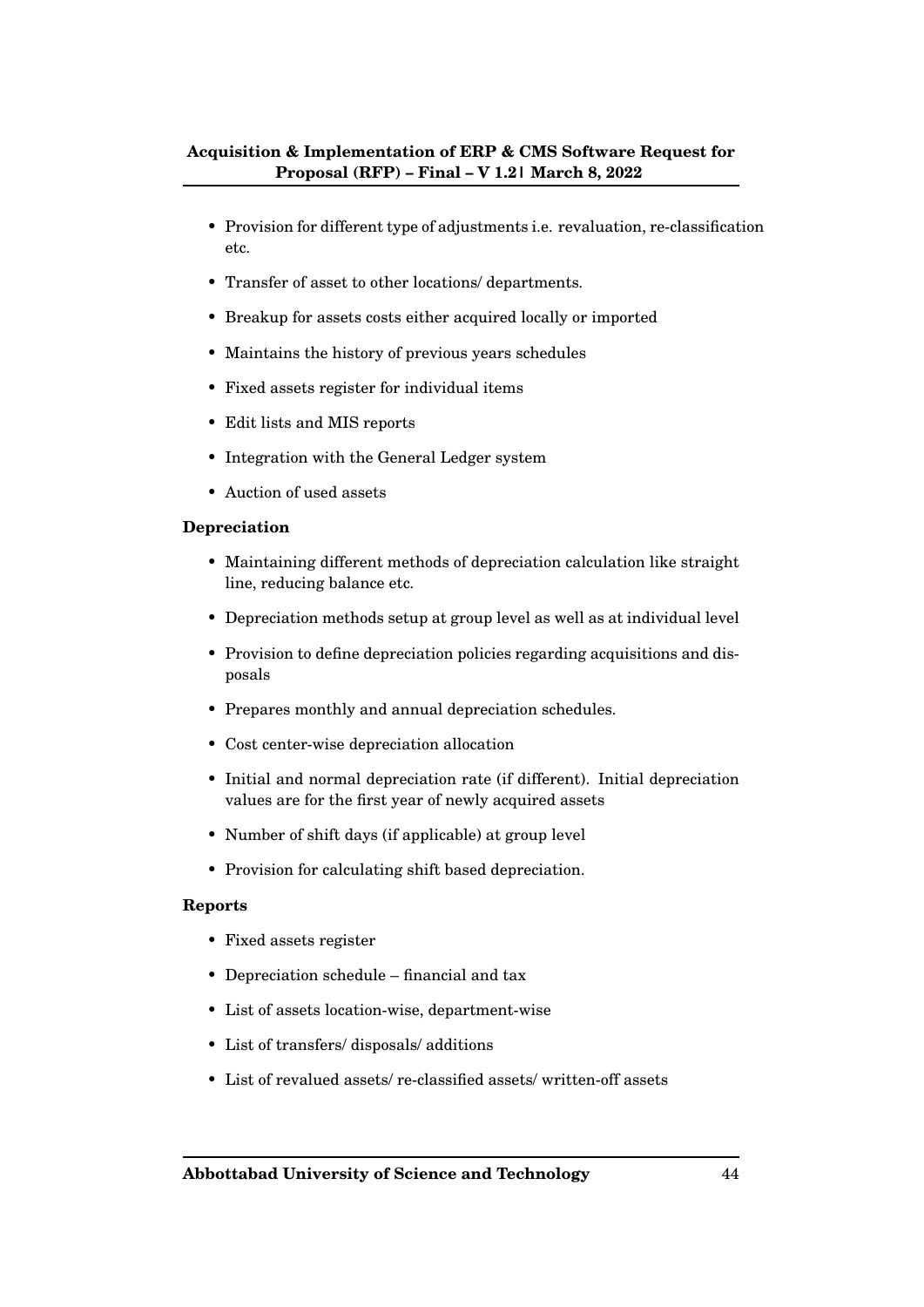- Provision for different type of adjustments i.e. revaluation, re-classification etc.
- Transfer of asset to other locations/ departments.
- Breakup for assets costs either acquired locally or imported
- Maintains the history of previous years schedules
- Fixed assets register for individual items
- Edit lists and MIS reports
- Integration with the General Ledger system
- Auction of used assets

**Depreciation**

- Maintaining different methods of depreciation calculation like straight line, reducing balance etc.
- Depreciation methods setup at group level as well as at individual level
- Provision to define depreciation policies regarding acquisitions and disposals
- Prepares monthly and annual depreciation schedules.
- Cost center-wise depreciation allocation
- Initial and normal depreciation rate (if different). Initial depreciation values are for the first year of newly acquired assets
- Number of shift days (if applicable) at group level
- Provision for calculating shift based depreciation.

**Reports**

- Fixed assets register
- Depreciation schedule – financial and tax
- List of assets location-wise, department-wise
- List of transfers/ disposals/ additions
- List of revalued assets/ re-classified assets/ written-off assets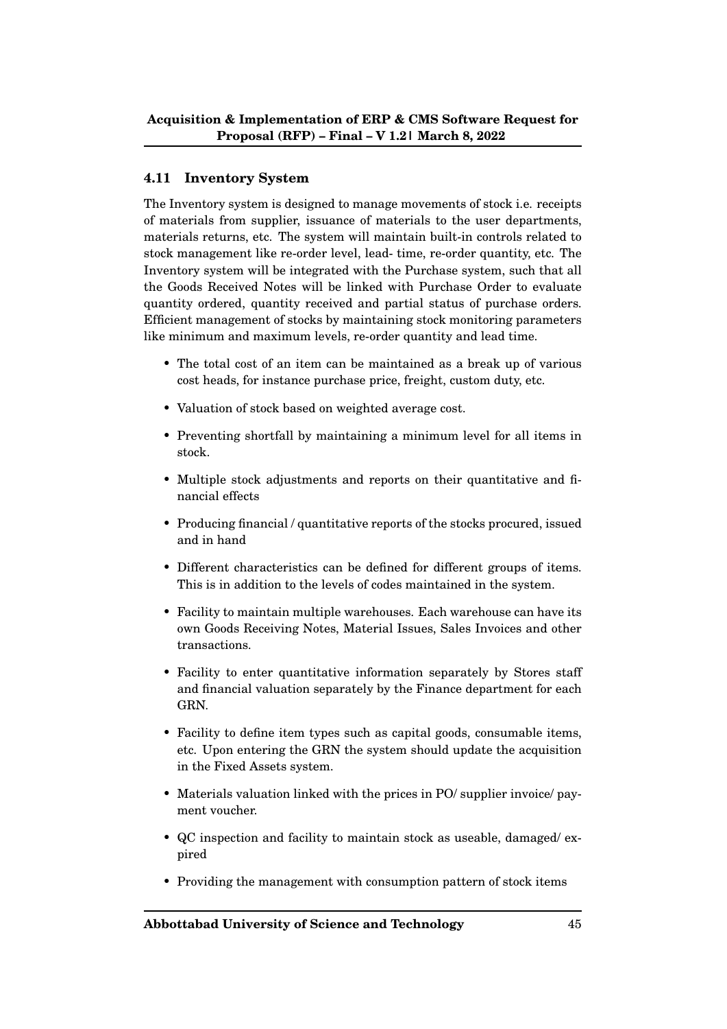## 4.11 Inventory System

The Inventory system is designed to manage movements of stock i.e. receipts of materials from supplier, issuance of materials to the user departments, materials returns, etc. The system will maintain built-in controls related to stock management like re-order level, lead- time, re-order quantity, etc. The Inventory system will be integrated with the Purchase system, such that all the Goods Received Notes will be linked with Purchase Order to evaluate quantity ordered, quantity received and partial status of purchase orders. Efficient management of stocks by maintaining stock monitoring parameters like minimum and maximum levels, re-order quantity and lead time.

- The total cost of an item can be maintained as a break up of various cost heads, for instance purchase price, freight, custom duty, etc.
- Valuation of stock based on weighted average cost.
- Preventing shortfall by maintaining a minimum level for all items in stock.
- Multiple stock adjustments and reports on their quantitative and financial effects
- Producing financial / quantitative reports of the stocks procured, issued and in hand
- Different characteristics can be defined for different groups of items. This is in addition to the levels of codes maintained in the system.
- Facility to maintain multiple warehouses. Each warehouse can have its own Goods Receiving Notes, Material Issues, Sales Invoices and other transactions.
- Facility to enter quantitative information separately by Stores staff and financial valuation separately by the Finance department for each GRN.
- Facility to define item types such as capital goods, consumable items, etc. Upon entering the GRN the system should update the acquisition in the Fixed Assets system.
- Materials valuation linked with the prices in PO/ supplier invoice/ payment voucher.
- QC inspection and facility to maintain stock as useable, damaged/ expired
- Providing the management with consumption pattern of stock items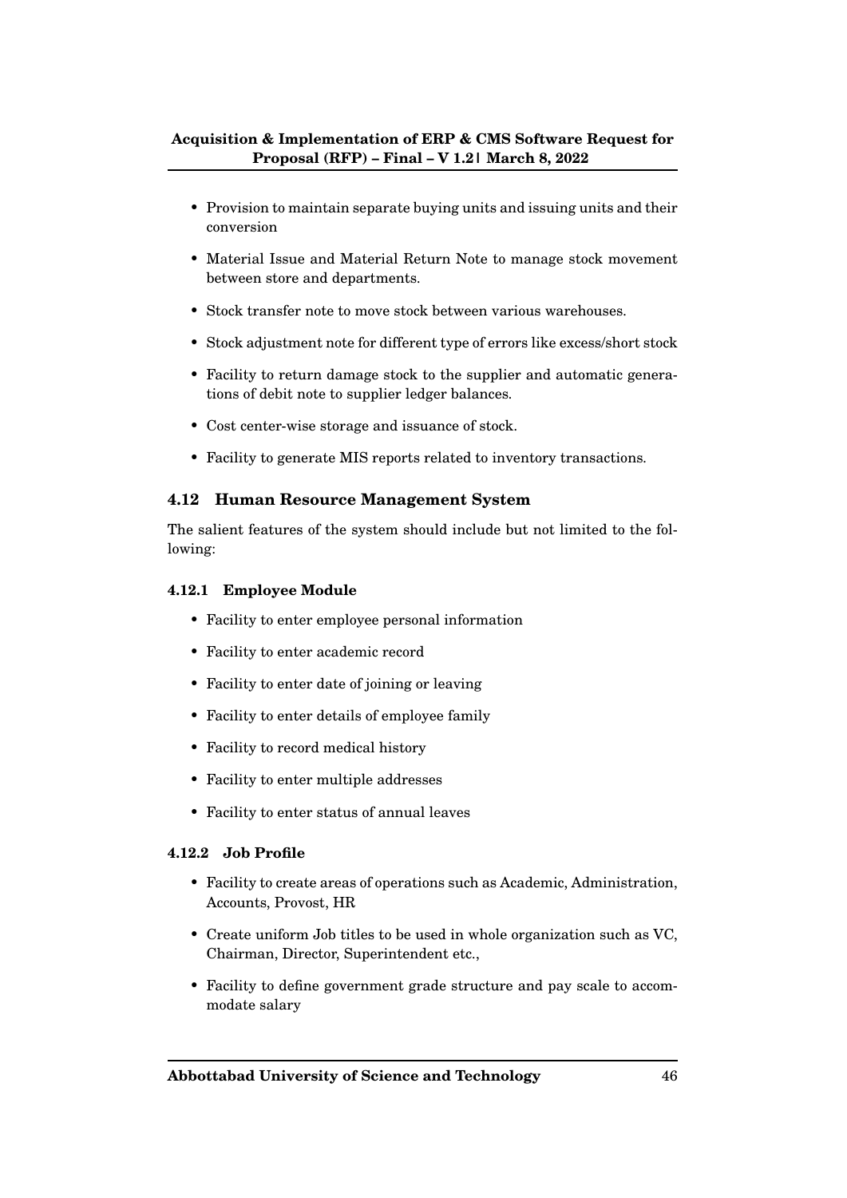- Provision to maintain separate buying units and issuing units and their conversion
- Material Issue and Material Return Note to manage stock movement between store and departments.
- Stock transfer note to move stock between various warehouses.
- Stock adjustment note for different type of errors like excess/short stock
- Facility to return damage stock to the supplier and automatic generations of debit note to supplier ledger balances.
- Cost center-wise storage and issuance of stock.
- Facility to generate MIS reports related to inventory transactions.

## 4.12 Human Resource Management System

The salient features of the system should include but not limited to the following:

### 4.12.1 Employee Module

- Facility to enter employee personal information
- Facility to enter academic record
- Facility to enter date of joining or leaving
- Facility to enter details of employee family
- Facility to record medical history
- Facility to enter multiple addresses
- Facility to enter status of annual leaves

### 4.12.2 Job Profile

- Facility to create areas of operations such as Academic, Administration, Accounts, Provost, HR
- Create uniform Job titles to be used in whole organization such as VC, Chairman, Director, Superintendent etc.,
- Facility to define government grade structure and pay scale to accommodate salary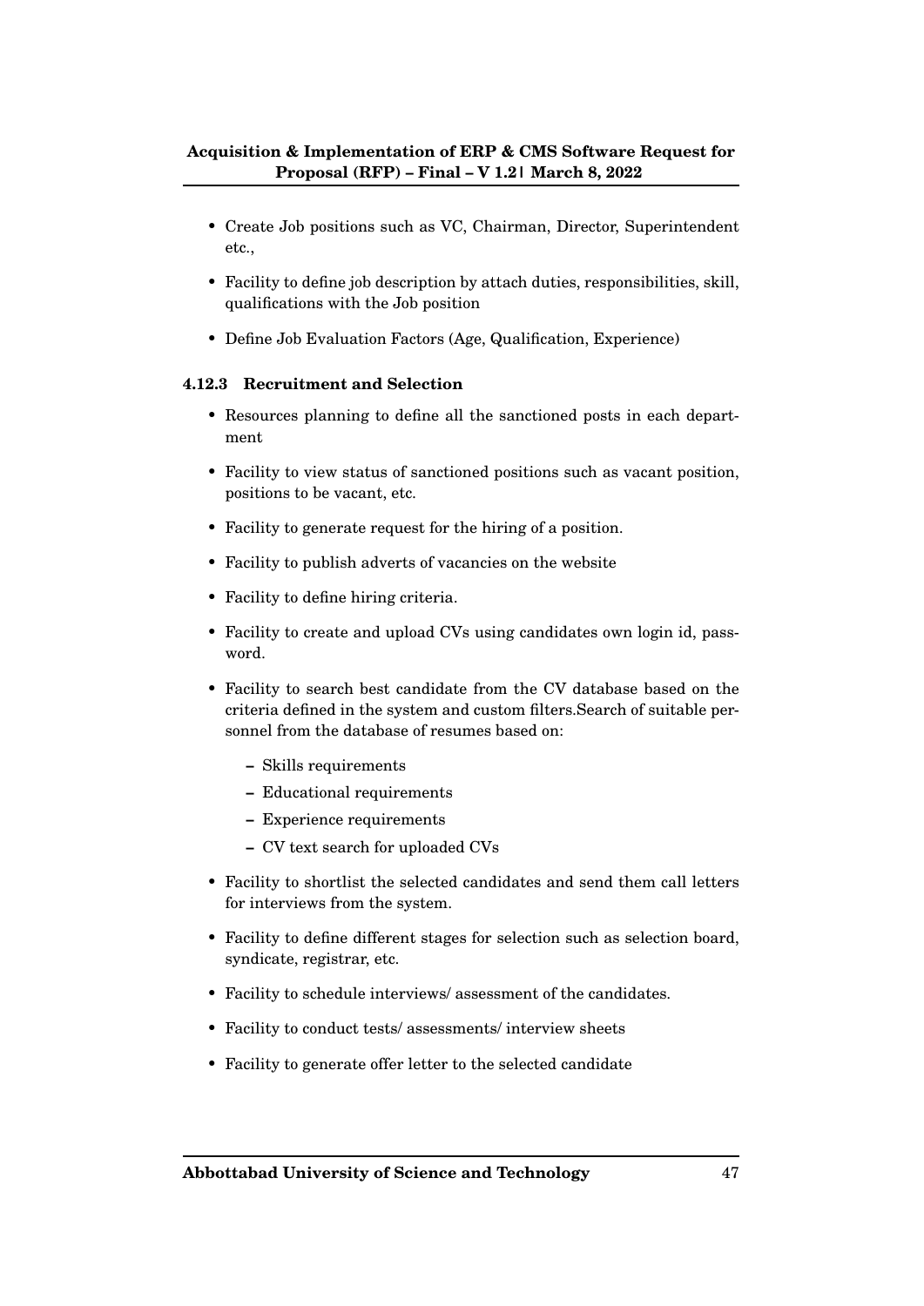- Create Job positions such as VC, Chairman, Director, Superintendent etc.,
- Facility to define job description by attach duties, responsibilities, skill, qualifications with the Job position
- Define Job Evaluation Factors (Age, Qualification, Experience)

#### 4.12.3 Recruitment and Selection

- Resources planning to define all the sanctioned posts in each department
- Facility to view status of sanctioned positions such as vacant position, positions to be vacant, etc.
- Facility to generate request for the hiring of a position.
- Facility to publish adverts of vacancies on the website
- Facility to define hiring criteria.
- Facility to create and upload CVs using candidates own login id, password.
- Facility to search best candidate from the CV database based on the criteria defined in the system and custom filters.Search of suitable personnel from the database of resumes based on:
  - Skills requirements
  - Educational requirements
  - Experience requirements
  - CV text search for uploaded CVs
- Facility to shortlist the selected candidates and send them call letters for interviews from the system.
- Facility to define different stages for selection such as selection board, syndicate, registrar, etc.
- Facility to schedule interviews/ assessment of the candidates.
- Facility to conduct tests/ assessments/ interview sheets
- Facility to generate offer letter to the selected candidate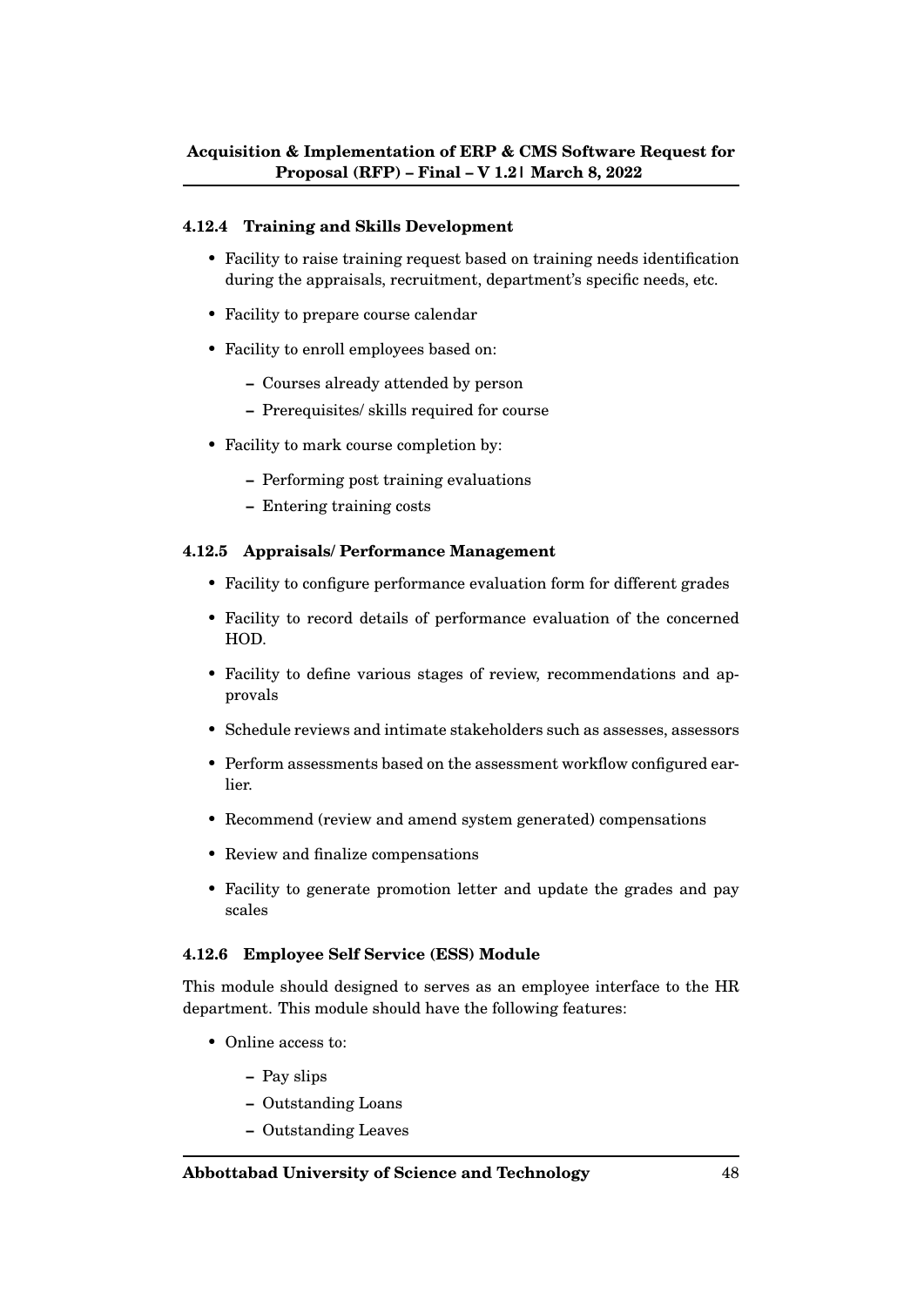#### 4.12.4 Training and Skills Development

- Facility to raise training request based on training needs identification during the appraisals, recruitment, department's specific needs, etc.
- Facility to prepare course calendar
- Facility to enroll employees based on:
  - Courses already attended by person
  - Prerequisites/ skills required for course
- Facility to mark course completion by:
  - Performing post training evaluations
  - Entering training costs

#### 4.12.5 Appraisals/ Performance Management

- Facility to configure performance evaluation form for different grades
- Facility to record details of performance evaluation of the concerned HOD.
- Facility to define various stages of review, recommendations and approvals
- Schedule reviews and intimate stakeholders such as assesses, assessors
- Perform assessments based on the assessment workflow configured earlier.
- Recommend (review and amend system generated) compensations
- Review and finalize compensations
- Facility to generate promotion letter and update the grades and pay scales

#### 4.12.6 Employee Self Service (ESS) Module

This module should designed to serves as an employee interface to the HR department. This module should have the following features:

- Online access to:
  - Pay slips
  - Outstanding Loans
  - Outstanding Leaves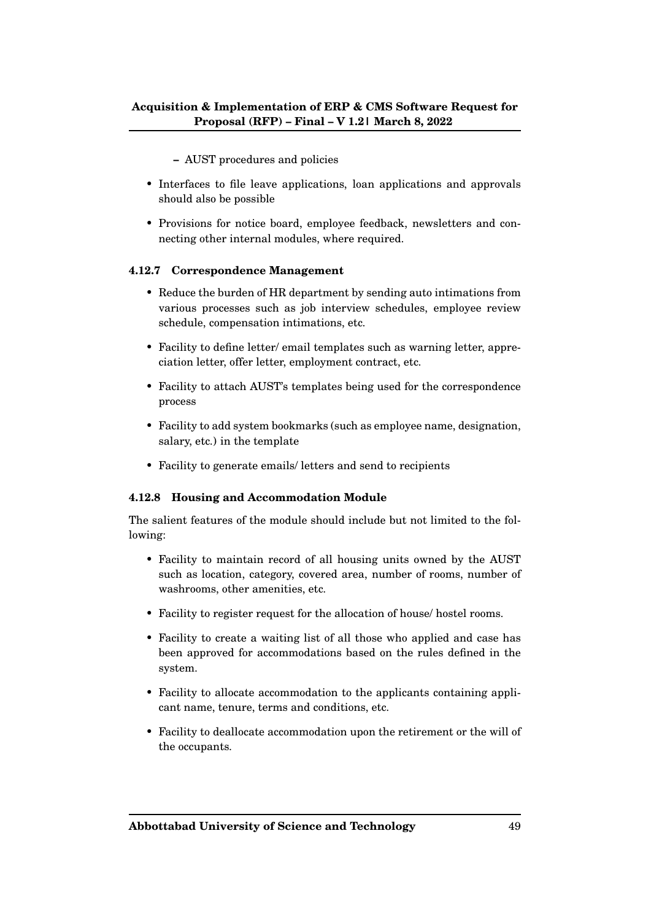- AUST procedures and policies

- Interfaces to file leave applications, loan applications and approvals should also be possible
- Provisions for notice board, employee feedback, newsletters and connecting other internal modules, where required.

#### 4.12.7 Correspondence Management

- Reduce the burden of HR department by sending auto intimations from various processes such as job interview schedules, employee review schedule, compensation intimations, etc.
- Facility to define letter/ email templates such as warning letter, appreciation letter, offer letter, employment contract, etc.
- Facility to attach AUST's templates being used for the correspondence process
- Facility to add system bookmarks (such as employee name, designation, salary, etc.) in the template
- Facility to generate emails/ letters and send to recipients

#### 4.12.8 Housing and Accommodation Module

The salient features of the module should include but not limited to the following:

- Facility to maintain record of all housing units owned by the AUST such as location, category, covered area, number of rooms, number of washrooms, other amenities, etc.
- Facility to register request for the allocation of house/ hostel rooms.
- Facility to create a waiting list of all those who applied and case has been approved for accommodations based on the rules defined in the system.
- Facility to allocate accommodation to the applicants containing applicant name, tenure, terms and conditions, etc.
- Facility to deallocate accommodation upon the retirement or the will of the occupants.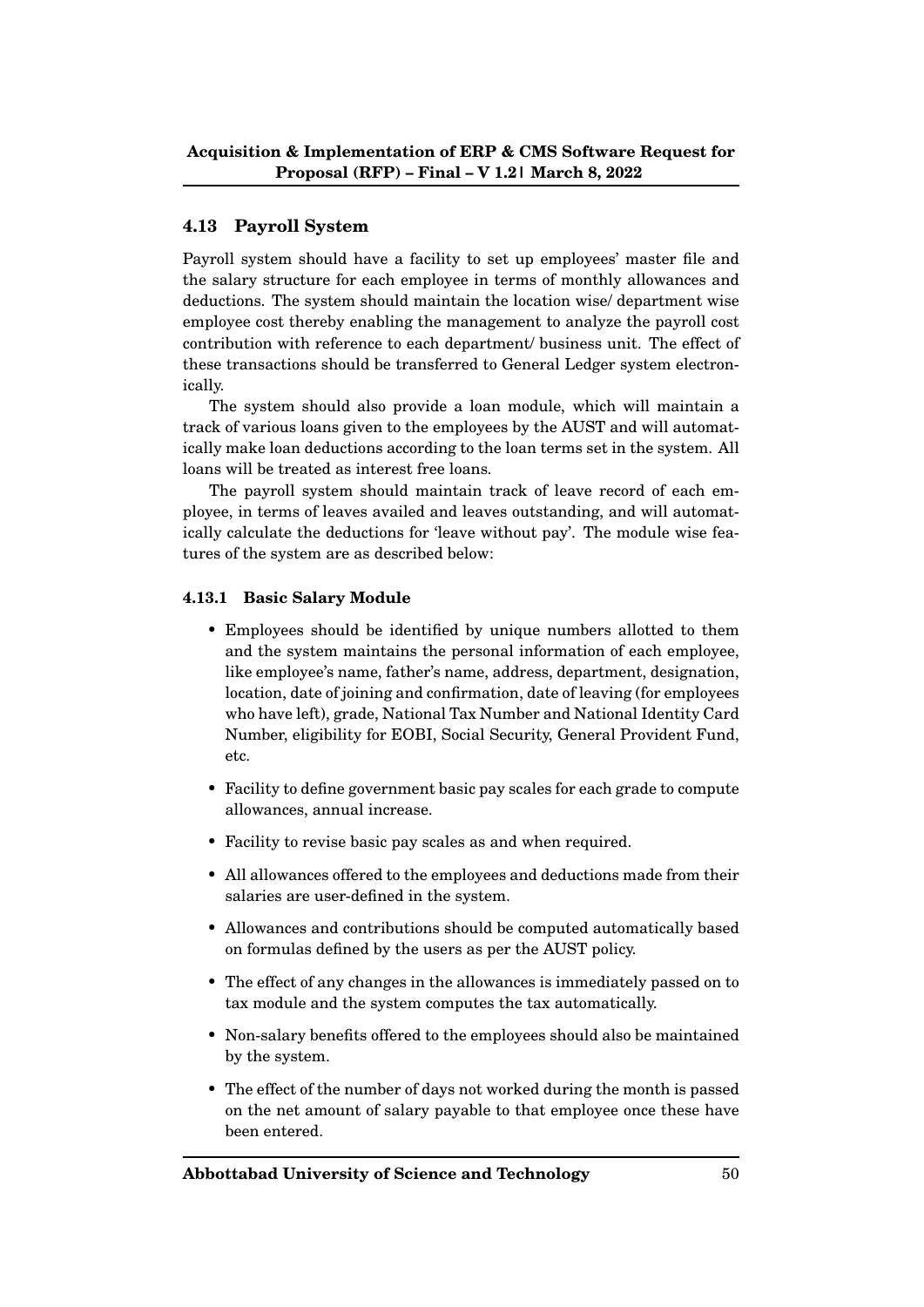## 4.13 Payroll System

Payroll system should have a facility to set up employees' master file and the salary structure for each employee in terms of monthly allowances and deductions. The system should maintain the location wise/ department wise employee cost thereby enabling the management to analyze the payroll cost contribution with reference to each department/ business unit. The effect of these transactions should be transferred to General Ledger system electronically.

The system should also provide a loan module, which will maintain a track of various loans given to the employees by the AUST and will automatically make loan deductions according to the loan terms set in the system. All loans will be treated as interest free loans.

The payroll system should maintain track of leave record of each employee, in terms of leaves availed and leaves outstanding, and will automatically calculate the deductions for 'leave without pay'. The module wise features of the system are as described below:

### 4.13.1 Basic Salary Module

- Employees should be identified by unique numbers allotted to them and the system maintains the personal information of each employee, like employee's name, father's name, address, department, designation, location, date of joining and confirmation, date of leaving (for employees who have left), grade, National Tax Number and National Identity Card Number, eligibility for EOBI, Social Security, General Provident Fund, etc.
- Facility to define government basic pay scales for each grade to compute allowances, annual increase.
- Facility to revise basic pay scales as and when required.
- All allowances offered to the employees and deductions made from their salaries are user-defined in the system.
- Allowances and contributions should be computed automatically based on formulas defined by the users as per the AUST policy.
- The effect of any changes in the allowances is immediately passed on to tax module and the system computes the tax automatically.
- Non-salary benefits offered to the employees should also be maintained by the system.
- The effect of the number of days not worked during the month is passed on the net amount of salary payable to that employee once these have been entered.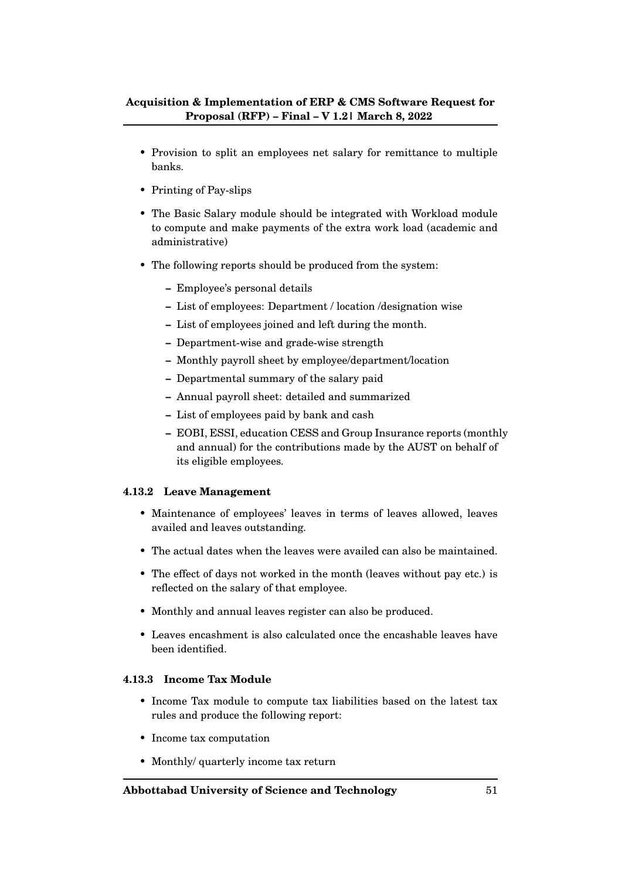- Provision to split an employees net salary for remittance to multiple banks.
- Printing of Pay-slips
- The Basic Salary module should be integrated with Workload module to compute and make payments of the extra work load (academic and administrative)
- The following reports should be produced from the system:
  - Employee's personal details
  - List of employees: Department / location /designation wise
  - List of employees joined and left during the month.
  - Department-wise and grade-wise strength
  - Monthly payroll sheet by employee/department/location
  - Departmental summary of the salary paid
  - Annual payroll sheet: detailed and summarized
  - List of employees paid by bank and cash
  - EOBI, ESSI, education CESS and Group Insurance reports (monthly and annual) for the contributions made by the AUST on behalf of its eligible employees.

#### 4.13.2 Leave Management

- Maintenance of employees' leaves in terms of leaves allowed, leaves availed and leaves outstanding.
- The actual dates when the leaves were availed can also be maintained.
- The effect of days not worked in the month (leaves without pay etc.) is reflected on the salary of that employee.
- Monthly and annual leaves register can also be produced.
- Leaves encashment is also calculated once the encashable leaves have been identified.

#### 4.13.3 Income Tax Module

- Income Tax module to compute tax liabilities based on the latest tax rules and produce the following report:
- Income tax computation
- Monthly/ quarterly income tax return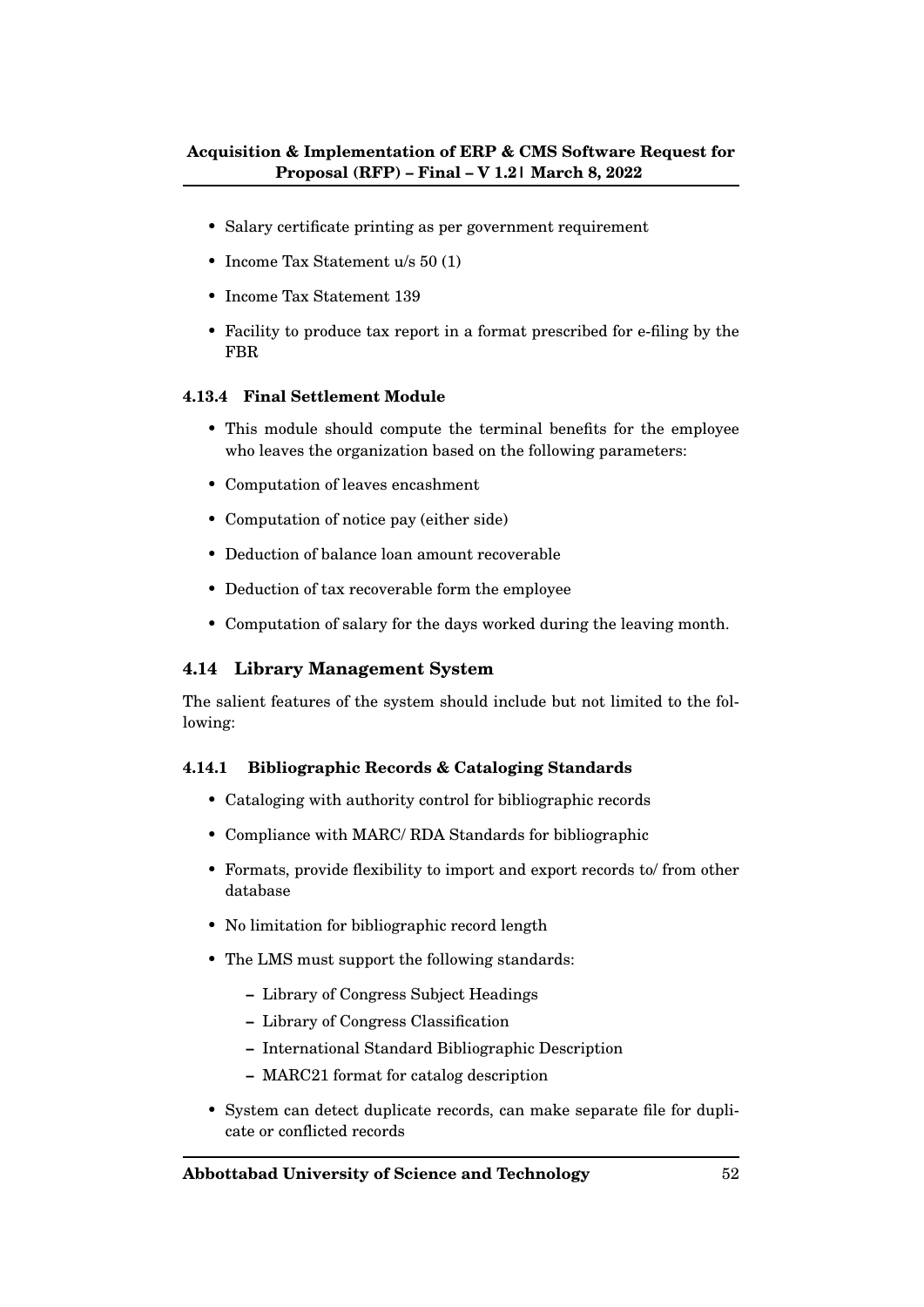- Salary certificate printing as per government requirement
- Income Tax Statement u/s 50 (1)
- Income Tax Statement 139
- Facility to produce tax report in a format prescribed for e-filing by the FBR

#### 4.13.4 Final Settlement Module

- This module should compute the terminal benefits for the employee who leaves the organization based on the following parameters:
- Computation of leaves encashment
- Computation of notice pay (either side)
- Deduction of balance loan amount recoverable
- Deduction of tax recoverable form the employee
- Computation of salary for the days worked during the leaving month.

### 4.14 Library Management System

The salient features of the system should include but not limited to the following:

#### 4.14.1 Bibliographic Records & Cataloging Standards

- Cataloging with authority control for bibliographic records
- Compliance with MARC/ RDA Standards for bibliographic
- Formats, provide flexibility to import and export records to/ from other database
- No limitation for bibliographic record length
- The LMS must support the following standards:
  - Library of Congress Subject Headings
  - Library of Congress Classification
  - International Standard Bibliographic Description
  - MARC21 format for catalog description
- System can detect duplicate records, can make separate file for duplicate or conflicted records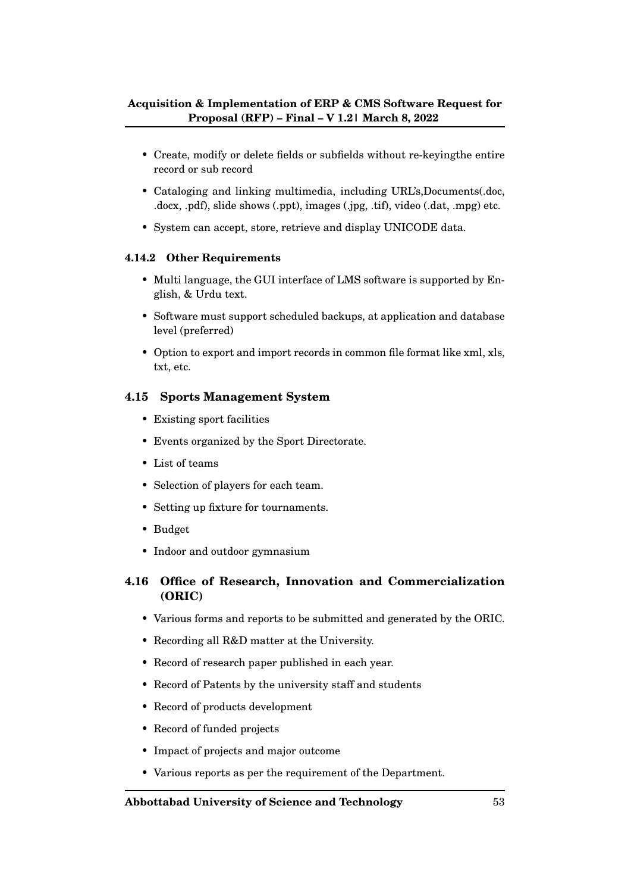- Create, modify or delete fields or subfields without re-keyingthe entire record or sub record
- Cataloging and linking multimedia, including URL's,Documents(.doc, .docx, .pdf), slide shows (.ppt), images (.jpg, .tif), video (.dat, .mpg) etc.
- System can accept, store, retrieve and display UNICODE data.

#### 4.14.2 Other Requirements

- Multi language, the GUI interface of LMS software is supported by English, & Urdu text.
- Software must support scheduled backups, at application and database level (preferred)
- Option to export and import records in common file format like xml, xls, txt, etc.

### 4.15 Sports Management System

- Existing sport facilities
- Events organized by the Sport Directorate.
- List of teams
- Selection of players for each team.
- Setting up fixture for tournaments.
- Budget
- Indoor and outdoor gymnasium

### 4.16 Office of Research, Innovation and Commercialization (ORIC)

- Various forms and reports to be submitted and generated by the ORIC.
- Recording all R&D matter at the University.
- Record of research paper published in each year.
- Record of Patents by the university staff and students
- Record of products development
- Record of funded projects
- Impact of projects and major outcome
- Various reports as per the requirement of the Department.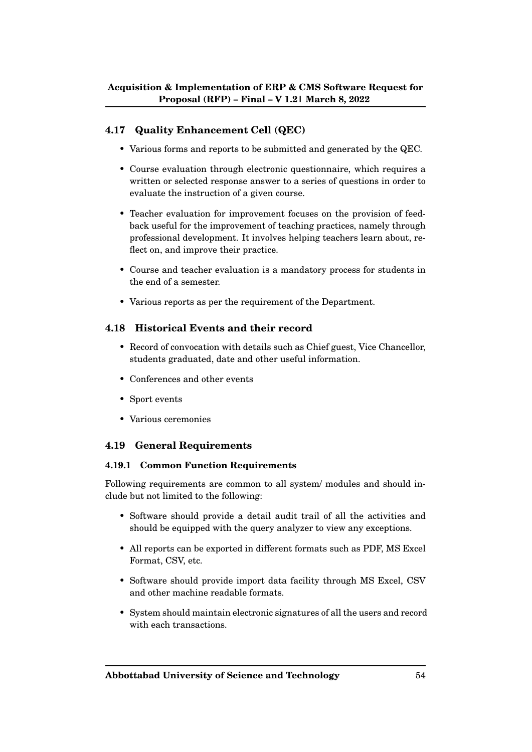## 4.17 Quality Enhancement Cell (QEC)

- Various forms and reports to be submitted and generated by the QEC.
- Course evaluation through electronic questionnaire, which requires a written or selected response answer to a series of questions in order to evaluate the instruction of a given course.
- Teacher evaluation for improvement focuses on the provision of feedback useful for the improvement of teaching practices, namely through professional development. It involves helping teachers learn about, reflect on, and improve their practice.
- Course and teacher evaluation is a mandatory process for students in the end of a semester.
- Various reports as per the requirement of the Department.

## 4.18 Historical Events and their record

- Record of convocation with details such as Chief guest, Vice Chancellor, students graduated, date and other useful information.
- Conferences and other events
- Sport events
- Various ceremonies

## 4.19 General Requirements

### 4.19.1 Common Function Requirements

Following requirements are common to all system/ modules and should include but not limited to the following:

- Software should provide a detail audit trail of all the activities and should be equipped with the query analyzer to view any exceptions.
- All reports can be exported in different formats such as PDF, MS Excel Format, CSV, etc.
- Software should provide import data facility through MS Excel, CSV and other machine readable formats.
- System should maintain electronic signatures of all the users and record with each transactions.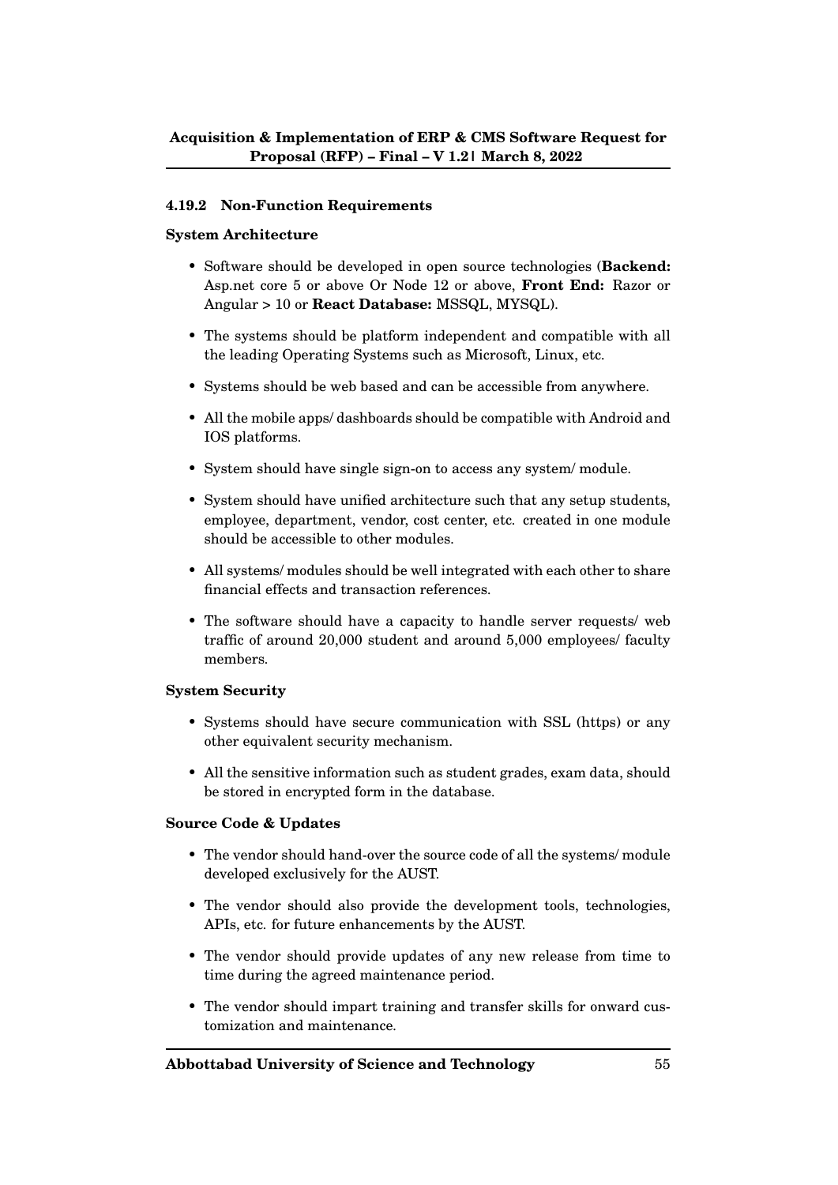### 4.19.2 Non-Function Requirements

**System Architecture**

- Software should be developed in open source technologies (**Backend:** Asp.net core 5 or above Or Node 12 or above, **Front End:** Razor or Angular > 10 or **React Database:** MSSQL, MYSQL).
- The systems should be platform independent and compatible with all the leading Operating Systems such as Microsoft, Linux, etc.
- Systems should be web based and can be accessible from anywhere.
- All the mobile apps/ dashboards should be compatible with Android and IOS platforms.
- System should have single sign-on to access any system/ module.
- System should have unified architecture such that any setup students, employee, department, vendor, cost center, etc. created in one module should be accessible to other modules.
- All systems/ modules should be well integrated with each other to share financial effects and transaction references.
- The software should have a capacity to handle server requests/ web traffic of around 20,000 student and around 5,000 employees/ faculty members.

**System Security**

- Systems should have secure communication with SSL (https) or any other equivalent security mechanism.
- All the sensitive information such as student grades, exam data, should be stored in encrypted form in the database.

**Source Code & Updates**

- The vendor should hand-over the source code of all the systems/ module developed exclusively for the AUST.
- The vendor should also provide the development tools, technologies, APIs, etc. for future enhancements by the AUST.
- The vendor should provide updates of any new release from time to time during the agreed maintenance period.
- The vendor should impart training and transfer skills for onward customization and maintenance.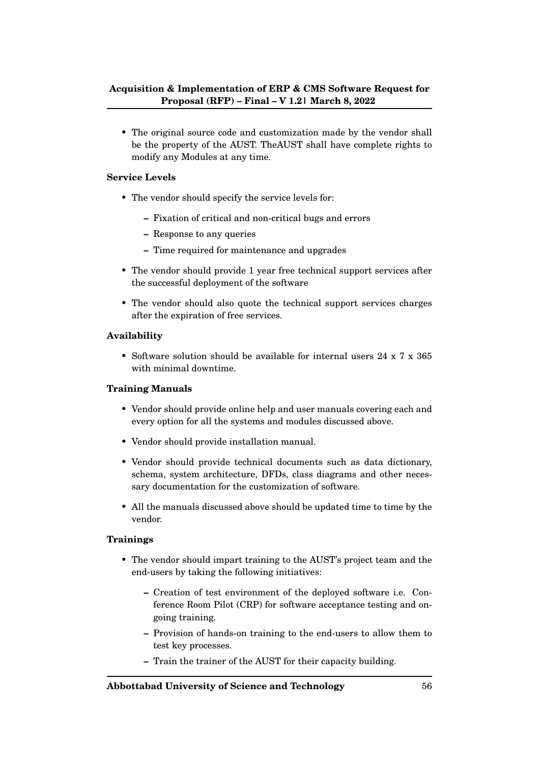- The original source code and customization made by the vendor shall be the property of the AUST. TheAUST shall have complete rights to modify any Modules at any time.

**Service Levels**

- The vendor should specify the service levels for:
  - Fixation of critical and non-critical bugs and errors
  - Response to any queries
  - Time required for maintenance and upgrades
- The vendor should provide 1 year free technical support services after the successful deployment of the software
- The vendor should also quote the technical support services charges after the expiration of free services.

**Availability**

- Software solution should be available for internal users 24 x 7 x 365 with minimal downtime.

**Training Manuals**

- Vendor should provide online help and user manuals covering each and every option for all the systems and modules discussed above.
- Vendor should provide installation manual.
- Vendor should provide technical documents such as data dictionary, schema, system architecture, DFDs, class diagrams and other necessary documentation for the customization of software.
- All the manuals discussed above should be updated time to time by the vendor.

**Trainings**

- The vendor should impart training to the AUST's project team and the end-users by taking the following initiatives:
  - Creation of test environment of the deployed software i.e. Conference Room Pilot (CRP) for software acceptance testing and ongoing training.
  - Provision of hands-on training to the end-users to allow them to test key processes.
  - Train the trainer of the AUST for their capacity building.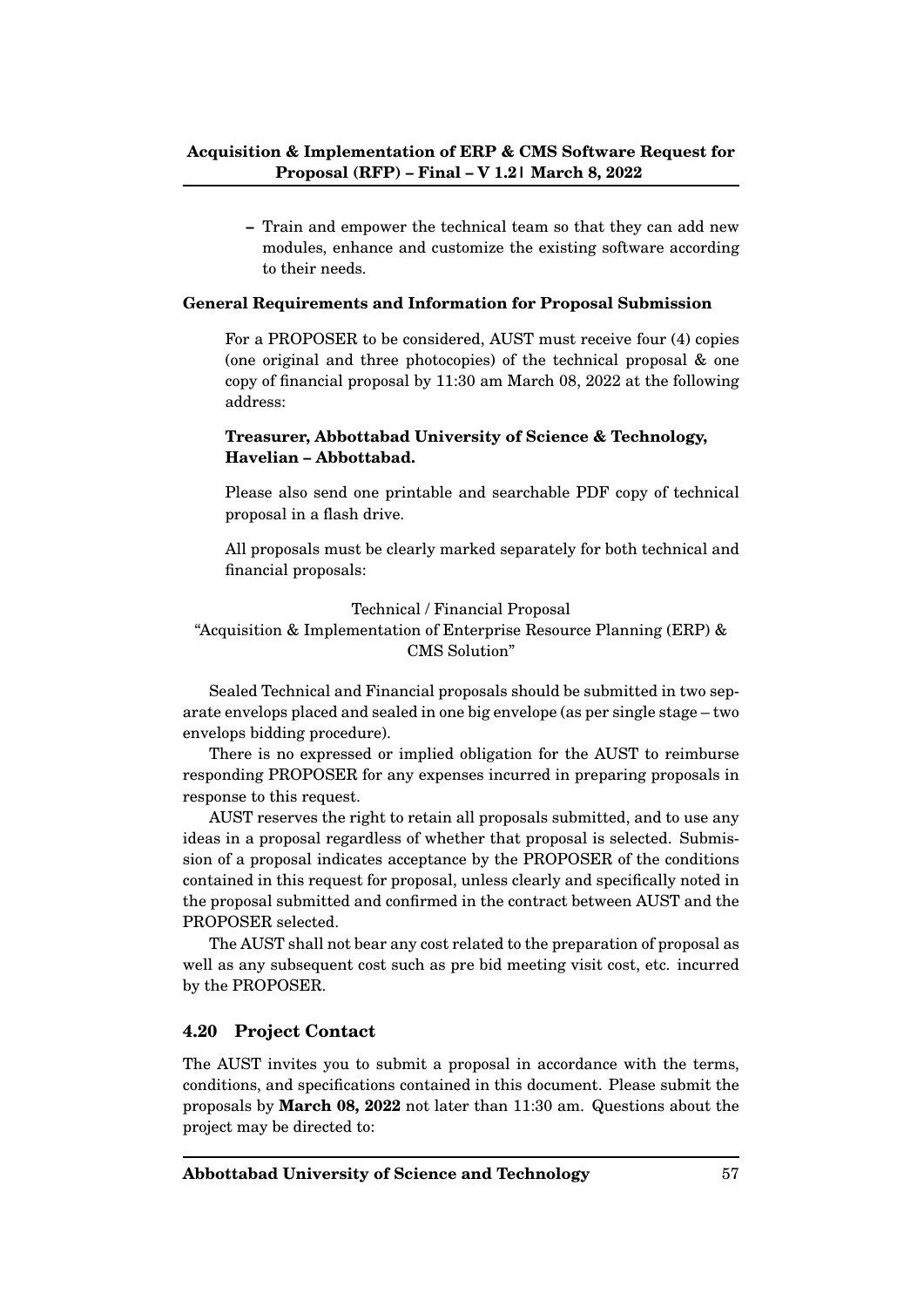- Train and empower the technical team so that they can add new modules, enhance and customize the existing software according to their needs.

**General Requirements and Information for Proposal Submission**

For a PROPOSER to be considered, AUST must receive four (4) copies (one original and three photocopies) of the technical proposal & one copy of financial proposal by 11:30 am March 08, 2022 at the following address:

**Treasurer, Abbottabad University of Science & Technology, Havelian – Abbottabad.**

Please also send one printable and searchable PDF copy of technical proposal in a flash drive.

All proposals must be clearly marked separately for both technical and financial proposals:

Technical / Financial Proposal
"Acquisition & Implementation of Enterprise Resource Planning (ERP) & CMS Solution"

Sealed Technical and Financial proposals should be submitted in two separate envelops placed and sealed in one big envelope (as per single stage – two envelops bidding procedure).

There is no expressed or implied obligation for the AUST to reimburse responding PROPOSER for any expenses incurred in preparing proposals in response to this request.

AUST reserves the right to retain all proposals submitted, and to use any ideas in a proposal regardless of whether that proposal is selected. Submission of a proposal indicates acceptance by the PROPOSER of the conditions contained in this request for proposal, unless clearly and specifically noted in the proposal submitted and confirmed in the contract between AUST and the PROPOSER selected.

The AUST shall not bear any cost related to the preparation of proposal as well as any subsequent cost such as pre bid meeting visit cost, etc. incurred by the PROPOSER.

### 4.20 Project Contact

The AUST invites you to submit a proposal in accordance with the terms, conditions, and specifications contained in this document. Please submit the proposals by **March 08, 2022** not later than 11:30 am. Questions about the project may be directed to: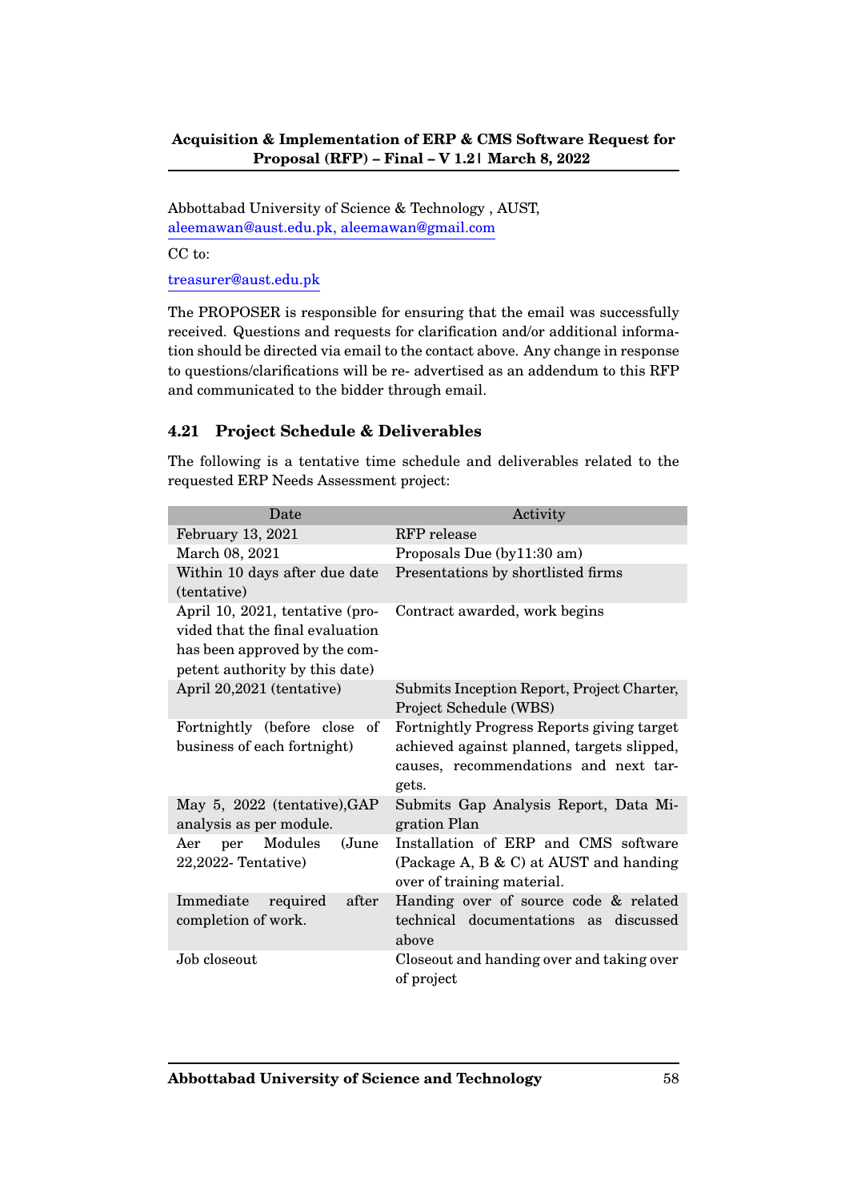Abbottabad University of Science & Technology , AUST,
aleemawan@aust.edu.pk, aleemawan@gmail.com

CC to:

treasurer@aust.edu.pk

The PROPOSER is responsible for ensuring that the email was successfully received. Questions and requests for clarification and/or additional information should be directed via email to the contact above. Any change in response to questions/clarifications will be re- advertised as an addendum to this RFP and communicated to the bidder through email.

### 4.21 Project Schedule & Deliverables

The following is a tentative time schedule and deliverables related to the requested ERP Needs Assessment project:

| Date | Activity |
|---|---|
| February 13, 2021 | RFP release |
| March 08, 2021 | Proposals Due (by11:30 am) |
| Within 10 days after due date (tentative) | Presentations by shortlisted firms |
| April 10, 2021, tentative (provided that the final evaluation has been approved by the competent authority by this date) | Contract awarded, work begins |
| April 20,2021 (tentative) | Submits Inception Report, Project Charter, Project Schedule (WBS) |
| Fortnightly (before close of business of each fortnight) | Fortnightly Progress Reports giving target achieved against planned, targets slipped, causes, recommendations and next targets. |
| May 5, 2022 (tentative),GAP analysis as per module. | Submits Gap Analysis Report, Data Migration Plan |
| Aer per Modules (June 22,2022- Tentative) | Installation of ERP and CMS software (Package A, B & C) at AUST and handing over of training material. |
| Immediate required after completion of work. | Handing over of source code & related technical documentations as discussed above |
| Job closeout | Closeout and handing over and taking over of project |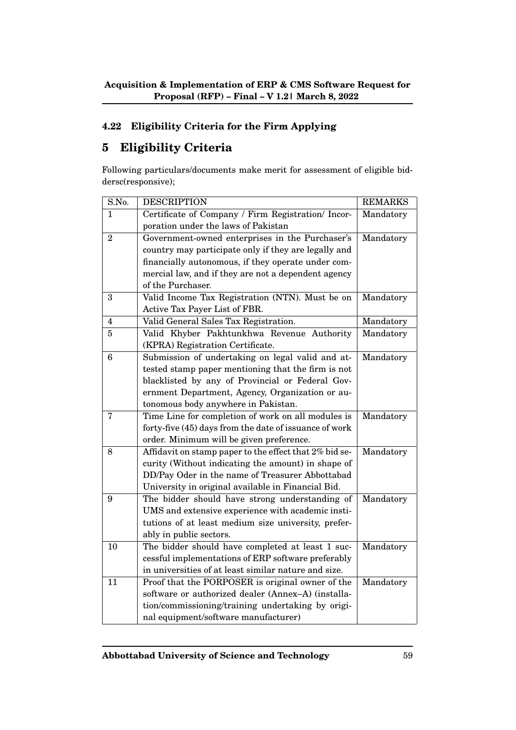### 4.22 Eligibility Criteria for the Firm Applying

# 5 Eligibility Criteria

Following particulars/documents make merit for assessment of eligible biddersc(responsive);

| S.No. | DESCRIPTION | REMARKS |
|---|---|---|
| 1 | Certificate of Company / Firm Registration/ Incorporation under the laws of Pakistan | Mandatory |
| 2 | Government-owned enterprises in the Purchaser's country may participate only if they are legally and financially autonomous, if they operate under commercial law, and if they are not a dependent agency of the Purchaser. | Mandatory |
| 3 | Valid Income Tax Registration (NTN). Must be on Active Tax Payer List of FBR. | Mandatory |
| 4 | Valid General Sales Tax Registration. | Mandatory |
| 5 | Valid Khyber Pakhtunkhwa Revenue Authority (KPRA) Registration Certificate. | Mandatory |
| 6 | Submission of undertaking on legal valid and attested stamp paper mentioning that the firm is not blacklisted by any of Provincial or Federal Government Department, Agency, Organization or autonomous body anywhere in Pakistan. | Mandatory |
| 7 | Time Line for completion of work on all modules is forty-five (45) days from the date of issuance of work order. Minimum will be given preference. | Mandatory |
| 8 | Affidavit on stamp paper to the effect that 2% bid security (Without indicating the amount) in shape of DD/Pay Oder in the name of Treasurer Abbottabad University in original available in Financial Bid. | Mandatory |
| 9 | The bidder should have strong understanding of UMS and extensive experience with academic institutions of at least medium size university, preferably in public sectors. | Mandatory |
| 10 | The bidder should have completed at least 1 successful implementations of ERP software preferably in universities of at least similar nature and size. | Mandatory |
| 11 | Proof that the PORPOSER is original owner of the software or authorized dealer (Annex–A) (installation/commissioning/training undertaking by original equipment/software manufacturer) | Mandatory |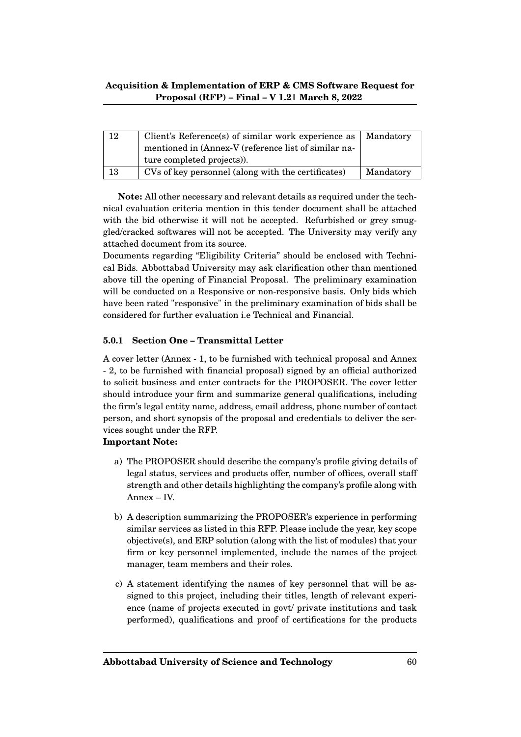| 12 | Client's Reference(s) of similar work experience as mentioned in (Annex-V (reference list of similar nature completed projects)). | Mandatory |
|---|---|---|
| 13 | CVs of key personnel (along with the certificates) | Mandatory |

**Note:** All other necessary and relevant details as required under the technical evaluation criteria mention in this tender document shall be attached with the bid otherwise it will not be accepted. Refurbished or grey smuggled/cracked softwares will not be accepted. The University may verify any attached document from its source.

Documents regarding "Eligibility Criteria" should be enclosed with Technical Bids. Abbottabad University may ask clarification other than mentioned above till the opening of Financial Proposal. The preliminary examination will be conducted on a Responsive or non-responsive basis. Only bids which have been rated "responsive" in the preliminary examination of bids shall be considered for further evaluation i.e Technical and Financial.

### 5.0.1 Section One – Transmittal Letter

A cover letter (Annex - 1, to be furnished with technical proposal and Annex - 2, to be furnished with financial proposal) signed by an official authorized to solicit business and enter contracts for the PROPOSER. The cover letter should introduce your firm and summarize general qualifications, including the firm's legal entity name, address, email address, phone number of contact person, and short synopsis of the proposal and credentials to deliver the services sought under the RFP.

**Important Note:**

a) The PROPOSER should describe the company's profile giving details of legal status, services and products offer, number of offices, overall staff strength and other details highlighting the company's profile along with Annex – IV.

b) A description summarizing the PROPOSER's experience in performing similar services as listed in this RFP. Please include the year, key scope objective(s), and ERP solution (along with the list of modules) that your firm or key personnel implemented, include the names of the project manager, team members and their roles.

c) A statement identifying the names of key personnel that will be assigned to this project, including their titles, length of relevant experience (name of projects executed in govt/ private institutions and task performed), qualifications and proof of certifications for the products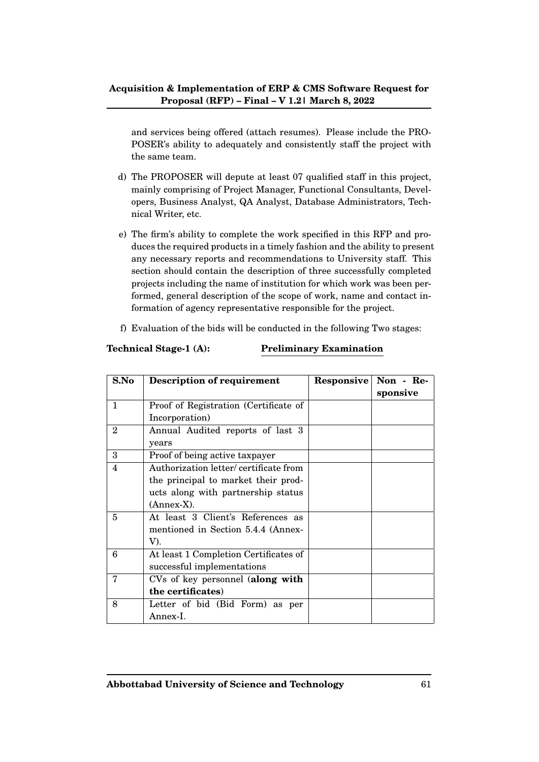and services being offered (attach resumes). Please include the PROPOSER's ability to adequately and consistently staff the project with the same team.

d) The PROPOSER will depute at least 07 qualified staff in this project, mainly comprising of Project Manager, Functional Consultants, Developers, Business Analyst, QA Analyst, Database Administrators, Technical Writer, etc.

e) The firm's ability to complete the work specified in this RFP and produces the required products in a timely fashion and the ability to present any necessary reports and recommendations to University staff. This section should contain the description of three successfully completed projects including the name of institution for which work was been performed, general description of the scope of work, name and contact information of agency representative responsible for the project.

f) Evaluation of the bids will be conducted in the following Two stages:

**Technical Stage-1 (A):** **Preliminary Examination**

| S.No | Description of requirement | Responsive | Non - Responsive |
|---|---|---|---|
| 1 | Proof of Registration (Certificate of Incorporation) | | |
| 2 | Annual Audited reports of last 3 years | | |
| 3 | Proof of being active taxpayer | | |
| 4 | Authorization letter/ certificate from the principal to market their products along with partnership status (Annex-X). | | |
| 5 | At least 3 Client's References as mentioned in Section 5.4.4 (Annex-V). | | |
| 6 | At least 1 Completion Certificates of successful implementations | | |
| 7 | CVs of key personnel (**along with the certificates**) | | |
| 8 | Letter of bid (Bid Form) as per Annex-I. | | |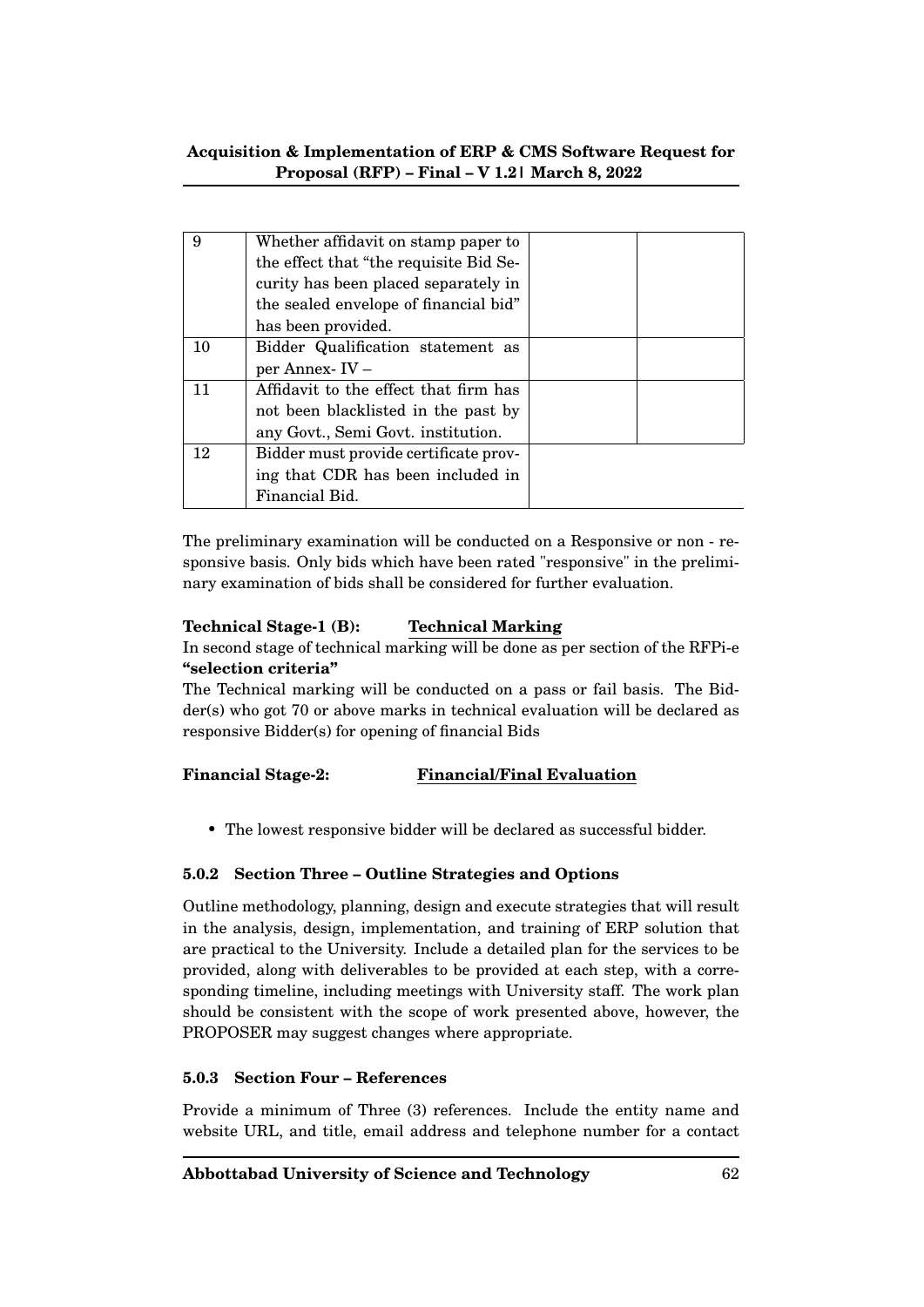| | | | |
|---|---|---|---|
| 9 | Whether affidavit on stamp paper to the effect that "the requisite Bid Security has been placed separately in the sealed envelope of financial bid" has been provided. | | |
| 10 | Bidder Qualification statement as per Annex- IV – | | |
| 11 | Affidavit to the effect that firm has not been blacklisted in the past by any Govt., Semi Govt. institution. | | |
| 12 | Bidder must provide certificate proving that CDR has been included in Financial Bid. | | |

The preliminary examination will be conducted on a Responsive or non - responsive basis. Only bids which have been rated "responsive" in the preliminary examination of bids shall be considered for further evaluation.

**Technical Stage-1 (B):** **Technical Marking**

In second stage of technical marking will be done as per section of the RFPi-e **"selection criteria"**

The Technical marking will be conducted on a pass or fail basis. The Bidder(s) who got 70 or above marks in technical evaluation will be declared as responsive Bidder(s) for opening of financial Bids

**Financial Stage-2:** **Financial/Final Evaluation**

- The lowest responsive bidder will be declared as successful bidder.

### 5.0.2 Section Three – Outline Strategies and Options

Outline methodology, planning, design and execute strategies that will result in the analysis, design, implementation, and training of ERP solution that are practical to the University. Include a detailed plan for the services to be provided, along with deliverables to be provided at each step, with a corresponding timeline, including meetings with University staff. The work plan should be consistent with the scope of work presented above, however, the PROPOSER may suggest changes where appropriate.

### 5.0.3 Section Four – References

Provide a minimum of Three (3) references. Include the entity name and website URL, and title, email address and telephone number for a contact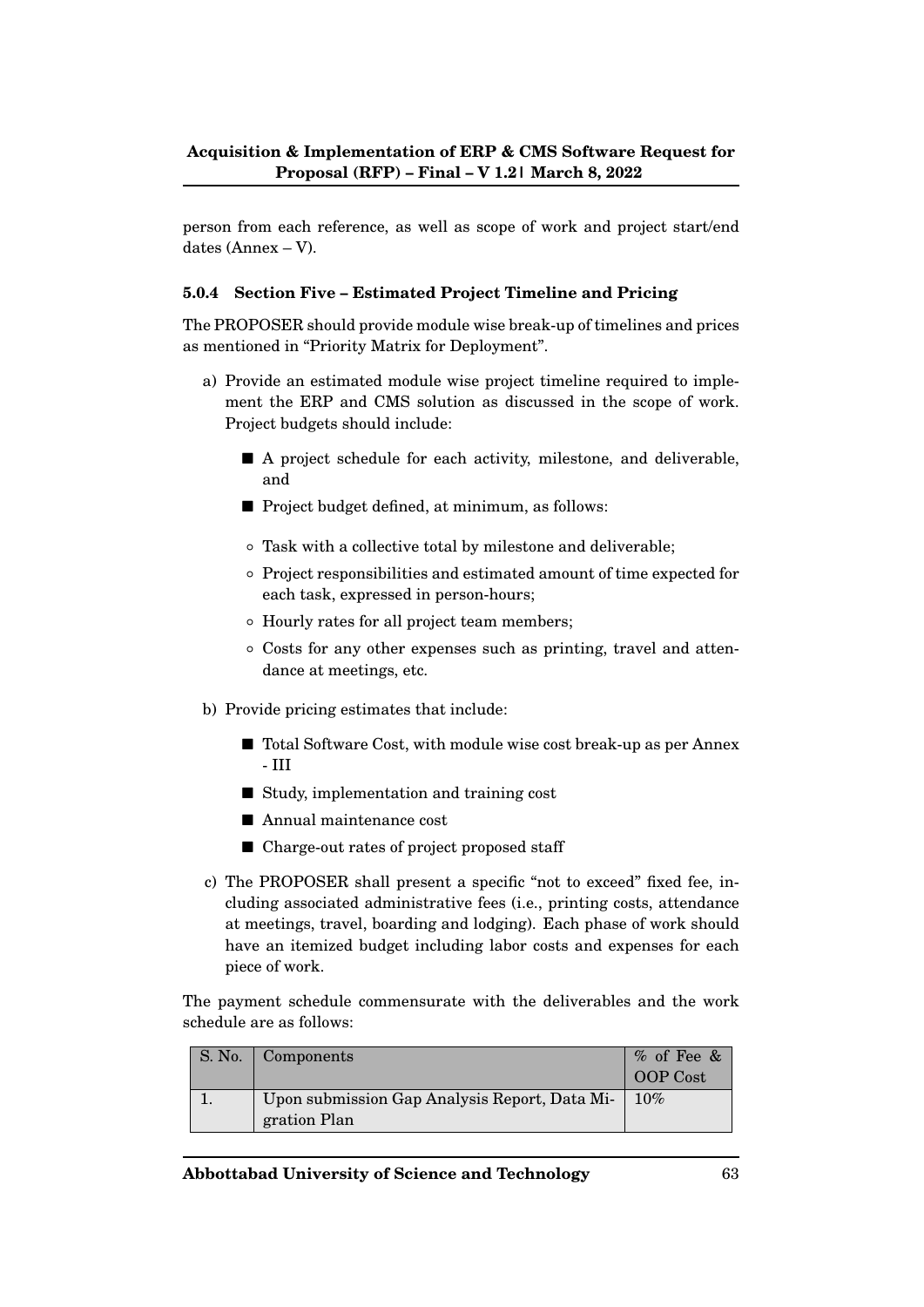person from each reference, as well as scope of work and project start/end dates (Annex – V).

### 5.0.4 Section Five – Estimated Project Timeline and Pricing

The PROPOSER should provide module wise break-up of timelines and prices as mentioned in "Priority Matrix for Deployment".

a) Provide an estimated module wise project timeline required to implement the ERP and CMS solution as discussed in the scope of work. Project budgets should include:

   - A project schedule for each activity, milestone, and deliverable, and
   - Project budget defined, at minimum, as follows:
     - Task with a collective total by milestone and deliverable;
     - Project responsibilities and estimated amount of time expected for each task, expressed in person-hours;
     - Hourly rates for all project team members;
     - Costs for any other expenses such as printing, travel and attendance at meetings, etc.

b) Provide pricing estimates that include:

   - Total Software Cost, with module wise cost break-up as per Annex - III
   - Study, implementation and training cost
   - Annual maintenance cost
   - Charge-out rates of project proposed staff

c) The PROPOSER shall present a specific "not to exceed" fixed fee, including associated administrative fees (i.e., printing costs, attendance at meetings, travel, boarding and lodging). Each phase of work should have an itemized budget including labor costs and expenses for each piece of work.

The payment schedule commensurate with the deliverables and the work schedule are as follows:

| S. No. | Components | % of Fee & OOP Cost |
|---|---|---|
| 1. | Upon submission Gap Analysis Report, Data Migration Plan | 10% |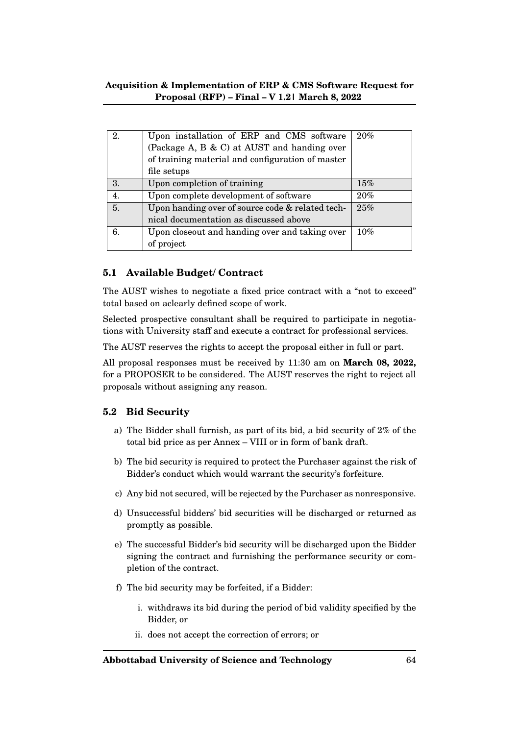| 2. | Upon installation of ERP and CMS software (Package A, B & C) at AUST and handing over of training material and configuration of master file setups | 20% |
|---|---|---|
| 3. | Upon completion of training | 15% |
| 4. | Upon complete development of software | 20% |
| 5. | Upon handing over of source code & related technical documentation as discussed above | 25% |
| 6. | Upon closeout and handing over and taking over of project | 10% |

### 5.1 Available Budget/ Contract

The AUST wishes to negotiate a fixed price contract with a "not to exceed" total based on aclearly defined scope of work.

Selected prospective consultant shall be required to participate in negotiations with University staff and execute a contract for professional services.

The AUST reserves the rights to accept the proposal either in full or part.

All proposal responses must be received by 11:30 am on **March 08, 2022,** for a PROPOSER to be considered. The AUST reserves the right to reject all proposals without assigning any reason.

### 5.2 Bid Security

a) The Bidder shall furnish, as part of its bid, a bid security of 2% of the total bid price as per Annex – VIII or in form of bank draft.

b) The bid security is required to protect the Purchaser against the risk of Bidder's conduct which would warrant the security's forfeiture.

c) Any bid not secured, will be rejected by the Purchaser as nonresponsive.

d) Unsuccessful bidders' bid securities will be discharged or returned as promptly as possible.

e) The successful Bidder's bid security will be discharged upon the Bidder signing the contract and furnishing the performance security or completion of the contract.

f) The bid security may be forfeited, if a Bidder:

   i. withdraws its bid during the period of bid validity specified by the Bidder, or

   ii. does not accept the correction of errors; or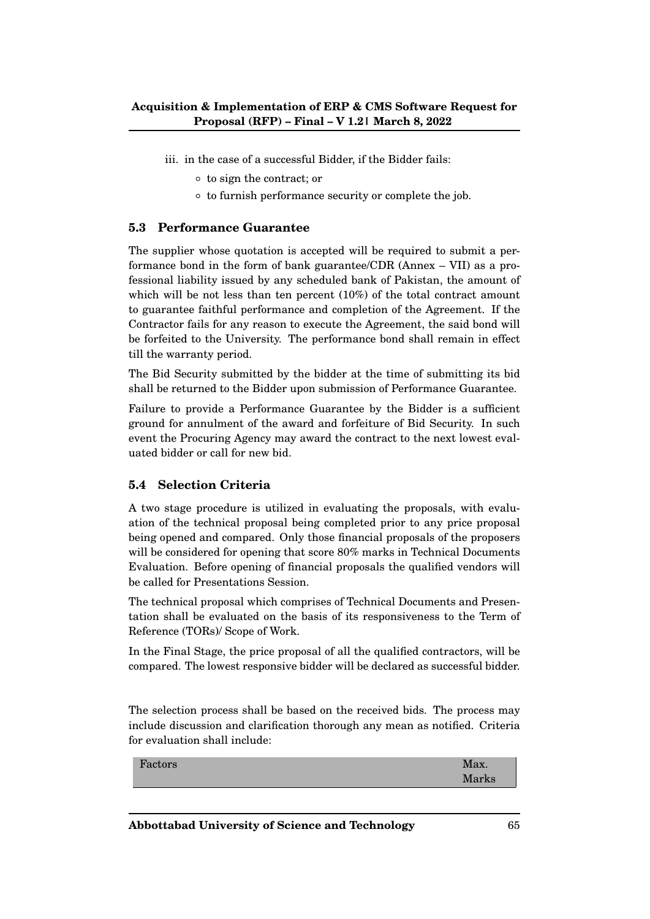iii. in the case of a successful Bidder, if the Bidder fails:
   - to sign the contract; or
   - to furnish performance security or complete the job.

### 5.3 Performance Guarantee

The supplier whose quotation is accepted will be required to submit a performance bond in the form of bank guarantee/CDR (Annex – VII) as a professional liability issued by any scheduled bank of Pakistan, the amount of which will be not less than ten percent (10%) of the total contract amount to guarantee faithful performance and completion of the Agreement. If the Contractor fails for any reason to execute the Agreement, the said bond will be forfeited to the University. The performance bond shall remain in effect till the warranty period.

The Bid Security submitted by the bidder at the time of submitting its bid shall be returned to the Bidder upon submission of Performance Guarantee.

Failure to provide a Performance Guarantee by the Bidder is a sufficient ground for annulment of the award and forfeiture of Bid Security. In such event the Procuring Agency may award the contract to the next lowest evaluated bidder or call for new bid.

### 5.4 Selection Criteria

A two stage procedure is utilized in evaluating the proposals, with evaluation of the technical proposal being completed prior to any price proposal being opened and compared. Only those financial proposals of the proposers will be considered for opening that score 80% marks in Technical Documents Evaluation. Before opening of financial proposals the qualified vendors will be called for Presentations Session.

The technical proposal which comprises of Technical Documents and Presentation shall be evaluated on the basis of its responsiveness to the Term of Reference (TORs)/ Scope of Work.

In the Final Stage, the price proposal of all the qualified contractors, will be compared. The lowest responsive bidder will be declared as successful bidder.

The selection process shall be based on the received bids. The process may include discussion and clarification thorough any mean as notified. Criteria for evaluation shall include:

| Factors | Max. Marks |
|---|---|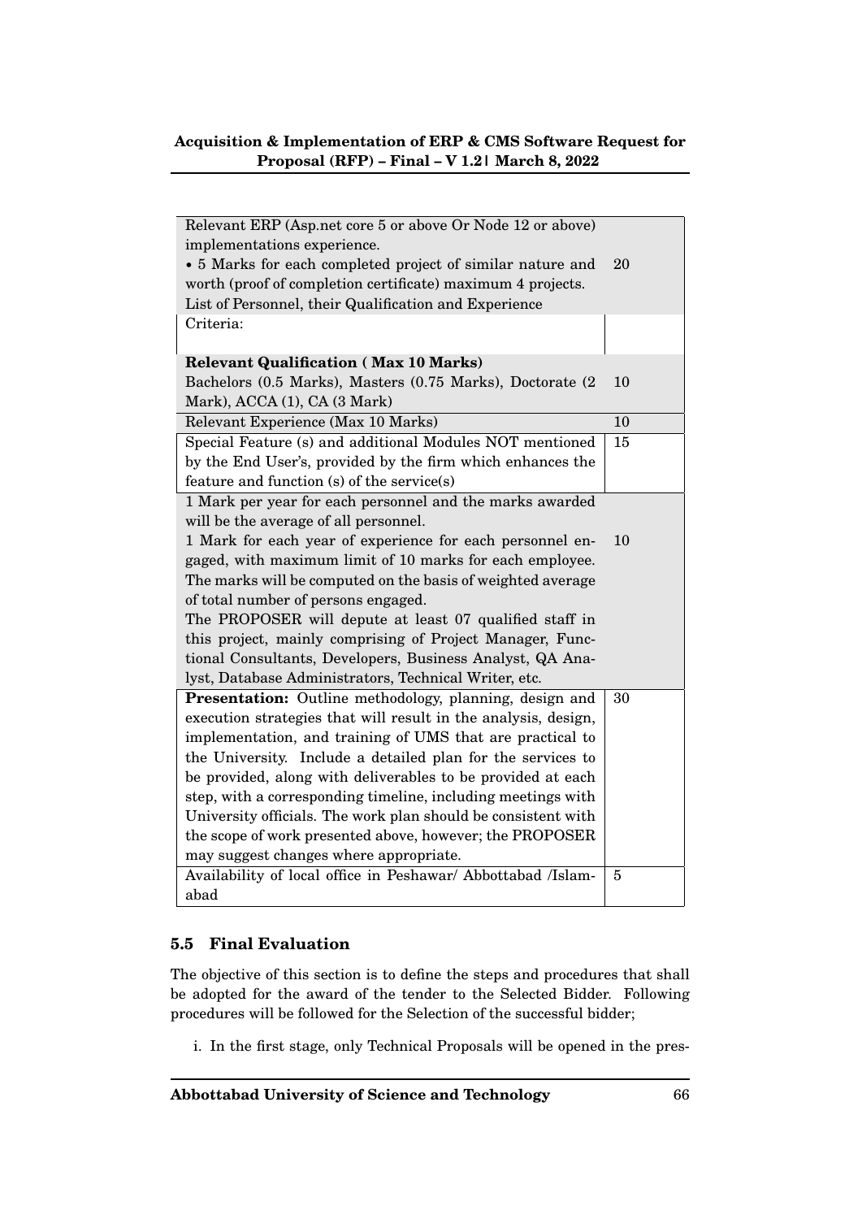| | |
|---|---|
| Relevant ERP (Asp.net core 5 or above Or Node 12 or above) implementations experience.<br>• 5 Marks for each completed project of similar nature and worth (proof of completion certificate) maximum 4 projects.<br>List of Personnel, their Qualification and Experience | 20 |
| Criteria: | |
| **Relevant Qualification ( Max 10 Marks)**<br>Bachelors (0.5 Marks), Masters (0.75 Marks), Doctorate (2 Mark), ACCA (1), CA (3 Mark) | 10 |
| Relevant Experience (Max 10 Marks) | 10 |
| Special Feature (s) and additional Modules NOT mentioned by the End User's, provided by the firm which enhances the feature and function (s) of the service(s) | 15 |
| 1 Mark per year for each personnel and the marks awarded will be the average of all personnel.<br>1 Mark for each year of experience for each personnel engaged, with maximum limit of 10 marks for each employee. The marks will be computed on the basis of weighted average of total number of persons engaged.<br>The PROPOSER will depute at least 07 qualified staff in this project, mainly comprising of Project Manager, Functional Consultants, Developers, Business Analyst, QA Analyst, Database Administrators, Technical Writer, etc. | 10 |
| **Presentation:** Outline methodology, planning, design and execution strategies that will result in the analysis, design, implementation, and training of UMS that are practical to the University. Include a detailed plan for the services to be provided, along with deliverables to be provided at each step, with a corresponding timeline, including meetings with University officials. The work plan should be consistent with the scope of work presented above, however; the PROPOSER may suggest changes where appropriate. | 30 |
| Availability of local office in Peshawar/ Abbottabad /Islamabad | 5 |

## 5.5 Final Evaluation

The objective of this section is to define the steps and procedures that shall be adopted for the award of the tender to the Selected Bidder. Following procedures will be followed for the Selection of the successful bidder;

i. In the first stage, only Technical Proposals will be opened in the pres-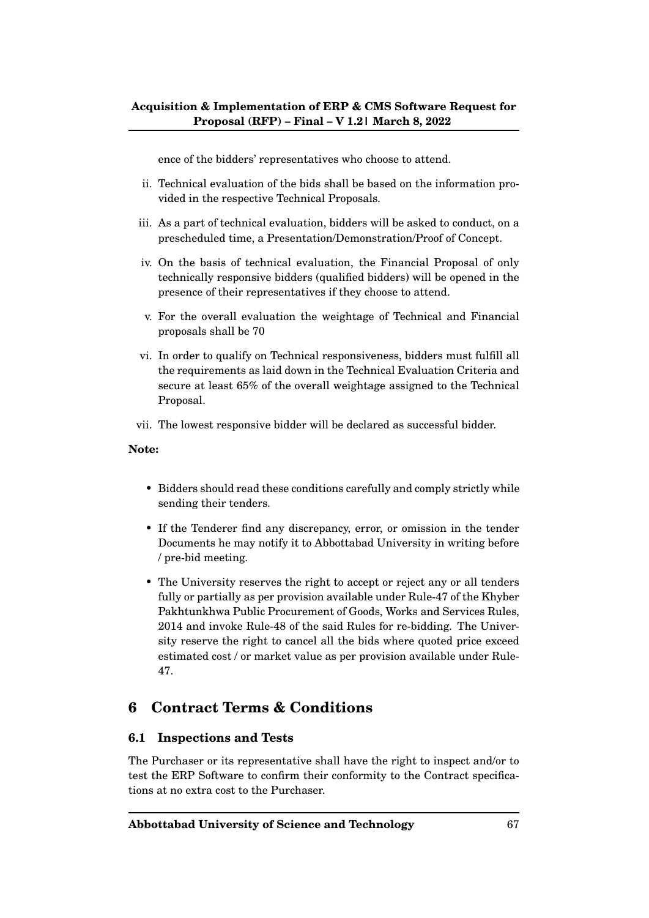ence of the bidders' representatives who choose to attend.

ii. Technical evaluation of the bids shall be based on the information provided in the respective Technical Proposals.

iii. As a part of technical evaluation, bidders will be asked to conduct, on a prescheduled time, a Presentation/Demonstration/Proof of Concept.

iv. On the basis of technical evaluation, the Financial Proposal of only technically responsive bidders (qualified bidders) will be opened in the presence of their representatives if they choose to attend.

v. For the overall evaluation the weightage of Technical and Financial proposals shall be 70

vi. In order to qualify on Technical responsiveness, bidders must fulfill all the requirements as laid down in the Technical Evaluation Criteria and secure at least 65% of the overall weightage assigned to the Technical Proposal.

vii. The lowest responsive bidder will be declared as successful bidder.

**Note:**

- Bidders should read these conditions carefully and comply strictly while sending their tenders.
- If the Tenderer find any discrepancy, error, or omission in the tender Documents he may notify it to Abbottabad University in writing before / pre-bid meeting.
- The University reserves the right to accept or reject any or all tenders fully or partially as per provision available under Rule-47 of the Khyber Pakhtunkhwa Public Procurement of Goods, Works and Services Rules, 2014 and invoke Rule-48 of the said Rules for re-bidding. The University reserve the right to cancel all the bids where quoted price exceed estimated cost / or market value as per provision available under Rule-47.

# 6 Contract Terms & Conditions

## 6.1 Inspections and Tests

The Purchaser or its representative shall have the right to inspect and/or to test the ERP Software to confirm their conformity to the Contract specifications at no extra cost to the Purchaser.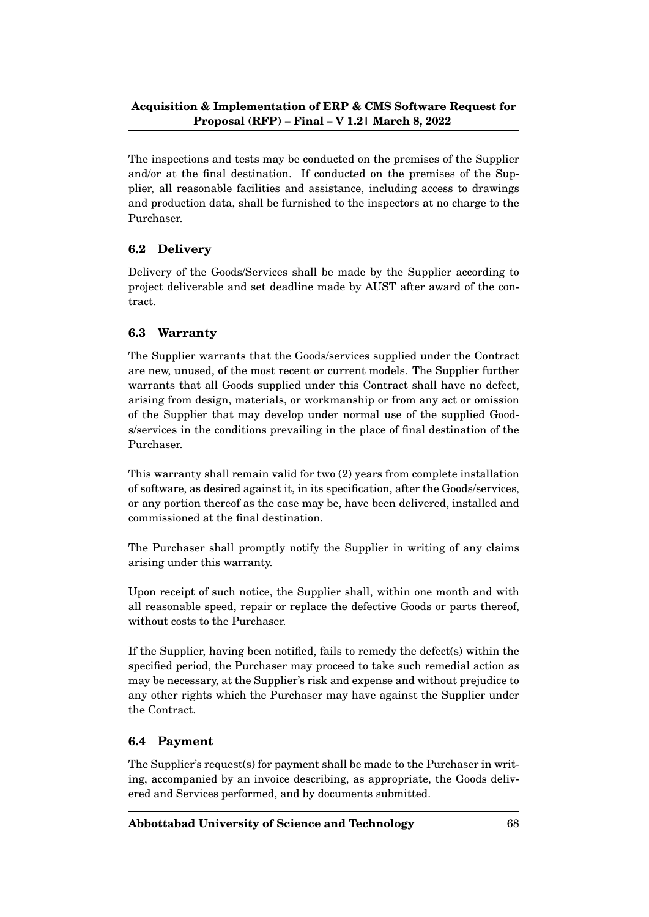The inspections and tests may be conducted on the premises of the Supplier and/or at the final destination. If conducted on the premises of the Supplier, all reasonable facilities and assistance, including access to drawings and production data, shall be furnished to the inspectors at no charge to the Purchaser.

## 6.2 Delivery

Delivery of the Goods/Services shall be made by the Supplier according to project deliverable and set deadline made by AUST after award of the contract.

## 6.3 Warranty

The Supplier warrants that the Goods/services supplied under the Contract are new, unused, of the most recent or current models. The Supplier further warrants that all Goods supplied under this Contract shall have no defect, arising from design, materials, or workmanship or from any act or omission of the Supplier that may develop under normal use of the supplied Goods/services in the conditions prevailing in the place of final destination of the Purchaser.

This warranty shall remain valid for two (2) years from complete installation of software, as desired against it, in its specification, after the Goods/services, or any portion thereof as the case may be, have been delivered, installed and commissioned at the final destination.

The Purchaser shall promptly notify the Supplier in writing of any claims arising under this warranty.

Upon receipt of such notice, the Supplier shall, within one month and with all reasonable speed, repair or replace the defective Goods or parts thereof, without costs to the Purchaser.

If the Supplier, having been notified, fails to remedy the defect(s) within the specified period, the Purchaser may proceed to take such remedial action as may be necessary, at the Supplier's risk and expense and without prejudice to any other rights which the Purchaser may have against the Supplier under the Contract.

## 6.4 Payment

The Supplier's request(s) for payment shall be made to the Purchaser in writing, accompanied by an invoice describing, as appropriate, the Goods delivered and Services performed, and by documents submitted.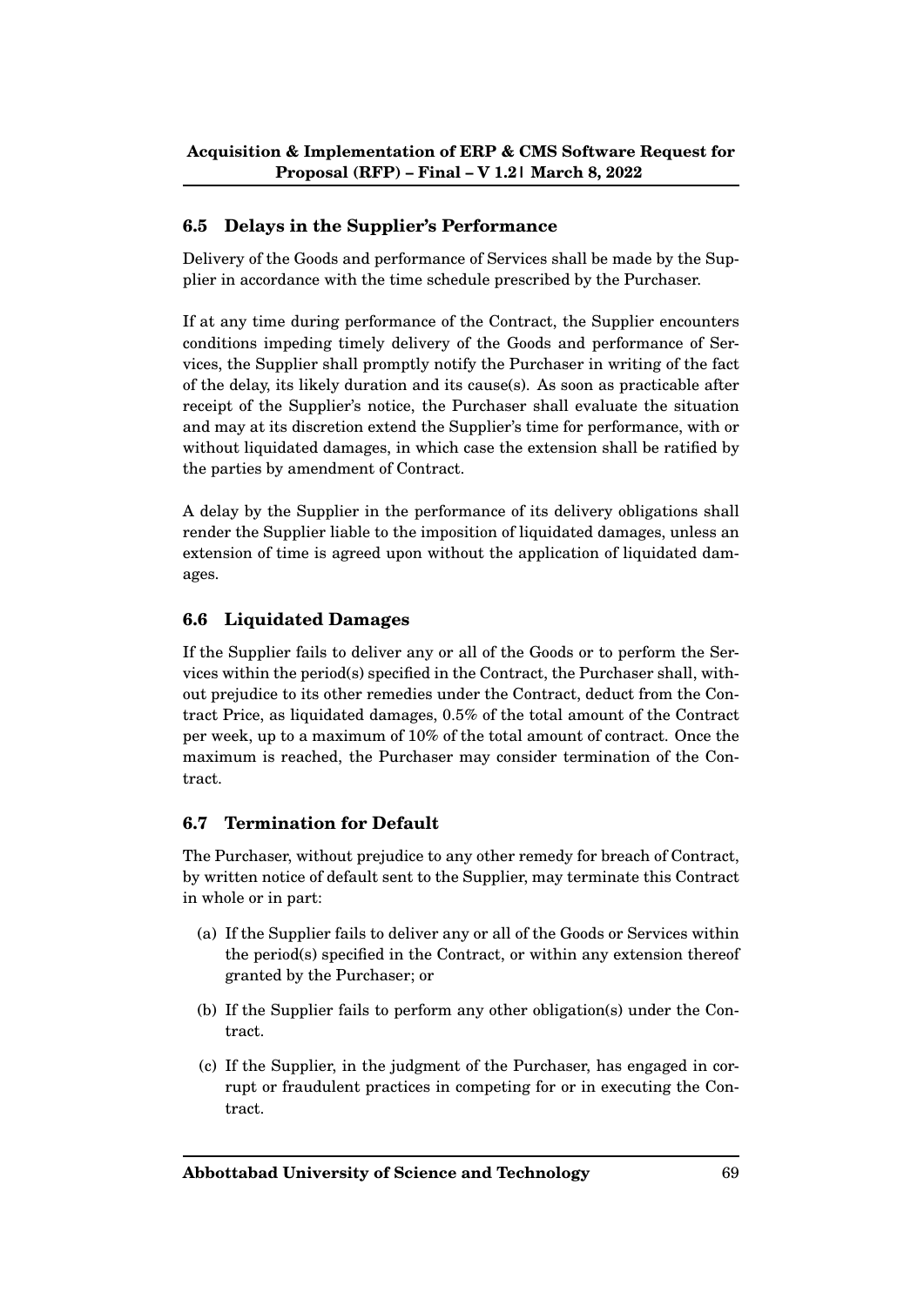## 6.5 Delays in the Supplier's Performance

Delivery of the Goods and performance of Services shall be made by the Supplier in accordance with the time schedule prescribed by the Purchaser.

If at any time during performance of the Contract, the Supplier encounters conditions impeding timely delivery of the Goods and performance of Services, the Supplier shall promptly notify the Purchaser in writing of the fact of the delay, its likely duration and its cause(s). As soon as practicable after receipt of the Supplier's notice, the Purchaser shall evaluate the situation and may at its discretion extend the Supplier's time for performance, with or without liquidated damages, in which case the extension shall be ratified by the parties by amendment of Contract.

A delay by the Supplier in the performance of its delivery obligations shall render the Supplier liable to the imposition of liquidated damages, unless an extension of time is agreed upon without the application of liquidated damages.

## 6.6 Liquidated Damages

If the Supplier fails to deliver any or all of the Goods or to perform the Services within the period(s) specified in the Contract, the Purchaser shall, without prejudice to its other remedies under the Contract, deduct from the Contract Price, as liquidated damages, 0.5% of the total amount of the Contract per week, up to a maximum of 10% of the total amount of contract. Once the maximum is reached, the Purchaser may consider termination of the Contract.

## 6.7 Termination for Default

The Purchaser, without prejudice to any other remedy for breach of Contract, by written notice of default sent to the Supplier, may terminate this Contract in whole or in part:

(a) If the Supplier fails to deliver any or all of the Goods or Services within the period(s) specified in the Contract, or within any extension thereof granted by the Purchaser; or

(b) If the Supplier fails to perform any other obligation(s) under the Contract.

(c) If the Supplier, in the judgment of the Purchaser, has engaged in corrupt or fraudulent practices in competing for or in executing the Contract.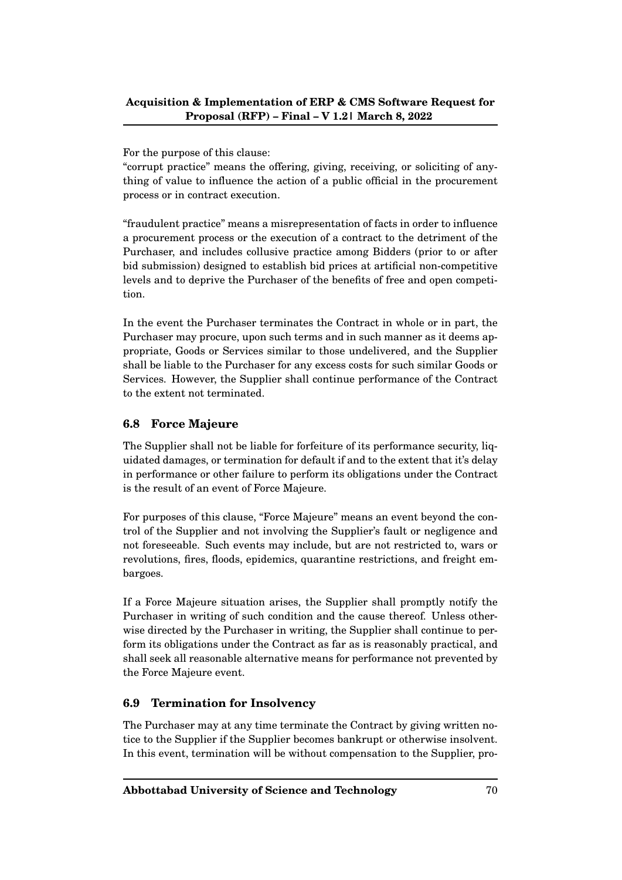For the purpose of this clause:
"corrupt practice" means the offering, giving, receiving, or soliciting of anything of value to influence the action of a public official in the procurement process or in contract execution.

"fraudulent practice" means a misrepresentation of facts in order to influence a procurement process or the execution of a contract to the detriment of the Purchaser, and includes collusive practice among Bidders (prior to or after bid submission) designed to establish bid prices at artificial non-competitive levels and to deprive the Purchaser of the benefits of free and open competition.

In the event the Purchaser terminates the Contract in whole or in part, the Purchaser may procure, upon such terms and in such manner as it deems appropriate, Goods or Services similar to those undelivered, and the Supplier shall be liable to the Purchaser for any excess costs for such similar Goods or Services. However, the Supplier shall continue performance of the Contract to the extent not terminated.

### 6.8 Force Majeure

The Supplier shall not be liable for forfeiture of its performance security, liquidated damages, or termination for default if and to the extent that it's delay in performance or other failure to perform its obligations under the Contract is the result of an event of Force Majeure.

For purposes of this clause, "Force Majeure" means an event beyond the control of the Supplier and not involving the Supplier's fault or negligence and not foreseeable. Such events may include, but are not restricted to, wars or revolutions, fires, floods, epidemics, quarantine restrictions, and freight embargoes.

If a Force Majeure situation arises, the Supplier shall promptly notify the Purchaser in writing of such condition and the cause thereof. Unless otherwise directed by the Purchaser in writing, the Supplier shall continue to perform its obligations under the Contract as far as is reasonably practical, and shall seek all reasonable alternative means for performance not prevented by the Force Majeure event.

### 6.9 Termination for Insolvency

The Purchaser may at any time terminate the Contract by giving written notice to the Supplier if the Supplier becomes bankrupt or otherwise insolvent. In this event, termination will be without compensation to the Supplier, pro-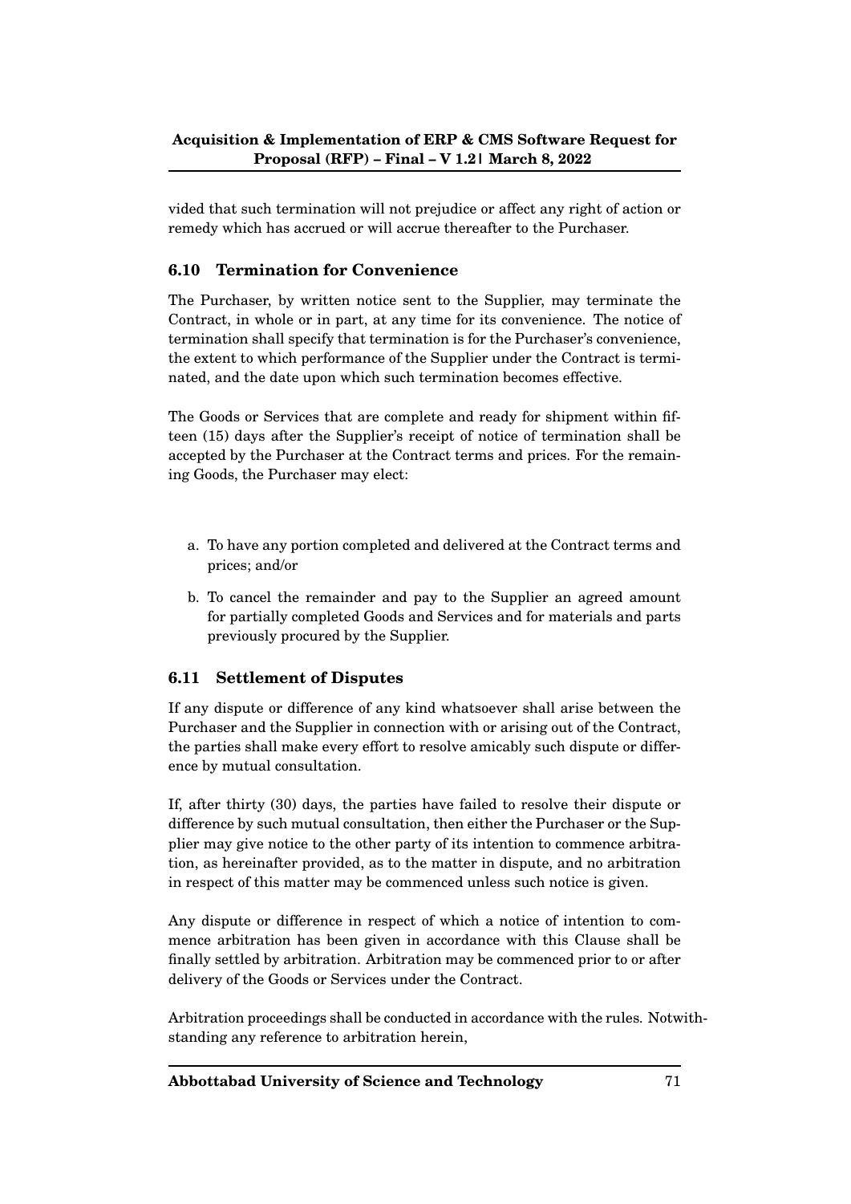vided that such termination will not prejudice or affect any right of action or remedy which has accrued or will accrue thereafter to the Purchaser.

### 6.10 Termination for Convenience

The Purchaser, by written notice sent to the Supplier, may terminate the Contract, in whole or in part, at any time for its convenience. The notice of termination shall specify that termination is for the Purchaser's convenience, the extent to which performance of the Supplier under the Contract is terminated, and the date upon which such termination becomes effective.

The Goods or Services that are complete and ready for shipment within fifteen (15) days after the Supplier's receipt of notice of termination shall be accepted by the Purchaser at the Contract terms and prices. For the remaining Goods, the Purchaser may elect:

a. To have any portion completed and delivered at the Contract terms and prices; and/or

b. To cancel the remainder and pay to the Supplier an agreed amount for partially completed Goods and Services and for materials and parts previously procured by the Supplier.

### 6.11 Settlement of Disputes

If any dispute or difference of any kind whatsoever shall arise between the Purchaser and the Supplier in connection with or arising out of the Contract, the parties shall make every effort to resolve amicably such dispute or difference by mutual consultation.

If, after thirty (30) days, the parties have failed to resolve their dispute or difference by such mutual consultation, then either the Purchaser or the Supplier may give notice to the other party of its intention to commence arbitration, as hereinafter provided, as to the matter in dispute, and no arbitration in respect of this matter may be commenced unless such notice is given.

Any dispute or difference in respect of which a notice of intention to commence arbitration has been given in accordance with this Clause shall be finally settled by arbitration. Arbitration may be commenced prior to or after delivery of the Goods or Services under the Contract.

Arbitration proceedings shall be conducted in accordance with the rules. Notwithstanding any reference to arbitration herein,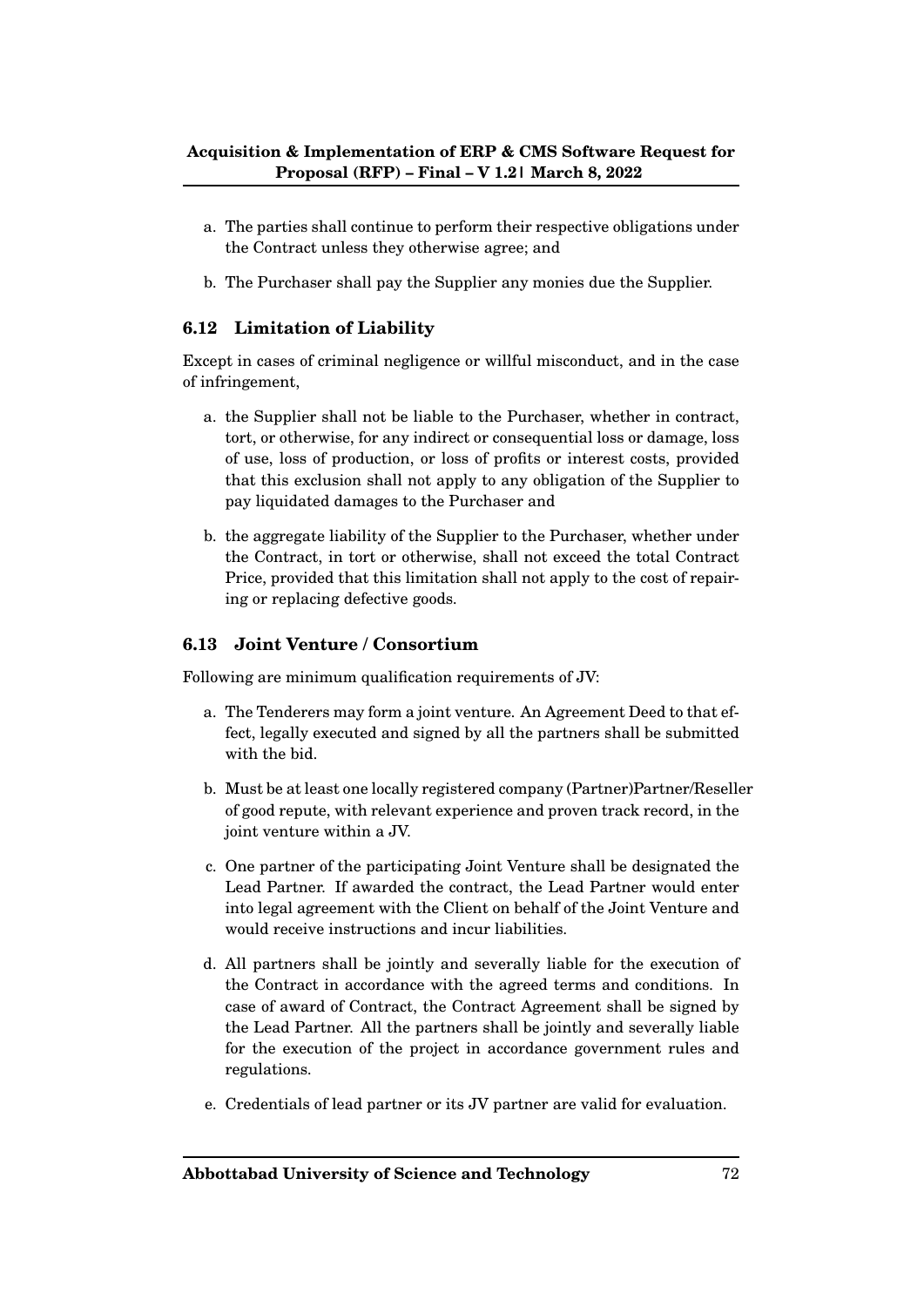a. The parties shall continue to perform their respective obligations under the Contract unless they otherwise agree; and

b. The Purchaser shall pay the Supplier any monies due the Supplier.

### 6.12 Limitation of Liability

Except in cases of criminal negligence or willful misconduct, and in the case of infringement,

a. the Supplier shall not be liable to the Purchaser, whether in contract, tort, or otherwise, for any indirect or consequential loss or damage, loss of use, loss of production, or loss of profits or interest costs, provided that this exclusion shall not apply to any obligation of the Supplier to pay liquidated damages to the Purchaser and

b. the aggregate liability of the Supplier to the Purchaser, whether under the Contract, in tort or otherwise, shall not exceed the total Contract Price, provided that this limitation shall not apply to the cost of repairing or replacing defective goods.

### 6.13 Joint Venture / Consortium

Following are minimum qualification requirements of JV:

a. The Tenderers may form a joint venture. An Agreement Deed to that effect, legally executed and signed by all the partners shall be submitted with the bid.

b. Must be at least one locally registered company (Partner)Partner/Reseller of good repute, with relevant experience and proven track record, in the joint venture within a JV.

c. One partner of the participating Joint Venture shall be designated the Lead Partner. If awarded the contract, the Lead Partner would enter into legal agreement with the Client on behalf of the Joint Venture and would receive instructions and incur liabilities.

d. All partners shall be jointly and severally liable for the execution of the Contract in accordance with the agreed terms and conditions. In case of award of Contract, the Contract Agreement shall be signed by the Lead Partner. All the partners shall be jointly and severally liable for the execution of the project in accordance government rules and regulations.

e. Credentials of lead partner or its JV partner are valid for evaluation.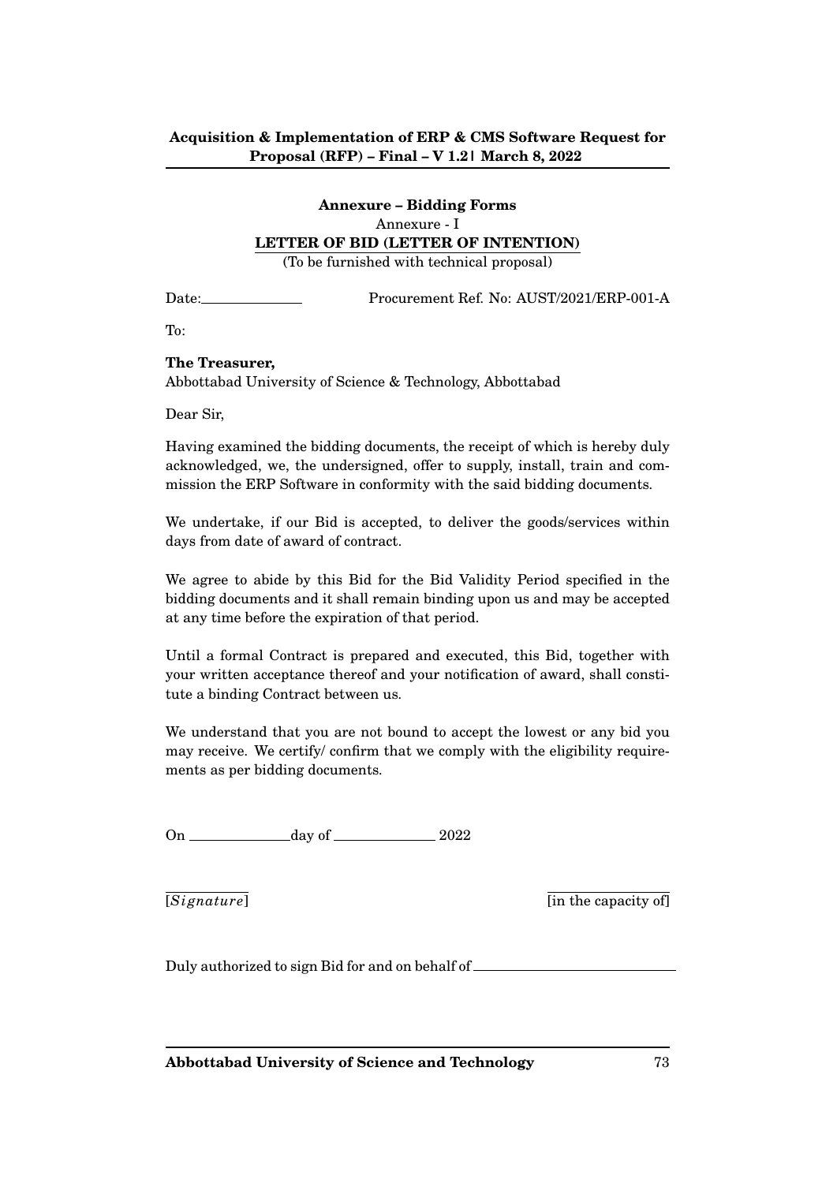## Annexure – Bidding Forms

Annexure - I

**LETTER OF BID (LETTER OF INTENTION)**

(To be furnished with technical proposal)

Date:\_\_\_\_\_\_\_\_\_\_\_\_ Procurement Ref. No: AUST/2021/ERP-001-A

To:

**The Treasurer,**
Abbottabad University of Science & Technology, Abbottabad

Dear Sir,

Having examined the bidding documents, the receipt of which is hereby duly acknowledged, we, the undersigned, offer to supply, install, train and commission the ERP Software in conformity with the said bidding documents.

We undertake, if our Bid is accepted, to deliver the goods/services within days from date of award of contract.

We agree to abide by this Bid for the Bid Validity Period specified in the bidding documents and it shall remain binding upon us and may be accepted at any time before the expiration of that period.

Until a formal Contract is prepared and executed, this Bid, together with your written acceptance thereof and your notification of award, shall constitute a binding Contract between us.

We understand that you are not bound to accept the lowest or any bid you may receive. We certify/ confirm that we comply with the eligibility requirements as per bidding documents.

On \_\_\_\_\_\_\_\_\_\_\_\_day of \_\_\_\_\_\_\_\_\_\_\_\_ 2022

\_\_\_\_\_\_\_\_\_\_\_\_ \_\_\_\_\_\_\_\_\_\_\_\_
[*Signature*] [in the capacity of]

Duly authorized to sign Bid for and on behalf of \_\_\_\_\_\_\_\_\_\_\_\_\_\_\_\_\_\_\_\_\_\_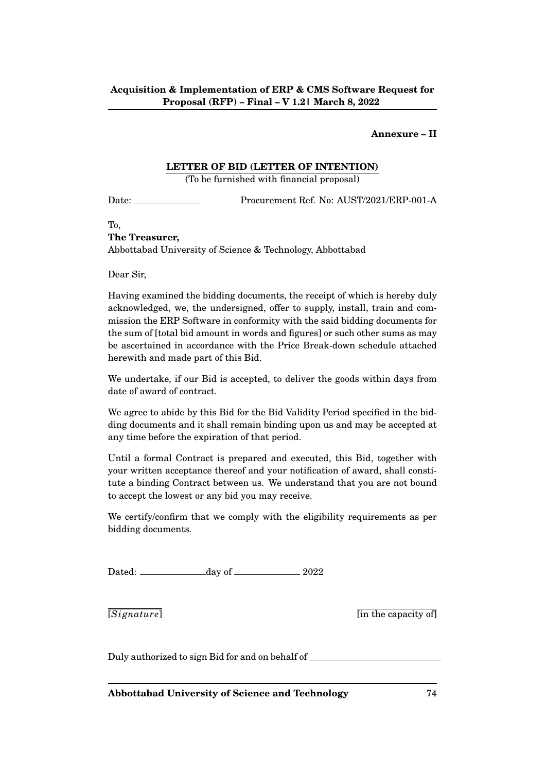**Annexure – II**

## LETTER OF BID (LETTER OF INTENTION)

(To be furnished with financial proposal)

Date: ____________ Procurement Ref. No: AUST/2021/ERP-001-A

To,
**The Treasurer,**
Abbottabad University of Science & Technology, Abbottabad

Dear Sir,

Having examined the bidding documents, the receipt of which is hereby duly acknowledged, we, the undersigned, offer to supply, install, train and commission the ERP Software in conformity with the said bidding documents for the sum of [total bid amount in words and figures] or such other sums as may be ascertained in accordance with the Price Break-down schedule attached herewith and made part of this Bid.

We undertake, if our Bid is accepted, to deliver the goods within days from date of award of contract.

We agree to abide by this Bid for the Bid Validity Period specified in the bidding documents and it shall remain binding upon us and may be accepted at any time before the expiration of that period.

Until a formal Contract is prepared and executed, this Bid, together with your written acceptance thereof and your notification of award, shall constitute a binding Contract between us. We understand that you are not bound to accept the lowest or any bid you may receive.

We certify/confirm that we comply with the eligibility requirements as per bidding documents.

Dated: ____________ day of ____________ 2022

[*Signature*] [in the capacity of]

Duly authorized to sign Bid for and on behalf of ______________________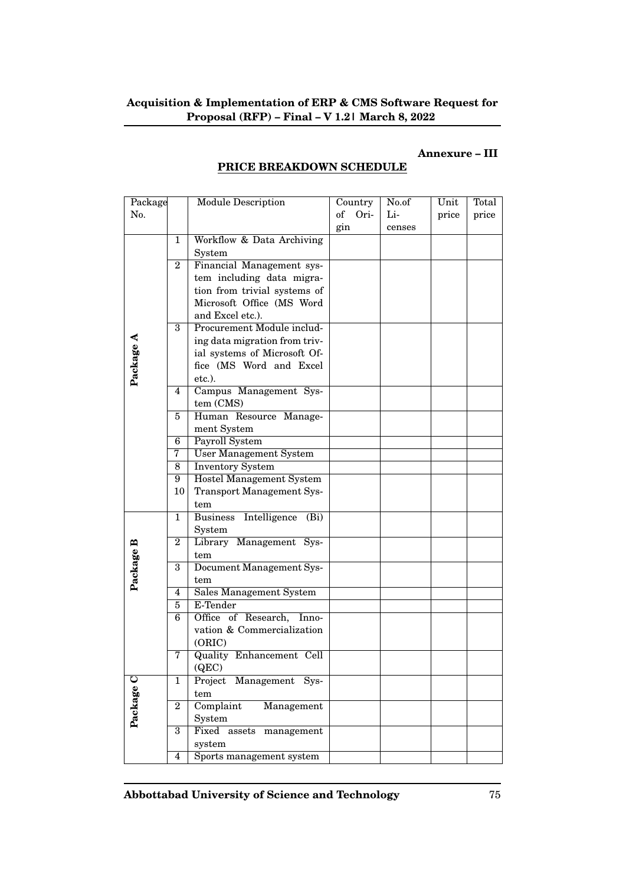**Annexure – III**

## PRICE BREAKDOWN SCHEDULE

| Package No. | | Module Description | Country of Origin | No.of Licenses | Unit price | Total price |
|---|---|---|---|---|---|---|
| Package A | 1 | Workflow & Data Archiving System | | | | |
| | 2 | Financial Management system including data migration from trivial systems of Microsoft Office (MS Word and Excel etc.). | | | | |
| | 3 | Procurement Module including data migration from trivial systems of Microsoft Office (MS Word and Excel etc.). | | | | |
| | 4 | Campus Management System (CMS) | | | | |
| | 5 | Human Resource Management System | | | | |
| | 6 | Payroll System | | | | |
| | 7 | User Management System | | | | |
| | 8 | Inventory System | | | | |
| | 9 | Hostel Management System | | | | |
| | 10 | Transport Management System | | | | |
| Package B | 1 | Business Intelligence (Bi) System | | | | |
| | 2 | Library Management System | | | | |
| | 3 | Document Management System | | | | |
| | 4 | Sales Management System | | | | |
| | 5 | E-Tender | | | | |
| | 6 | Office of Research, Innovation & Commercialization (ORIC) | | | | |
| | 7 | Quality Enhancement Cell (QEC) | | | | |
| Package C | 1 | Project Management System | | | | |
| | 2 | Complaint Management System | | | | |
| | 3 | Fixed assets management system | | | | |
| | 4 | Sports management system | | | | |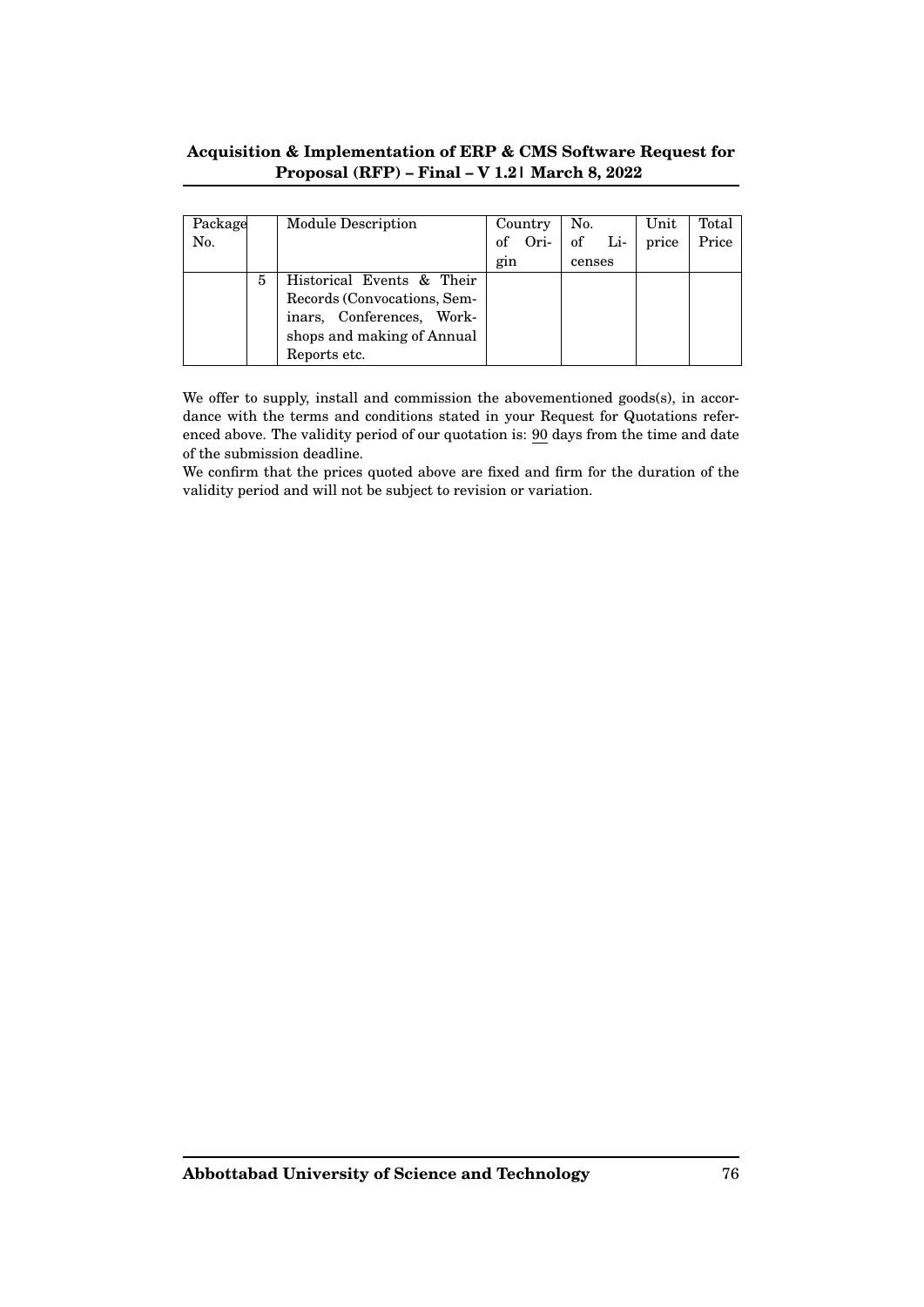| Package No. | | Module Description | Country of Origin | No. of Licenses | Unit price | Total Price |
|---|---|---|---|---|---|---|
| | 5 | Historical Events & Their Records (Convocations, Seminars, Conferences, Workshops and making of Annual Reports etc. | | | | |

We offer to supply, install and commission the abovementioned goods(s), in accordance with the terms and conditions stated in your Request for Quotations referenced above. The validity period of our quotation is: 90 days from the time and date of the submission deadline.

We confirm that the prices quoted above are fixed and firm for the duration of the validity period and will not be subject to revision or variation.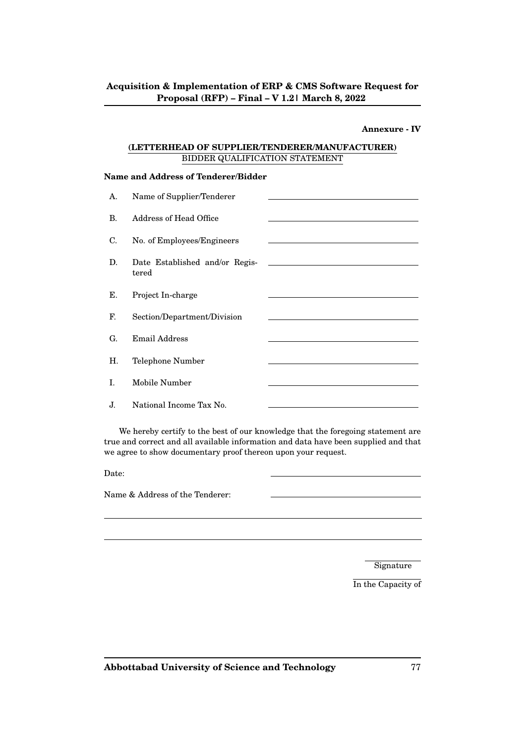**Annexure - IV**

**(LETTERHEAD OF SUPPLIER/TENDERER/MANUFACTURER)**
BIDDER QUALIFICATION STATEMENT

**Name and Address of Tenderer/Bidder**

| | | |
|---|---|---|
| A. | Name of Supplier/Tenderer | \_\_\_\_\_\_\_\_\_\_\_\_\_\_\_\_\_\_\_\_\_\_\_\_ |
| B. | Address of Head Office | \_\_\_\_\_\_\_\_\_\_\_\_\_\_\_\_\_\_\_\_\_\_\_\_ |
| C. | No. of Employees/Engineers | \_\_\_\_\_\_\_\_\_\_\_\_\_\_\_\_\_\_\_\_\_\_\_\_ |
| D. | Date Established and/or Registered | \_\_\_\_\_\_\_\_\_\_\_\_\_\_\_\_\_\_\_\_\_\_\_\_ |
| E. | Project In-charge | \_\_\_\_\_\_\_\_\_\_\_\_\_\_\_\_\_\_\_\_\_\_\_\_ |
| F. | Section/Department/Division | \_\_\_\_\_\_\_\_\_\_\_\_\_\_\_\_\_\_\_\_\_\_\_\_ |
| G. | Email Address | \_\_\_\_\_\_\_\_\_\_\_\_\_\_\_\_\_\_\_\_\_\_\_\_ |
| H. | Telephone Number | \_\_\_\_\_\_\_\_\_\_\_\_\_\_\_\_\_\_\_\_\_\_\_\_ |
| I. | Mobile Number | \_\_\_\_\_\_\_\_\_\_\_\_\_\_\_\_\_\_\_\_\_\_\_\_ |
| J. | National Income Tax No. | \_\_\_\_\_\_\_\_\_\_\_\_\_\_\_\_\_\_\_\_\_\_\_\_ |

We hereby certify to the best of our knowledge that the foregoing statement are true and correct and all available information and data have been supplied and that we agree to show documentary proof thereon upon your request.

Date: \_\_\_\_\_\_\_\_\_\_\_\_\_\_\_\_\_\_\_\_\_\_\_\_

Name & Address of the Tenderer: \_\_\_\_\_\_\_\_\_\_\_\_\_\_\_\_\_\_\_\_\_\_\_\_

\_\_\_\_\_\_\_\_\_\_\_\_\_\_\_\_\_\_\_\_\_\_\_\_\_\_\_\_\_\_\_\_\_\_\_\_\_\_\_\_\_\_\_\_\_\_\_\_

\_\_\_\_\_\_\_\_\_\_\_\_\_\_\_\_\_\_\_\_\_\_\_\_\_\_\_\_\_\_\_\_\_\_\_\_\_\_\_\_\_\_\_\_\_\_\_\_

\_\_\_\_\_\_\_\_\_\_\_\_
Signature

\_\_\_\_\_\_\_\_\_\_\_\_
In the Capacity of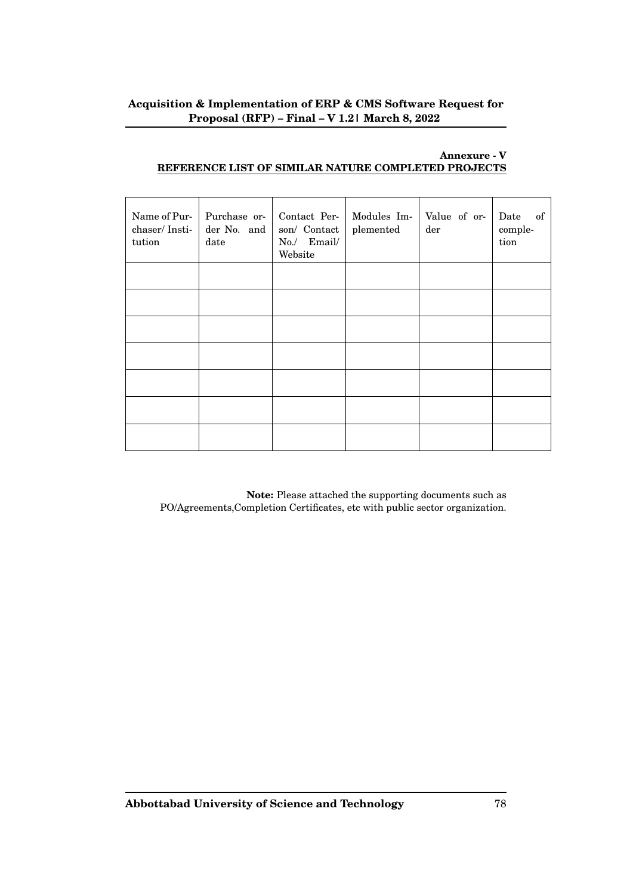**Annexure - V**

**REFERENCE LIST OF SIMILAR NATURE COMPLETED PROJECTS**

| Name of Purchaser/ Institution | Purchase order No. and date | Contact Person/ Contact No./ Email/ Website | Modules Implemented | Value of order | Date of completion |
|---|---|---|---|---|---|
| | | | | | |
| | | | | | |
| | | | | | |
| | | | | | |
| | | | | | |
| | | | | | |
| | | | | | |

**Note:** Please attached the supporting documents such as PO/Agreements,Completion Certificates, etc with public sector organization.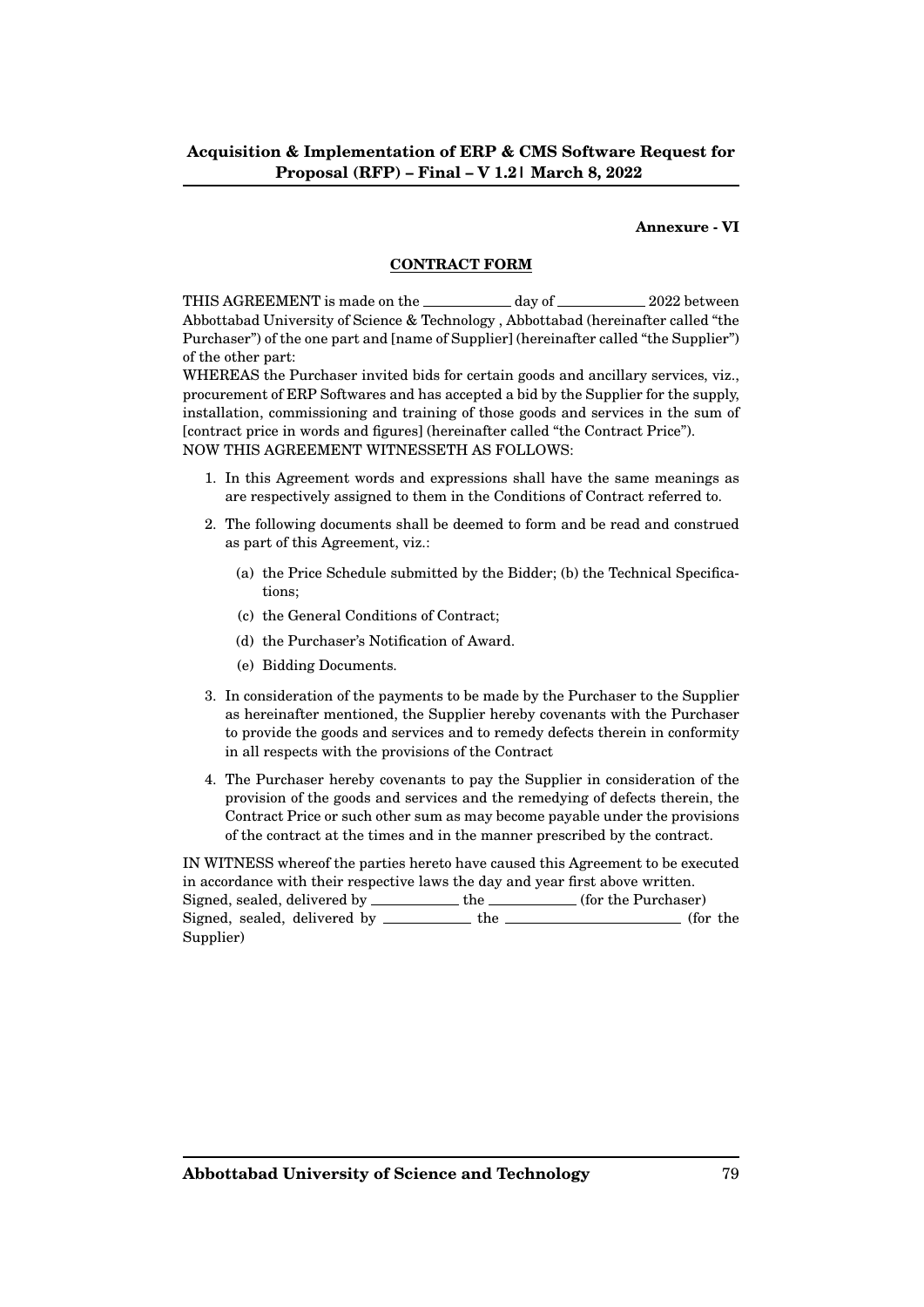**Annexure - VI**

## CONTRACT FORM

THIS AGREEMENT is made on the ____________ day of ____________ 2022 between Abbottabad University of Science & Technology , Abbottabad (hereinafter called "the Purchaser") of the one part and [name of Supplier] (hereinafter called "the Supplier") of the other part:

WHEREAS the Purchaser invited bids for certain goods and ancillary services, viz., procurement of ERP Softwares and has accepted a bid by the Supplier for the supply, installation, commissioning and training of those goods and services in the sum of [contract price in words and figures] (hereinafter called "the Contract Price").

NOW THIS AGREEMENT WITNESSETH AS FOLLOWS:

1. In this Agreement words and expressions shall have the same meanings as are respectively assigned to them in the Conditions of Contract referred to.
2. The following documents shall be deemed to form and be read and construed as part of this Agreement, viz.:
   (a) the Price Schedule submitted by the Bidder; (b) the Technical Specifications;
   (c) the General Conditions of Contract;
   (d) the Purchaser's Notification of Award.
   (e) Bidding Documents.
3. In consideration of the payments to be made by the Purchaser to the Supplier as hereinafter mentioned, the Supplier hereby covenants with the Purchaser to provide the goods and services and to remedy defects therein in conformity in all respects with the provisions of the Contract
4. The Purchaser hereby covenants to pay the Supplier in consideration of the provision of the goods and services and the remedying of defects therein, the Contract Price or such other sum as may become payable under the provisions of the contract at the times and in the manner prescribed by the contract.

IN WITNESS whereof the parties hereto have caused this Agreement to be executed in accordance with their respective laws the day and year first above written.

Signed, sealed, delivered by ____________ the ____________ (for the Purchaser)

Signed, sealed, delivered by ____________ the ________________________ (for the Supplier)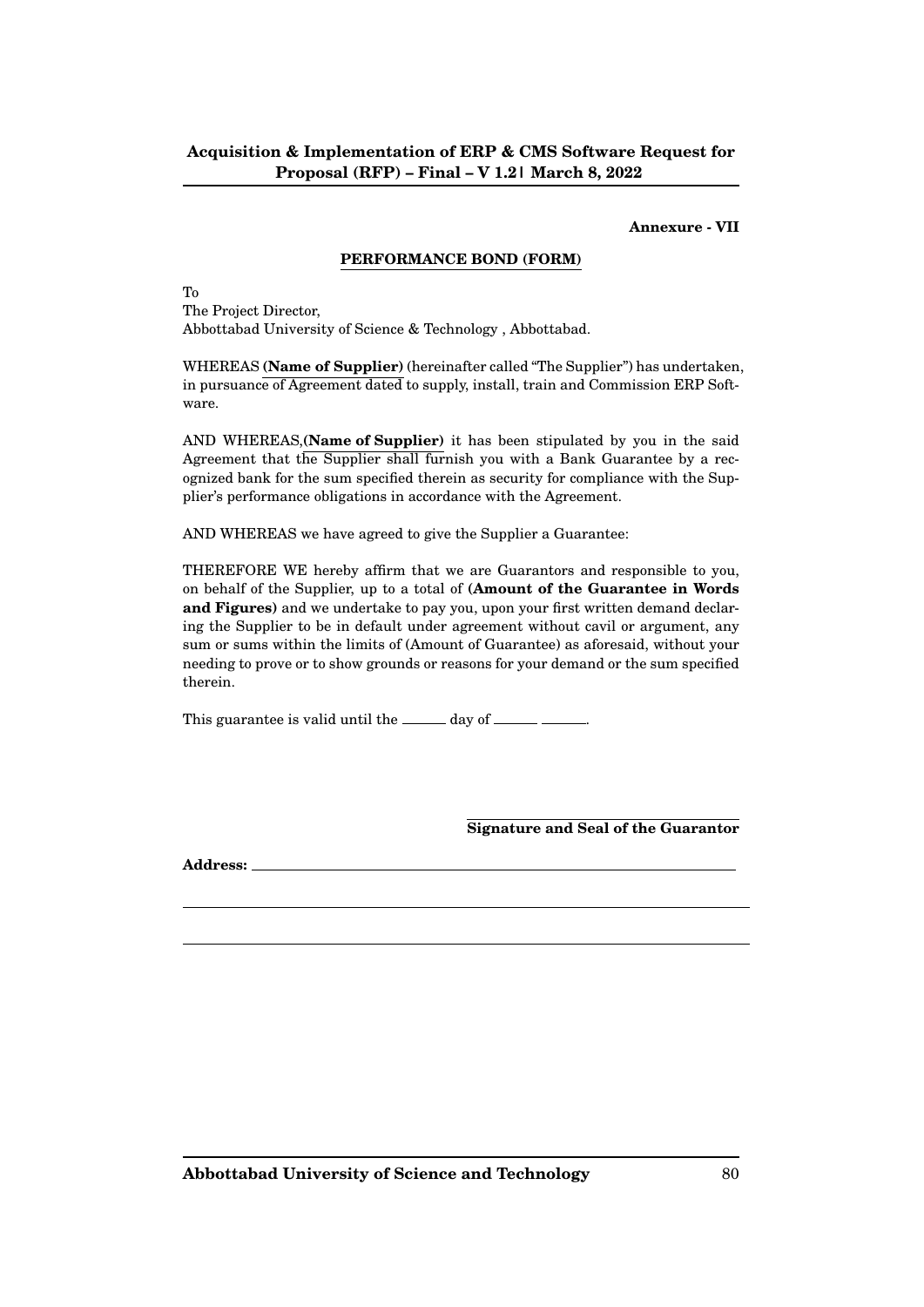**Annexure - VII**

**PERFORMANCE BOND (FORM)**

To
The Project Director,
Abbottabad University of Science & Technology , Abbottabad.

WHEREAS **(Name of Supplier)** (hereinafter called "The Supplier") has undertaken, in pursuance of Agreement dated to supply, install, train and Commission ERP Software.

AND WHEREAS,**(Name of Supplier)** it has been stipulated by you in the said Agreement that the Supplier shall furnish you with a Bank Guarantee by a recognized bank for the sum specified therein as security for compliance with the Supplier's performance obligations in accordance with the Agreement.

AND WHEREAS we have agreed to give the Supplier a Guarantee:

THEREFORE WE hereby affirm that we are Guarantors and responsible to you, on behalf of the Supplier, up to a total of **(Amount of the Guarantee in Words and Figures)** and we undertake to pay you, upon your first written demand declaring the Supplier to be in default under agreement without cavil or argument, any sum or sums within the limits of (Amount of Guarantee) as aforesaid, without your needing to prove or to show grounds or reasons for your demand or the sum specified therein.

This guarantee is valid until the ______ day of ______ ______.

**Signature and Seal of the Guarantor**

**Address:** ____________________________________________

____________________________________________

____________________________________________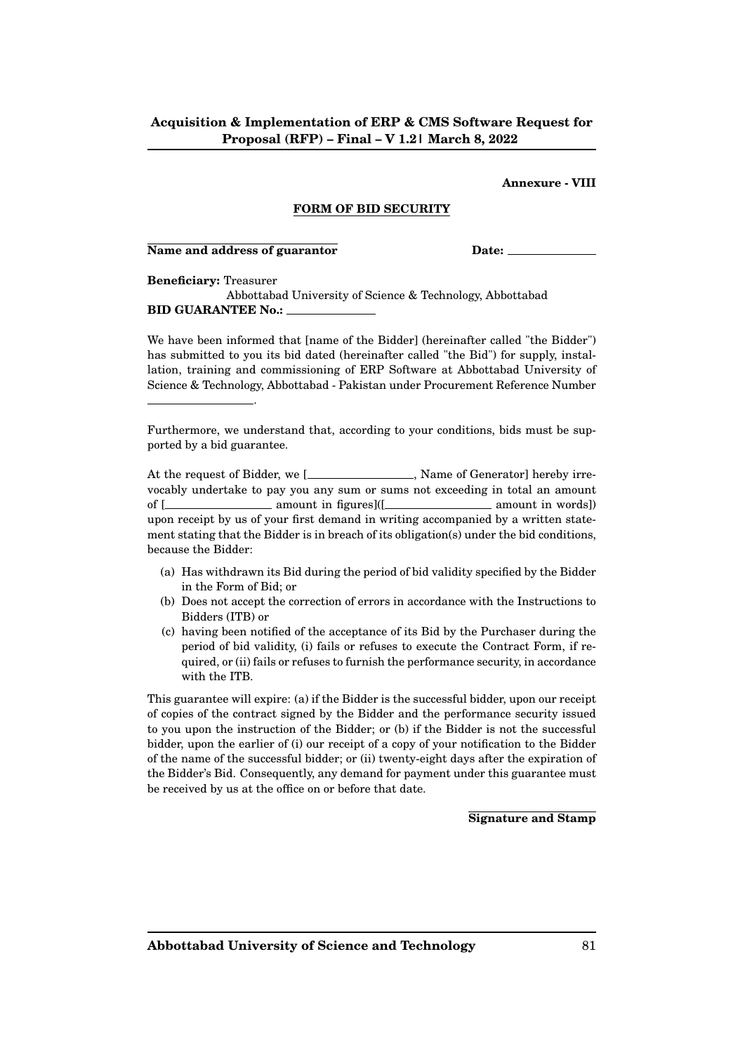**Annexe - VIII**

**FORM OF BID SECURITY**

**Name and address of guarantor** ______________ **Date:** ______________

**Beneficiary:** Treasurer
Abbottabad University of Science & Technology, Abbottabad
**BID GUARANTEE No.:** ______________

We have been informed that [name of the Bidder] (hereinafter called "the Bidder") has submitted to you its bid dated (hereinafter called "the Bid") for supply, installation, training and commissioning of ERP Software at Abbottabad University of Science & Technology, Abbottabad - Pakistan under Procurement Reference Number ______________.

Furthermore, we understand that, according to your conditions, bids must be supported by a bid guarantee.

At the request of Bidder, we [______________, Name of Generator] hereby irrevocably undertake to pay you any sum or sums not exceeding in total an amount of [______________ amount in figures]([______________ amount in words]) upon receipt by us of your first demand in writing accompanied by a written statement stating that the Bidder is in breach of its obligation(s) under the bid conditions, because the Bidder:

(a) Has withdrawn its Bid during the period of bid validity specified by the Bidder in the Form of Bid; or
(b) Does not accept the correction of errors in accordance with the Instructions to Bidders (ITB) or
(c) having been notified of the acceptance of its Bid by the Purchaser during the period of bid validity, (i) fails or refuses to execute the Contract Form, if required, or (ii) fails or refuses to furnish the performance security, in accordance with the ITB.

This guarantee will expire: (a) if the Bidder is the successful bidder, upon our receipt of copies of the contract signed by the Bidder and the performance security issued to you upon the instruction of the Bidder; or (b) if the Bidder is not the successful bidder, upon the earlier of (i) our receipt of a copy of your notification to the Bidder of the name of the successful bidder; or (ii) twenty-eight days after the expiration of the Bidder's Bid. Consequently, any demand for payment under this guarantee must be received by us at the office on or before that date.

**Signature and Stamp**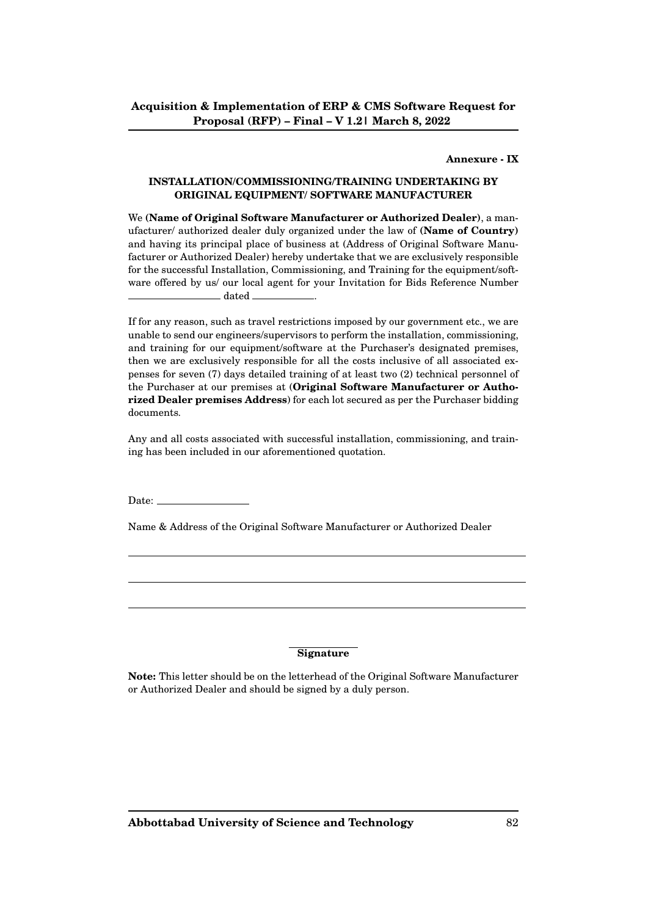**Annexure - IX**

## INSTALLATION/COMMISSIONING/TRAINING UNDERTAKING BY ORIGINAL EQUIPMENT/ SOFTWARE MANUFACTURER

We **(Name of Original Software Manufacturer or Authorized Dealer)**, a manufacturer/ authorized dealer duly organized under the law of **(Name of Country)** and having its principal place of business at (Address of Original Software Manufacturer or Authorized Dealer) hereby undertake that we are exclusively responsible for the successful Installation, Commissioning, and Training for the equipment/software offered by us/ our local agent for your Invitation for Bids Reference Number \_\_\_\_\_\_\_\_\_\_\_\_\_\_\_\_ dated \_\_\_\_\_\_\_\_\_\_.

If for any reason, such as travel restrictions imposed by our government etc., we are unable to send our engineers/supervisors to perform the installation, commissioning, and training for our equipment/software at the Purchaser's designated premises, then we are exclusively responsible for all the costs inclusive of all associated expenses for seven (7) days detailed training of at least two (2) technical personnel of the Purchaser at our premises at (**Original Software Manufacturer or Authorized Dealer premises Address**) for each lot secured as per the Purchaser bidding documents.

Any and all costs associated with successful installation, commissioning, and training has been included in our aforementioned quotation.

Date: \_\_\_\_\_\_\_\_\_\_\_\_\_\_\_\_

Name & Address of the Original Software Manufacturer or Authorized Dealer

\_\_\_\_\_\_\_\_\_\_\_\_\_\_\_\_\_\_\_\_\_\_\_\_\_\_\_\_\_\_\_\_\_\_\_\_\_\_\_\_\_\_\_\_\_\_\_\_\_\_\_\_\_\_\_\_\_\_\_\_

\_\_\_\_\_\_\_\_\_\_\_\_\_\_\_\_\_\_\_\_\_\_\_\_\_\_\_\_\_\_\_\_\_\_\_\_\_\_\_\_\_\_\_\_\_\_\_\_\_\_\_\_\_\_\_\_\_\_\_\_

\_\_\_\_\_\_\_\_\_\_\_\_\_\_\_\_\_\_\_\_\_\_\_\_\_\_\_\_\_\_\_\_\_\_\_\_\_\_\_\_\_\_\_\_\_\_\_\_\_\_\_\_\_\_\_\_\_\_\_\_

\_\_\_\_\_\_\_\_\_\_\_\_\_\_

**Signature**

**Note:** This letter should be on the letterhead of the Original Software Manufacturer or Authorized Dealer and should be signed by a duly person.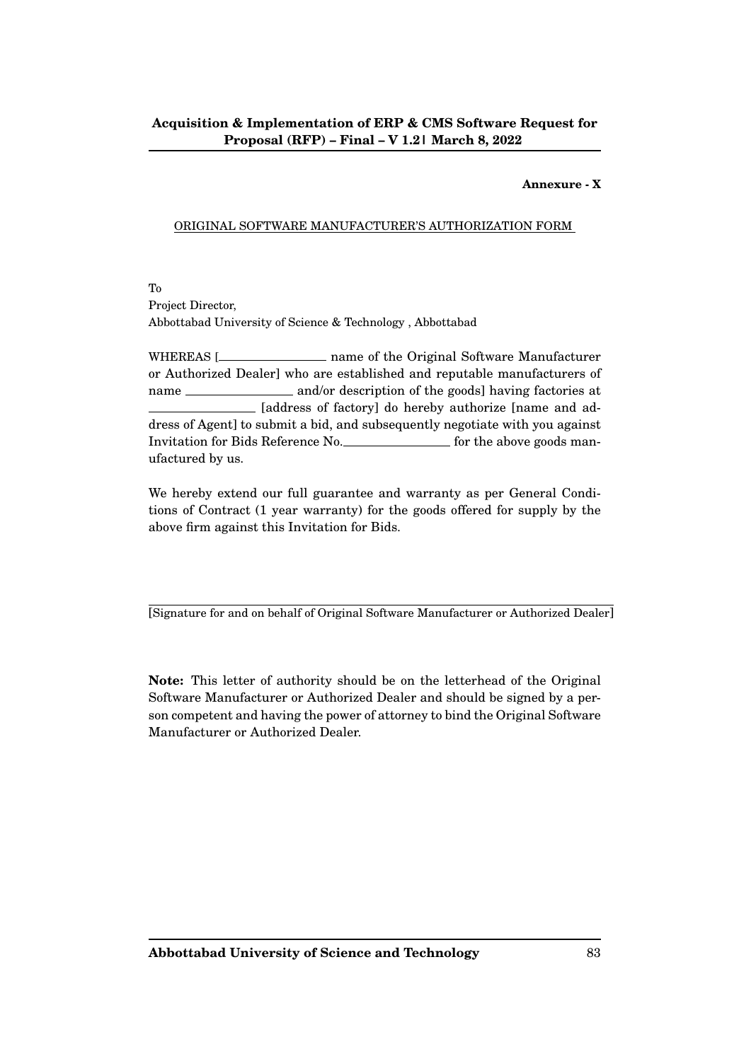**Annexure - X**

ORIGINAL SOFTWARE MANUFACTURER'S AUTHORIZATION FORM

To
Project Director,
Abbottabad University of Science & Technology , Abbottabad

WHEREAS [\_\_\_\_\_\_\_\_\_\_\_\_\_\_\_\_ name of the Original Software Manufacturer or Authorized Dealer] who are established and reputable manufacturers of name \_\_\_\_\_\_\_\_\_\_\_\_\_\_\_\_ and/or description of the goods] having factories at \_\_\_\_\_\_\_\_\_\_\_\_\_\_\_\_ [address of factory] do hereby authorize [name and address of Agent] to submit a bid, and subsequently negotiate with you against Invitation for Bids Reference No.\_\_\_\_\_\_\_\_\_\_\_\_\_\_\_\_ for the above goods manufactured by us.

We hereby extend our full guarantee and warranty as per General Conditions of Contract (1 year warranty) for the goods offered for supply by the above firm against this Invitation for Bids.

\_\_\_\_\_\_\_\_\_\_\_\_\_\_\_\_\_\_\_\_\_\_\_\_\_\_\_\_\_\_\_\_\_\_\_\_\_\_\_\_\_\_\_\_\_\_\_\_\_\_\_\_\_\_\_\_\_\_\_\_

[Signature for and on behalf of Original Software Manufacturer or Authorized Dealer]

**Note:** This letter of authority should be on the letterhead of the Original Software Manufacturer or Authorized Dealer and should be signed by a person competent and having the power of attorney to bind the Original Software Manufacturer or Authorized Dealer.